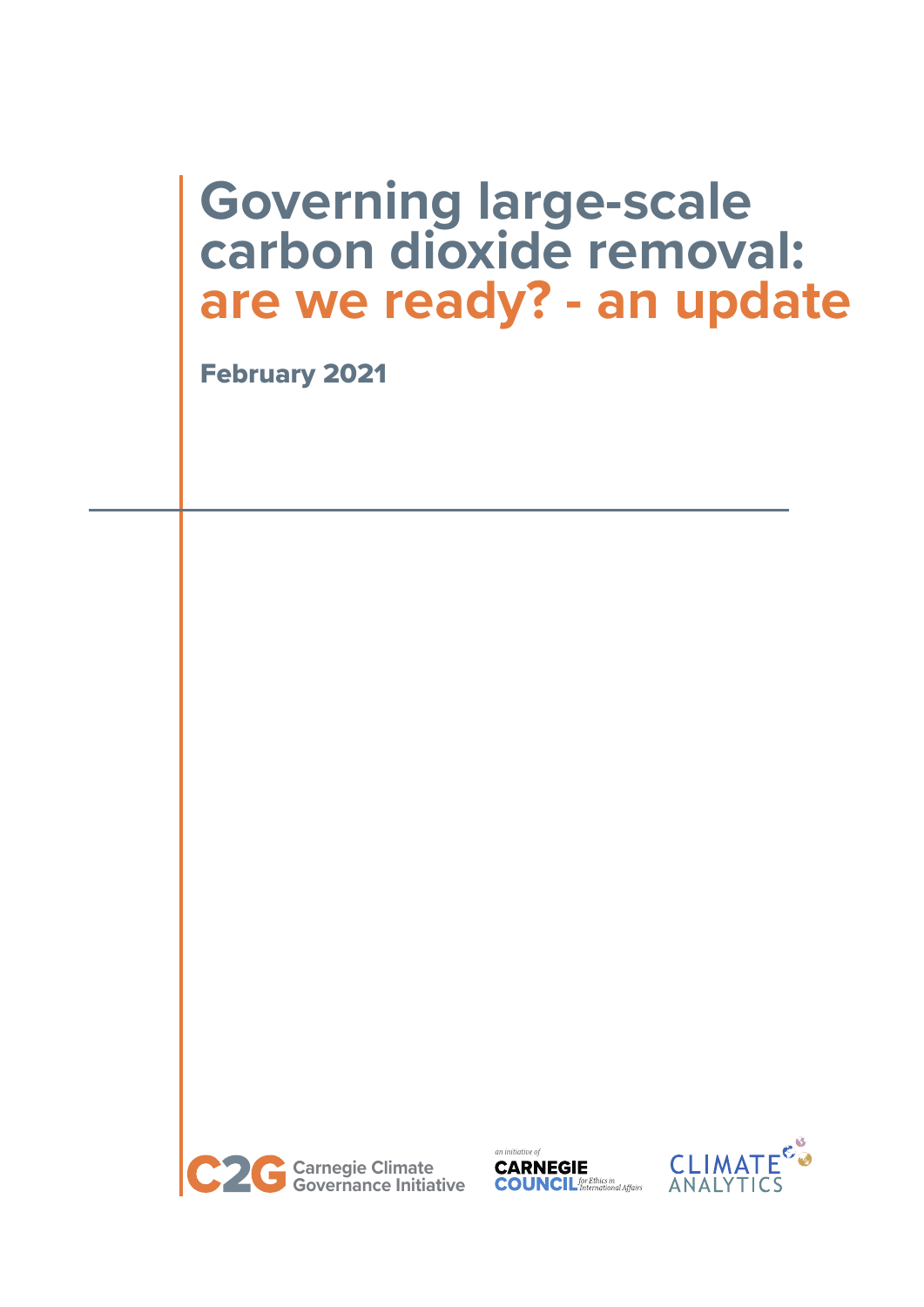# Governing large-scale carbon dioxide removal: are we ready? - an update

**February 2021**

Carnegie Climate Governance Initiative

an initiative of CARNEGIE COUNCIL for Ethics in International Affairs

CLIMATE ANALYTICS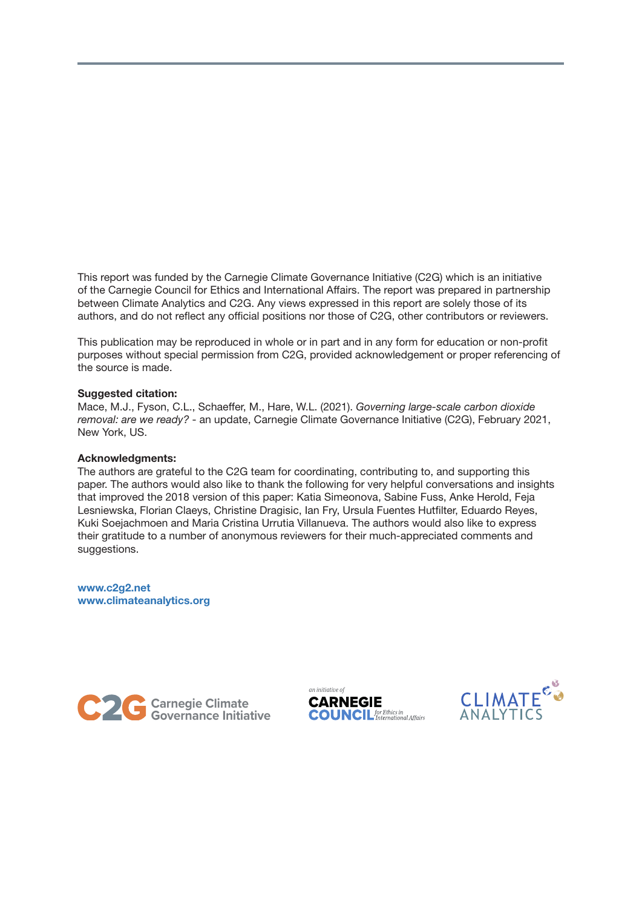This report was funded by the Carnegie Climate Governance Initiative (C2G) which is an initiative of the Carnegie Council for Ethics and International Affairs. The report was prepared in partnership between Climate Analytics and C2G. Any views expressed in this report are solely those of its authors, and do not reflect any official positions nor those of C2G, other contributors or reviewers.

This publication may be reproduced in whole or in part and in any form for education or non-profit purposes without special permission from C2G, provided acknowledgement or proper referencing of the source is made.

**Suggested citation:**
Mace, M.J., Fyson, C.L., Schaeffer, M., Hare, W.L. (2021). *Governing large-scale carbon dioxide removal: are we ready?* - an update, Carnegie Climate Governance Initiative (C2G), February 2021, New York, US.

**Acknowledgments:**
The authors are grateful to the C2G team for coordinating, contributing to, and supporting this paper. The authors would also like to thank the following for very helpful conversations and insights that improved the 2018 version of this paper: Katia Simeonova, Sabine Fuss, Anke Herold, Feja Lesniewska, Florian Claeys, Christine Dragisic, Ian Fry, Ursula Fuentes Hutfilter, Eduardo Reyes, Kuki Soejachmoen and Maria Cristina Urrutia Villanueva. The authors would also like to express their gratitude to a number of anonymous reviewers for their much-appreciated comments and suggestions.

**www.c2g2.net**
**www.climateanalytics.org**

C2G Carnegie Climate Governance Initiative

an initiative of CARNEGIE COUNCIL for Ethics in International Affairs

CLIMATE ANALYTICS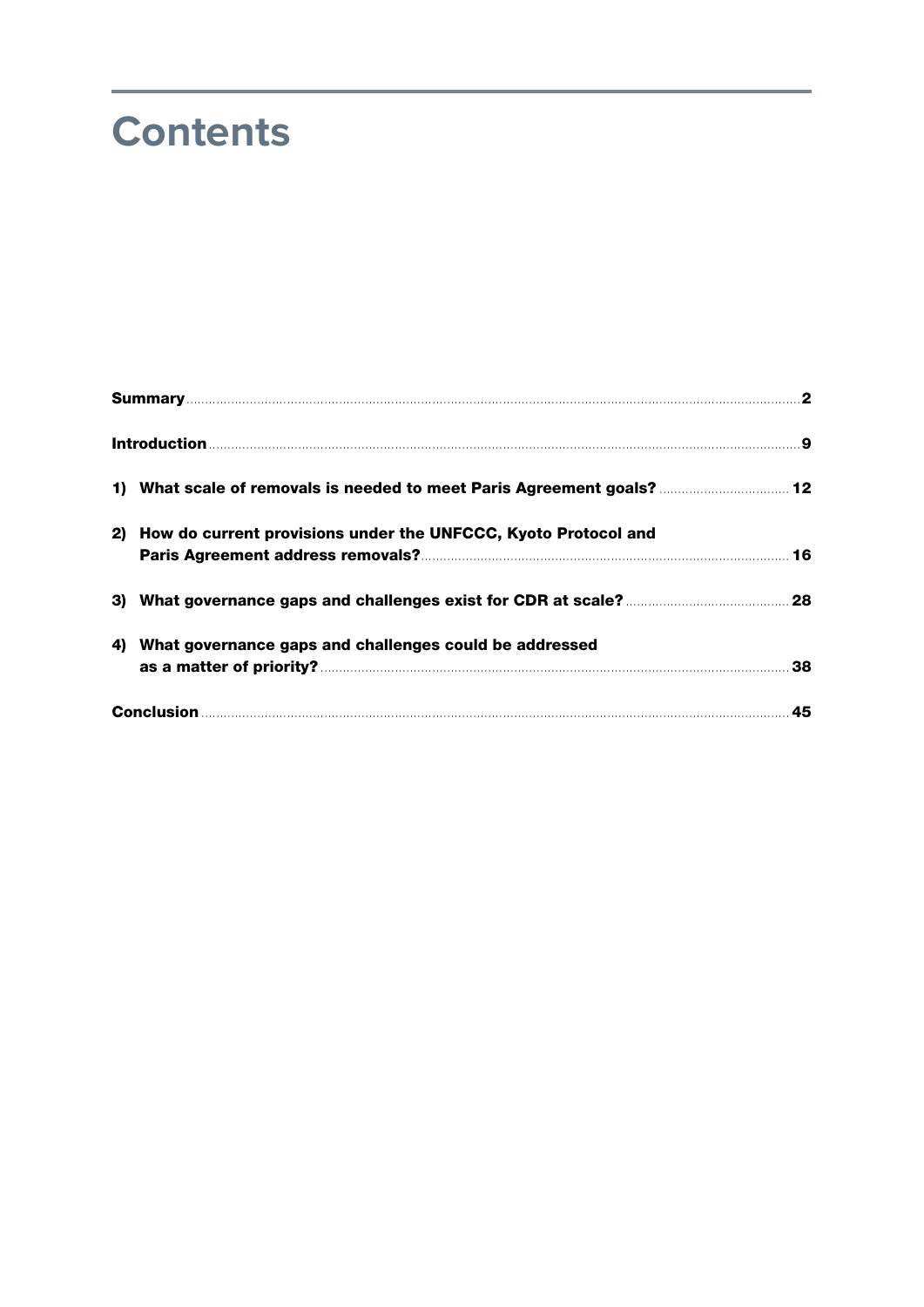# Contents

**Summary** ..... 2

**Introduction** ..... 9

**1) What scale of removals is needed to meet Paris Agreement goals?** ..... 12

**2) How do current provisions under the UNFCCC, Kyoto Protocol and Paris Agreement address removals?** ..... 16

**3) What governance gaps and challenges exist for CDR at scale?** ..... 28

**4) What governance gaps and challenges could be addressed as a matter of priority?** ..... 38

**Conclusion** ..... 45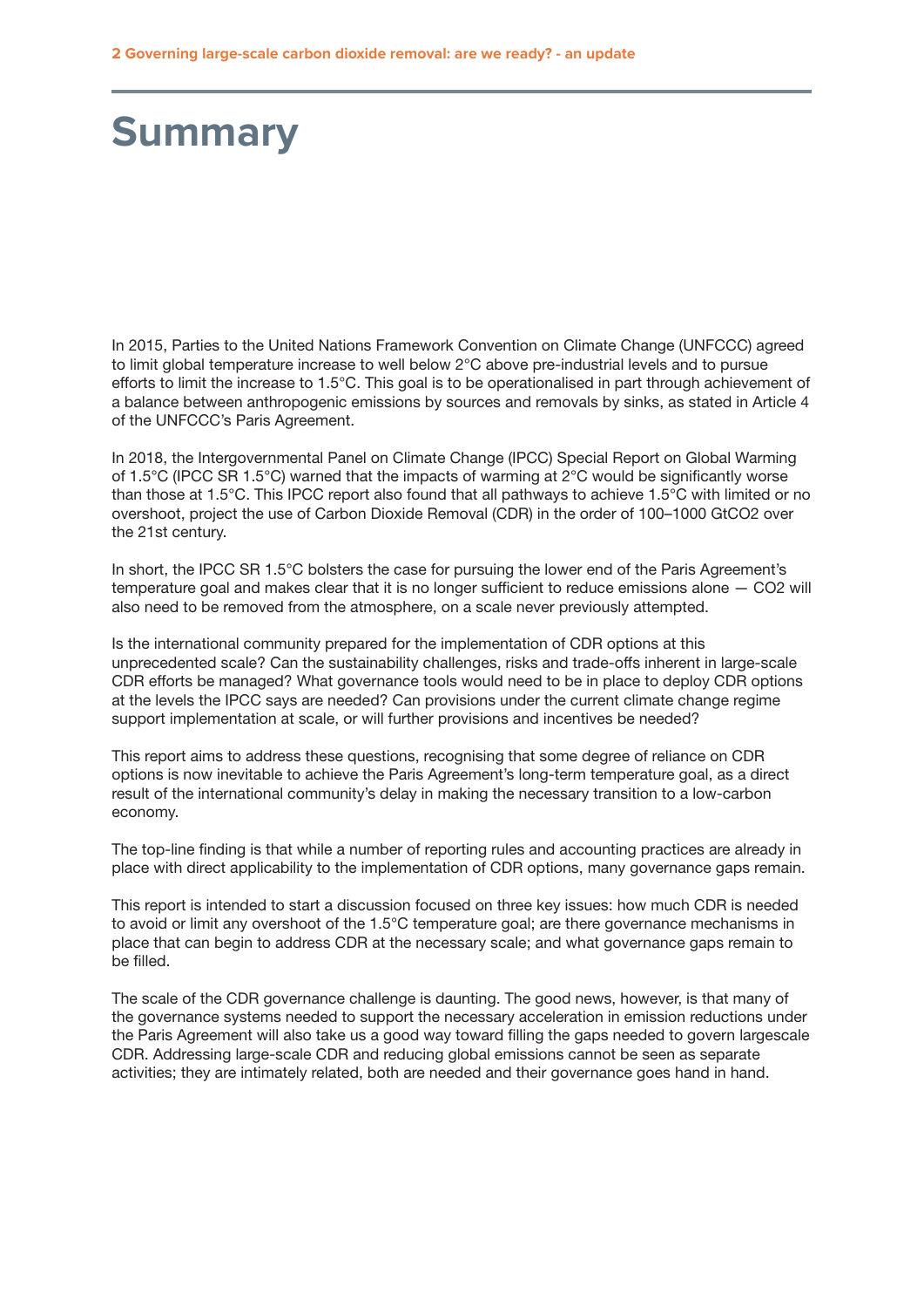# Summary

In 2015, Parties to the United Nations Framework Convention on Climate Change (UNFCCC) agreed to limit global temperature increase to well below 2°C above pre-industrial levels and to pursue efforts to limit the increase to 1.5°C. This goal is to be operationalised in part through achievement of a balance between anthropogenic emissions by sources and removals by sinks, as stated in Article 4 of the UNFCCC's Paris Agreement.

In 2018, the Intergovernmental Panel on Climate Change (IPCC) Special Report on Global Warming of 1.5°C (IPCC SR 1.5°C) warned that the impacts of warming at 2°C would be significantly worse than those at 1.5°C. This IPCC report also found that all pathways to achieve 1.5°C with limited or no overshoot, project the use of Carbon Dioxide Removal (CDR) in the order of 100–1000 $GtCO_2$ over the 21st century.

In short, the IPCC SR 1.5°C bolsters the case for pursuing the lower end of the Paris Agreement's temperature goal and makes clear that it is no longer sufficient to reduce emissions alone — $CO_2$ will also need to be removed from the atmosphere, on a scale never previously attempted.

Is the international community prepared for the implementation of CDR options at this unprecedented scale? Can the sustainability challenges, risks and trade-offs inherent in large-scale CDR efforts be managed? What governance tools would need to be in place to deploy CDR options at the levels the IPCC says are needed? Can provisions under the current climate change regime support implementation at scale, or will further provisions and incentives be needed?

This report aims to address these questions, recognising that some degree of reliance on CDR options is now inevitable to achieve the Paris Agreement's long-term temperature goal, as a direct result of the international community's delay in making the necessary transition to a low-carbon economy.

The top-line finding is that while a number of reporting rules and accounting practices are already in place with direct applicability to the implementation of CDR options, many governance gaps remain.

This report is intended to start a discussion focused on three key issues: how much CDR is needed to avoid or limit any overshoot of the 1.5°C temperature goal; are there governance mechanisms in place that can begin to address CDR at the necessary scale; and what governance gaps remain to be filled.

The scale of the CDR governance challenge is daunting. The good news, however, is that many of the governance systems needed to support the necessary acceleration in emission reductions under the Paris Agreement will also take us a good way toward filling the gaps needed to govern largescale CDR. Addressing large-scale CDR and reducing global emissions cannot be seen as separate activities; they are intimately related, both are needed and their governance goes hand in hand.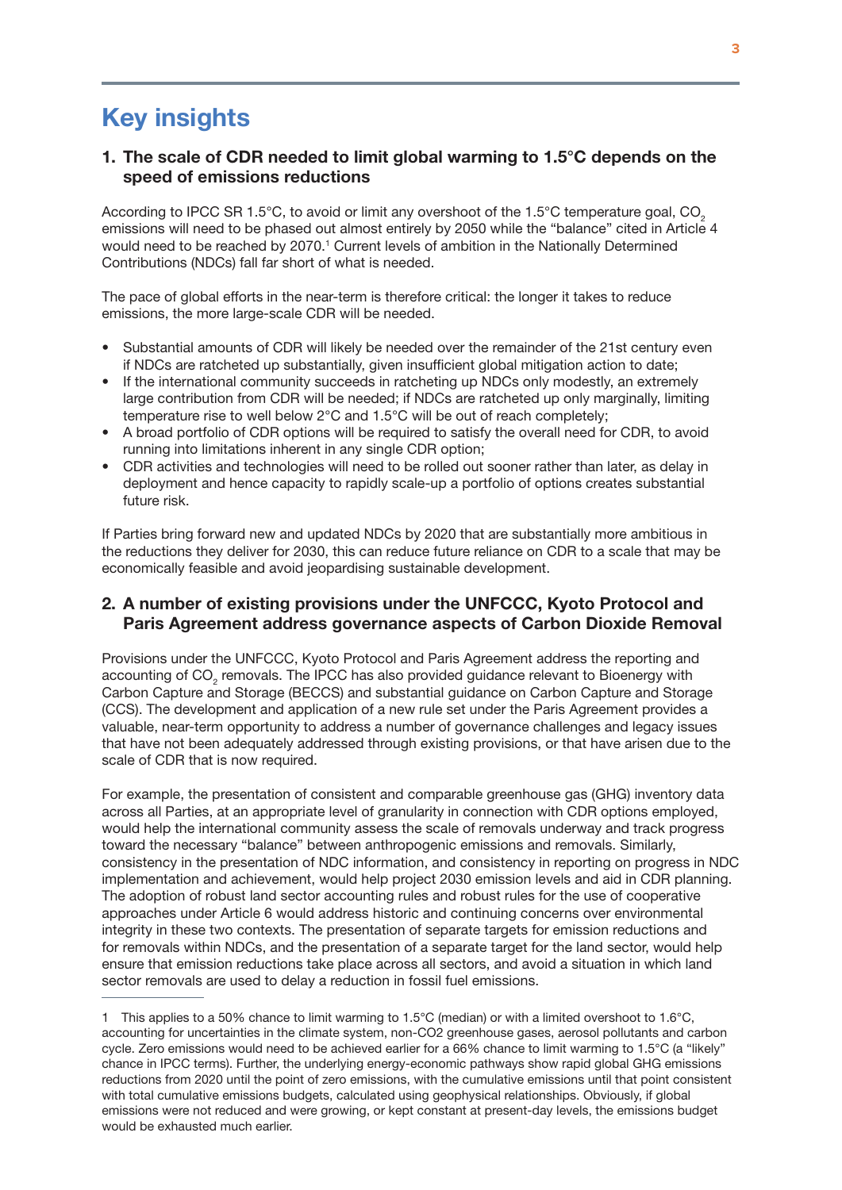# Key insights

## 1. The scale of CDR needed to limit global warming to 1.5°C depends on the speed of emissions reductions

According to IPCC SR 1.5°C, to avoid or limit any overshoot of the 1.5°C temperature goal, $CO_2$ emissions will need to be phased out almost entirely by 2050 while the "balance" cited in Article 4 would need to be reached by 2070.[1] Current levels of ambition in the Nationally Determined Contributions (NDCs) fall far short of what is needed.

The pace of global efforts in the near-term is therefore critical: the longer it takes to reduce emissions, the more large-scale CDR will be needed.

- Substantial amounts of CDR will likely be needed over the remainder of the 21st century even if NDCs are ratcheted up substantially, given insufficient global mitigation action to date;
- If the international community succeeds in ratcheting up NDCs only modestly, an extremely large contribution from CDR will be needed; if NDCs are ratcheted up only marginally, limiting temperature rise to well below 2°C and 1.5°C will be out of reach completely;
- A broad portfolio of CDR options will be required to satisfy the overall need for CDR, to avoid running into limitations inherent in any single CDR option;
- CDR activities and technologies will need to be rolled out sooner rather than later, as delay in deployment and hence capacity to rapidly scale-up a portfolio of options creates substantial future risk.

If Parties bring forward new and updated NDCs by 2020 that are substantially more ambitious in the reductions they deliver for 2030, this can reduce future reliance on CDR to a scale that may be economically feasible and avoid jeopardising sustainable development.

## 2. A number of existing provisions under the UNFCCC, Kyoto Protocol and Paris Agreement address governance aspects of Carbon Dioxide Removal

Provisions under the UNFCCC, Kyoto Protocol and Paris Agreement address the reporting and accounting of $CO_2$ removals. The IPCC has also provided guidance relevant to Bioenergy with Carbon Capture and Storage (BECCS) and substantial guidance on Carbon Capture and Storage (CCS). The development and application of a new rule set under the Paris Agreement provides a valuable, near-term opportunity to address a number of governance challenges and legacy issues that have not been adequately addressed through existing provisions, or that have arisen due to the scale of CDR that is now required.

For example, the presentation of consistent and comparable greenhouse gas (GHG) inventory data across all Parties, at an appropriate level of granularity in connection with CDR options employed, would help the international community assess the scale of removals underway and track progress toward the necessary "balance" between anthropogenic emissions and removals. Similarly, consistency in the presentation of NDC information, and consistency in reporting on progress in NDC implementation and achievement, would help project 2030 emission levels and aid in CDR planning. The adoption of robust land sector accounting rules and robust rules for the use of cooperative approaches under Article 6 would address historic and continuing concerns over environmental integrity in these two contexts. The presentation of separate targets for emission reductions and for removals within NDCs, and the presentation of a separate target for the land sector, would help ensure that emission reductions take place across all sectors, and avoid a situation in which land sector removals are used to delay a reduction in fossil fuel emissions.

---

1 This applies to a 50% chance to limit warming to 1.5°C (median) or with a limited overshoot to 1.6°C, accounting for uncertainties in the climate system, non-CO2 greenhouse gases, aerosol pollutants and carbon cycle. Zero emissions would need to be achieved earlier for a 66% chance to limit warming to 1.5°C (a "likely" chance in IPCC terms). Further, the underlying energy-economic pathways show rapid global GHG emissions reductions from 2020 until the point of zero emissions, with the cumulative emissions until that point consistent with total cumulative emissions budgets, calculated using geophysical relationships. Obviously, if global emissions were not reduced and were growing, or kept constant at present-day levels, the emissions budget would be exhausted much earlier.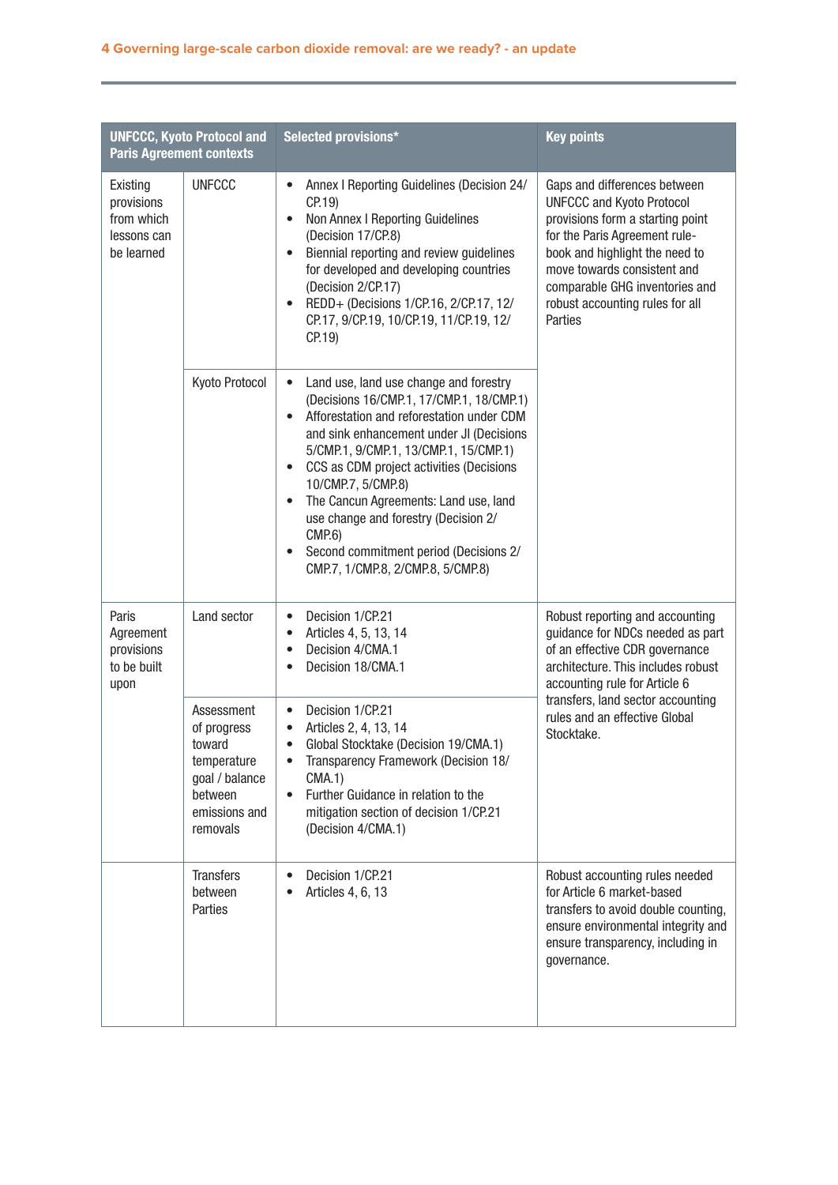| UNFCCC, Kyoto Protocol and Paris Agreement contexts | | Selected provisions* | Key points |
|---|---|---|---|
| Existing provisions from which lessons can be learned | UNFCCC | • Annex I Reporting Guidelines (Decision 24/CP.19)<br>• Non Annex I Reporting Guidelines (Decision 17/CP.8)<br>• Biennial reporting and review guidelines for developed and developing countries (Decision 2/CP.17)<br>• REDD+ (Decisions 1/CP.16, 2/CP.17, 12/CP.17, 9/CP.19, 10/CP.19, 11/CP.19, 12/CP.19) | Gaps and differences between UNFCCC and Kyoto Protocol provisions form a starting point for the Paris Agreement rule-book and highlight the need to move towards consistent and comparable GHG inventories and robust accounting rules for all Parties |
| | Kyoto Protocol | • Land use, land use change and forestry (Decisions 16/CMP.1, 17/CMP.1, 18/CMP.1)<br>• Afforestation and reforestation under CDM and sink enhancement under JI (Decisions 5/CMP.1, 9/CMP.1, 13/CMP.1, 15/CMP.1)<br>• CCS as CDM project activities (Decisions 10/CMP.7, 5/CMP.8)<br>• The Cancun Agreements: Land use, land use change and forestry (Decision 2/CMP.6)<br>• Second commitment period (Decisions 2/CMP.7, 1/CMP.8, 2/CMP.8, 5/CMP.8) | |
| Paris Agreement provisions to be built upon | Land sector | • Decision 1/CP.21<br>• Articles 4, 5, 13, 14<br>• Decision 4/CMA.1<br>• Decision 18/CMA.1 | Robust reporting and accounting guidance for NDCs needed as part of an effective CDR governance architecture. This includes robust accounting rule for Article 6 transfers, land sector accounting rules and an effective Global Stocktake. |
| | Assessment of progress toward temperature goal / balance between emissions and removals | • Decision 1/CP.21<br>• Articles 2, 4, 13, 14<br>• Global Stocktake (Decision 19/CMA.1)<br>• Transparency Framework (Decision 18/CMA.1)<br>• Further Guidance in relation to the mitigation section of decision 1/CP.21 (Decision 4/CMA.1) | |
| | Transfers between Parties | • Decision 1/CP.21<br>• Articles 4, 6, 13 | Robust accounting rules needed for Article 6 market-based transfers to avoid double counting, ensure environmental integrity and ensure transparency, including in governance. |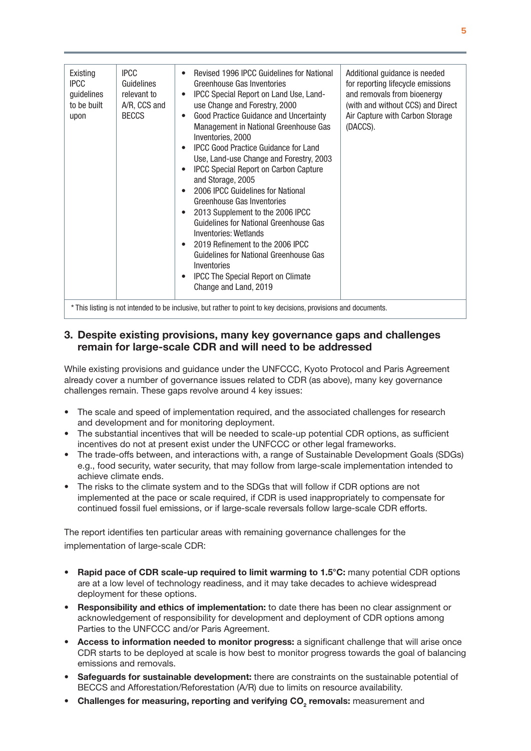| Existing IPCC guidelines to be built upon | IPCC Guidelines relevant to A/R, CCS and BECCS | • Revised 1996 IPCC Guidelines for National Greenhouse Gas Inventories<br>• IPCC Special Report on Land Use, Land-use Change and Forestry, 2000<br>• Good Practice Guidance and Uncertainty Management in National Greenhouse Gas Inventories, 2000<br>• IPCC Good Practice Guidance for Land Use, Land-use Change and Forestry, 2003<br>• IPCC Special Report on Carbon Capture and Storage, 2005<br>• 2006 IPCC Guidelines for National Greenhouse Gas Inventories<br>• 2013 Supplement to the 2006 IPCC Guidelines for National Greenhouse Gas Inventories: Wetlands<br>• 2019 Refinement to the 2006 IPCC Guidelines for National Greenhouse Gas Inventories<br>• IPCC The Special Report on Climate Change and Land, 2019 | Additional guidance is needed for reporting lifecycle emissions and removals from bioenergy (with and without CCS) and Direct Air Capture with Carbon Storage (DACCS). |
|---|---|---|---|

* This listing is not intended to be inclusive, but rather to point to key decisions, provisions and documents.

## 3. Despite existing provisions, many key governance gaps and challenges remain for large-scale CDR and will need to be addressed

While existing provisions and guidance under the UNFCCC, Kyoto Protocol and Paris Agreement already cover a number of governance issues related to CDR (as above), many key governance challenges remain. These gaps revolve around 4 key issues:

- The scale and speed of implementation required, and the associated challenges for research and development and for monitoring deployment.
- The substantial incentives that will be needed to scale-up potential CDR options, as sufficient incentives do not at present exist under the UNFCCC or other legal frameworks.
- The trade-offs between, and interactions with, a range of Sustainable Development Goals (SDGs) e.g., food security, water security, that may follow from large-scale implementation intended to achieve climate ends.
- The risks to the climate system and to the SDGs that will follow if CDR options are not implemented at the pace or scale required, if CDR is used inappropriately to compensate for continued fossil fuel emissions, or if large-scale reversals follow large-scale CDR efforts.

The report identifies ten particular areas with remaining governance challenges for the implementation of large-scale CDR:

- **Rapid pace of CDR scale-up required to limit warming to 1.5°C:** many potential CDR options are at a low level of technology readiness, and it may take decades to achieve widespread deployment for these options.
- **Responsibility and ethics of implementation:** to date there has been no clear assignment or acknowledgement of responsibility for development and deployment of CDR options among Parties to the UNFCCC and/or Paris Agreement.
- **Access to information needed to monitor progress:** a significant challenge that will arise once CDR starts to be deployed at scale is how best to monitor progress towards the goal of balancing emissions and removals.
- **Safeguards for sustainable development:** there are constraints on the sustainable potential of BECCS and Afforestation/Reforestation (A/R) due to limits on resource availability.
- **Challenges for measuring, reporting and verifying $CO_2$ removals:** measurement and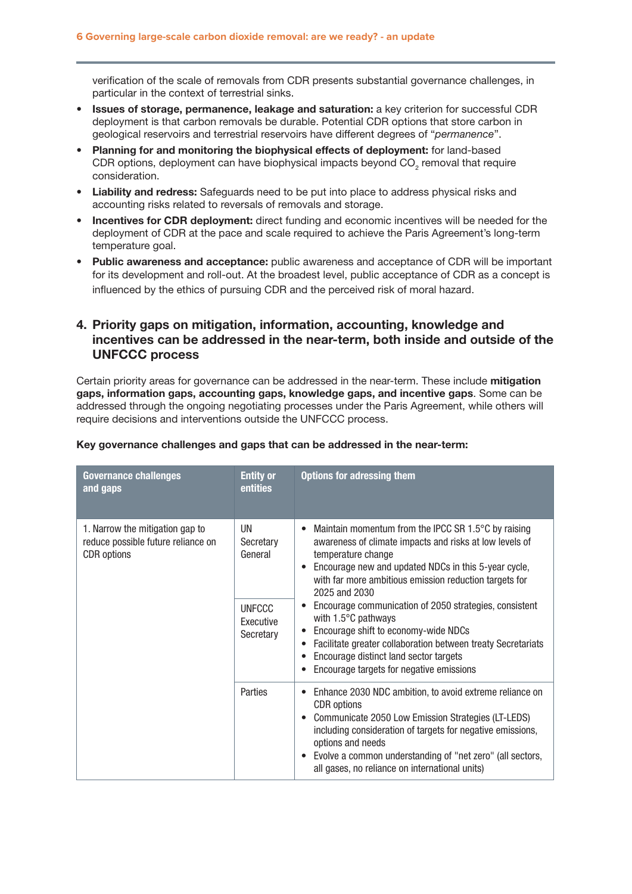verification of the scale of removals from CDR presents substantial governance challenges, in particular in the context of terrestrial sinks.

- **Issues of storage, permanence, leakage and saturation:** a key criterion for successful CDR deployment is that carbon removals be durable. Potential CDR options that store carbon in geological reservoirs and terrestrial reservoirs have different degrees of "*permanence*".
- **Planning for and monitoring the biophysical effects of deployment:** for land-based CDR options, deployment can have biophysical impacts beyond $CO_2$ removal that require consideration.
- **Liability and redress:** Safeguards need to be put into place to address physical risks and accounting risks related to reversals of removals and storage.
- **Incentives for CDR deployment:** direct funding and economic incentives will be needed for the deployment of CDR at the pace and scale required to achieve the Paris Agreement's long-term temperature goal.
- **Public awareness and acceptance:** public awareness and acceptance of CDR will be important for its development and roll-out. At the broadest level, public acceptance of CDR as a concept is influenced by the ethics of pursuing CDR and the perceived risk of moral hazard.

## 4. Priority gaps on mitigation, information, accounting, knowledge and incentives can be addressed in the near-term, both inside and outside of the UNFCCC process

Certain priority areas for governance can be addressed in the near-term. These include **mitigation gaps, information gaps, accounting gaps, knowledge gaps, and incentive gaps**. Some can be addressed through the ongoing negotiating processes under the Paris Agreement, while others will require decisions and interventions outside the UNFCCC process.

**Key governance challenges and gaps that can be addressed in the near-term:**

| Governance challenges and gaps | Entity or entities | Options for adressing them |
|---|---|---|
| 1. Narrow the mitigation gap to reduce possible future reliance on CDR options | UN Secretary General; UNFCCC Executive Secretary | • Maintain momentum from the IPCC SR 1.5°C by raising awareness of climate impacts and risks at low levels of temperature change<br>• Encourage new and updated NDCs in this 5-year cycle, with far more ambitious emission reduction targets for 2025 and 2030<br>• Encourage communication of 2050 strategies, consistent with 1.5°C pathways<br>• Encourage shift to economy-wide NDCs<br>• Facilitate greater collaboration between treaty Secretariats<br>• Encourage distinct land sector targets<br>• Encourage targets for negative emissions |
| | Parties | • Enhance 2030 NDC ambition, to avoid extreme reliance on CDR options<br>• Communicate 2050 Low Emission Strategies (LT-LEDS) including consideration of targets for negative emissions, options and needs<br>• Evolve a common understanding of "net zero" (all sectors, all gases, no reliance on international units) |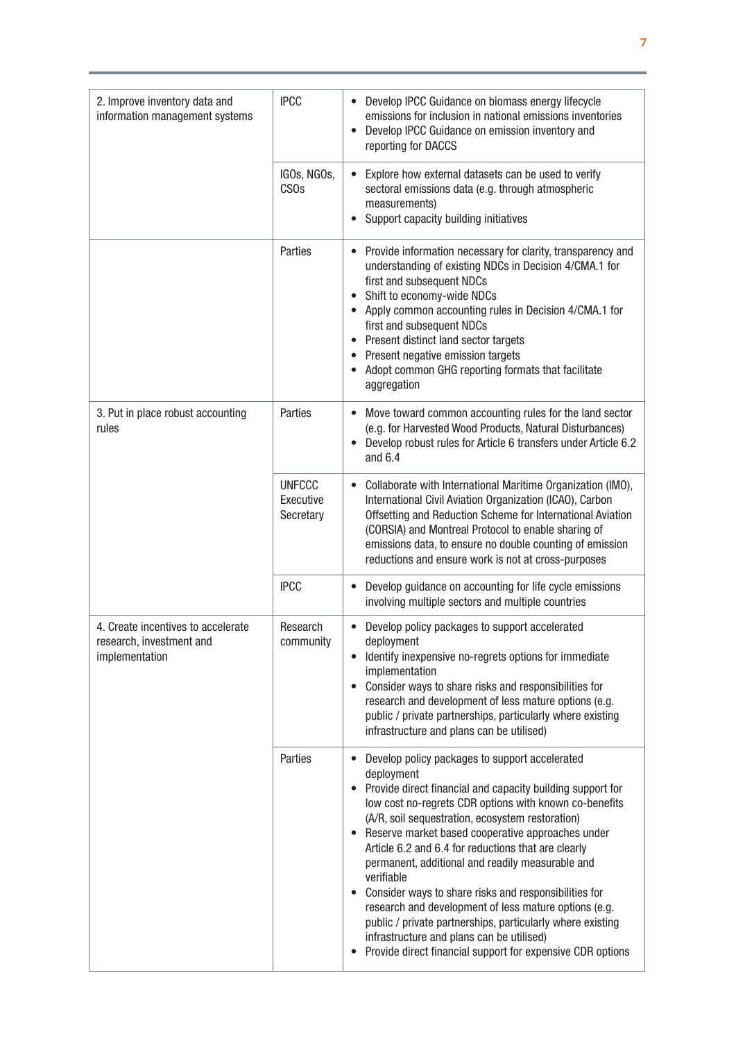| | | |
|---|---|---|
| 2. Improve inventory data and information management systems | IPCC | • Develop IPCC Guidance on biomass energy lifecycle emissions for inclusion in national emissions inventories<br>• Develop IPCC Guidance on emission inventory and reporting for DACCS |
| | IGOs, NGOs, CSOs | • Explore how external datasets can be used to verify sectoral emissions data (e.g. through atmospheric measurements)<br>• Support capacity building initiatives |
| | Parties | • Provide information necessary for clarity, transparency and understanding of existing NDCs in Decision 4/CMA.1 for first and subsequent NDCs<br>• Shift to economy-wide NDCs<br>• Apply common accounting rules in Decision 4/CMA.1 for first and subsequent NDCs<br>• Present distinct land sector targets<br>• Present negative emission targets<br>• Adopt common GHG reporting formats that facilitate aggregation |
| 3. Put in place robust accounting rules | Parties | • Move toward common accounting rules for the land sector (e.g. for Harvested Wood Products, Natural Disturbances)<br>• Develop robust rules for Article 6 transfers under Article 6.2 and 6.4 |
| | UNFCCC Executive Secretary | • Collaborate with International Maritime Organization (IMO), International Civil Aviation Organization (ICAO), Carbon Offsetting and Reduction Scheme for International Aviation (CORSIA) and Montreal Protocol to enable sharing of emissions data, to ensure no double counting of emission reductions and ensure work is not at cross-purposes |
| | IPCC | • Develop guidance on accounting for life cycle emissions involving multiple sectors and multiple countries |
| 4. Create incentives to accelerate research, investment and implementation | Research community | • Develop policy packages to support accelerated deployment<br>• Identify inexpensive no-regrets options for immediate implementation<br>• Consider ways to share risks and responsibilities for research and development of less mature options (e.g. public / private partnerships, particularly where existing infrastructure and plans can be utilised) |
| | Parties | • Develop policy packages to support accelerated deployment<br>• Provide direct financial and capacity building support for low cost no-regrets CDR options with known co-benefits (A/R, soil sequestration, ecosystem restoration)<br>• Reserve market based cooperative approaches under Article 6.2 and 6.4 for reductions that are clearly permanent, additional and readily measurable and verifiable<br>• Consider ways to share risks and responsibilities for research and development of less mature options (e.g. public / private partnerships, particularly where existing infrastructure and plans can be utilised)<br>• Provide direct financial support for expensive CDR options |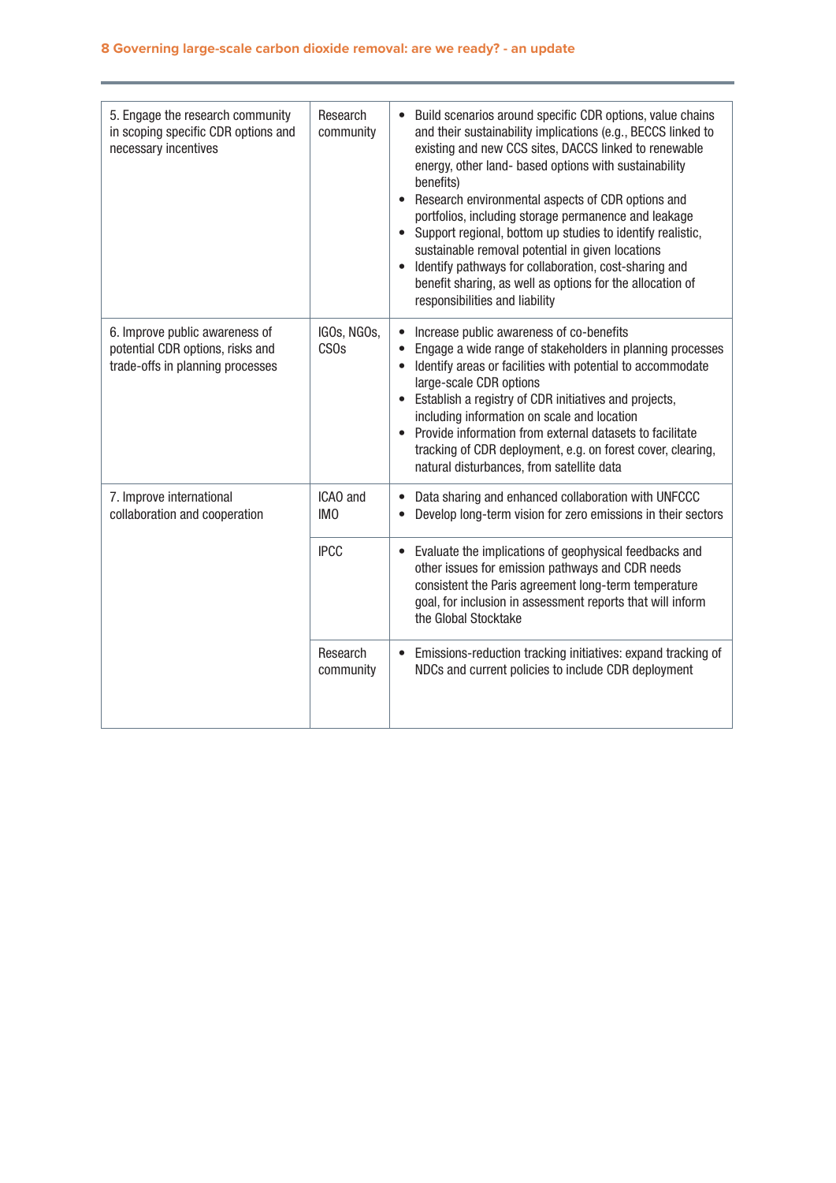| | | |
|---|---|---|
| 5. Engage the research community in scoping specific CDR options and necessary incentives | Research community | • Build scenarios around specific CDR options, value chains and their sustainability implications (e.g., BECCS linked to existing and new CCS sites, DACCS linked to renewable energy, other land- based options with sustainability benefits)<br>• Research environmental aspects of CDR options and portfolios, including storage permanence and leakage<br>• Support regional, bottom up studies to identify realistic, sustainable removal potential in given locations<br>• Identify pathways for collaboration, cost-sharing and benefit sharing, as well as options for the allocation of responsibilities and liability |
| 6. Improve public awareness of potential CDR options, risks and trade-offs in planning processes | IGOs, NGOs, CSOs | • Increase public awareness of co-benefits<br>• Engage a wide range of stakeholders in planning processes<br>• Identify areas or facilities with potential to accommodate large-scale CDR options<br>• Establish a registry of CDR initiatives and projects, including information on scale and location<br>• Provide information from external datasets to facilitate tracking of CDR deployment, e.g. on forest cover, clearing, natural disturbances, from satellite data |
| 7. Improve international collaboration and cooperation | ICAO and IMO | • Data sharing and enhanced collaboration with UNFCCC<br>• Develop long-term vision for zero emissions in their sectors |
| | IPCC | • Evaluate the implications of geophysical feedbacks and other issues for emission pathways and CDR needs consistent the Paris agreement long-term temperature goal, for inclusion in assessment reports that will inform the Global Stocktake |
| | Research community | • Emissions-reduction tracking initiatives: expand tracking of NDCs and current policies to include CDR deployment |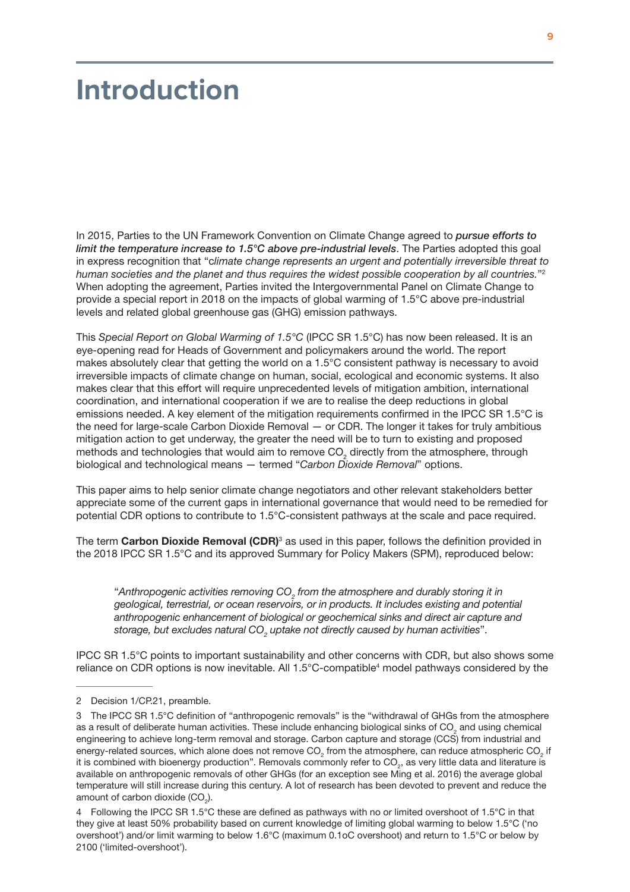# Introduction

In 2015, Parties to the UN Framework Convention on Climate Change agreed to ***pursue efforts to limit the temperature increase to 1.5°C above pre-industrial levels***. The Parties adopted this goal in express recognition that "*climate change represents an urgent and potentially irreversible threat to human societies and the planet and thus requires the widest possible cooperation by all countries.*"[2] When adopting the agreement, Parties invited the Intergovernmental Panel on Climate Change to provide a special report in 2018 on the impacts of global warming of 1.5°C above pre-industrial levels and related global greenhouse gas (GHG) emission pathways.

This *Special Report on Global Warming of 1.5°C* (IPCC SR 1.5°C) has now been released. It is an eye-opening read for Heads of Government and policymakers around the world. The report makes absolutely clear that getting the world on a 1.5°C consistent pathway is necessary to avoid irreversible impacts of climate change on human, social, ecological and economic systems. It also makes clear that this effort will require unprecedented levels of mitigation ambition, international coordination, and international cooperation if we are to realise the deep reductions in global emissions needed. A key element of the mitigation requirements confirmed in the IPCC SR 1.5°C is the need for large-scale Carbon Dioxide Removal — or CDR. The longer it takes for truly ambitious mitigation action to get underway, the greater the need will be to turn to existing and proposed methods and technologies that would aim to remove $CO_2$ directly from the atmosphere, through biological and technological means — termed "*Carbon Dioxide Removal*" options.

This paper aims to help senior climate change negotiators and other relevant stakeholders better appreciate some of the current gaps in international governance that would need to be remedied for potential CDR options to contribute to 1.5°C-consistent pathways at the scale and pace required.

The term **Carbon Dioxide Removal (CDR)**[3] as used in this paper, follows the definition provided in the 2018 IPCC SR 1.5°C and its approved Summary for Policy Makers (SPM), reproduced below:

> "*Anthropogenic activities removing $CO_2$ from the atmosphere and durably storing it in geological, terrestrial, or ocean reservoirs, or in products. It includes existing and potential anthropogenic enhancement of biological or geochemical sinks and direct air capture and storage, but excludes natural $CO_2$ uptake not directly caused by human activities*".

IPCC SR 1.5°C points to important sustainability and other concerns with CDR, but also shows some reliance on CDR options is now inevitable. All 1.5°C-compatible[4] model pathways considered by the

---

2 Decision 1/CP.21, preamble.

3 The IPCC SR 1.5°C definition of "anthropogenic removals" is the "withdrawal of GHGs from the atmosphere as a result of deliberate human activities. These include enhancing biological sinks of $CO_2$ and using chemical engineering to achieve long-term removal and storage. Carbon capture and storage (CCS) from industrial and energy-related sources, which alone does not remove $CO_2$ from the atmosphere, can reduce atmospheric $CO_2$ if it is combined with bioenergy production". Removals commonly refer to $CO_2$, as very little data and literature is available on anthropogenic removals of other GHGs (for an exception see Ming et al. 2016) the average global temperature will still increase during this century. A lot of research has been devoted to prevent and reduce the amount of carbon dioxide ($CO_2$).

4 Following the IPCC SR 1.5°C these are defined as pathways with no or limited overshoot of 1.5°C in that they give at least 50% probability based on current knowledge of limiting global warming to below 1.5°C ('no overshoot') and/or limit warming to below 1.6°C (maximum 0.1oC overshoot) and return to 1.5°C or below by 2100 ('limited-overshoot').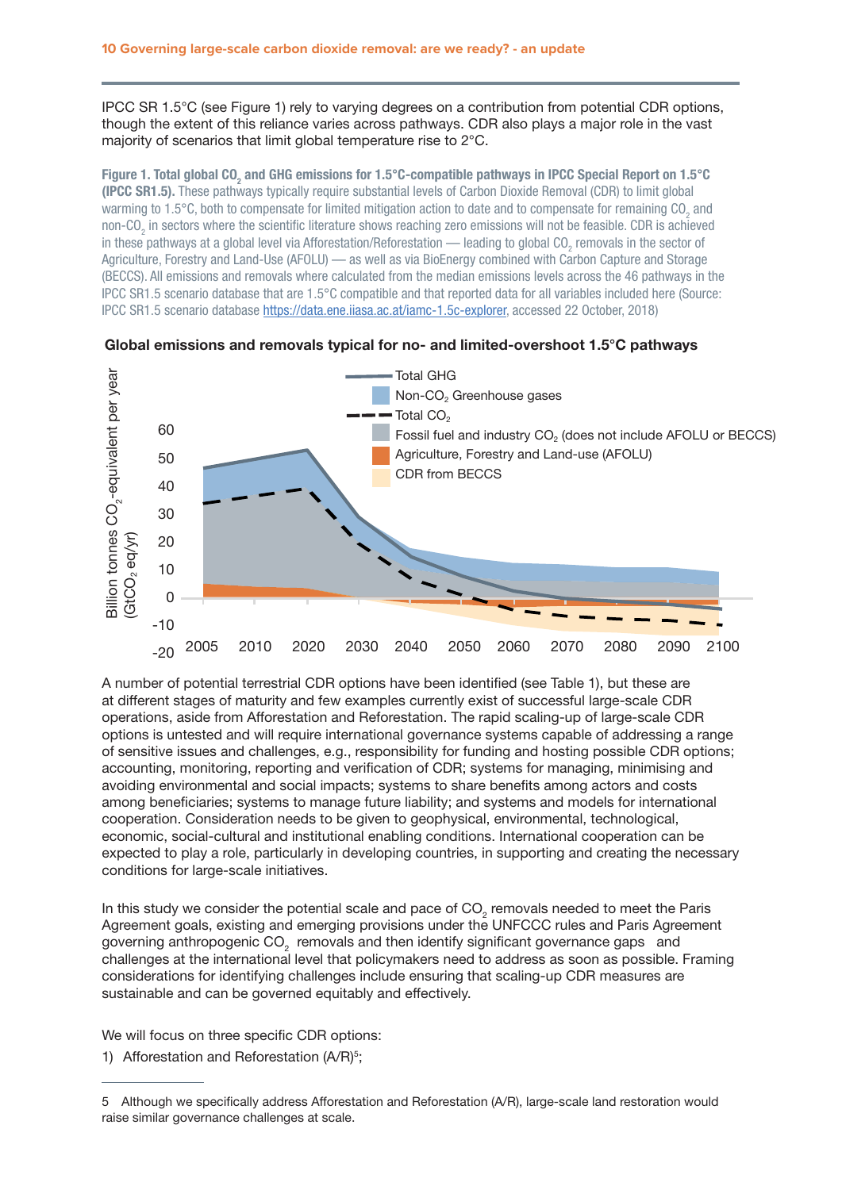IPCC SR 1.5°C (see Figure 1) rely to varying degrees on a contribution from potential CDR options, though the extent of this reliance varies across pathways. CDR also plays a major role in the vast majority of scenarios that limit global temperature rise to 2°C.

**Figure 1. Total global $CO_2$ and GHG emissions for 1.5°C-compatible pathways in IPCC Special Report on 1.5°C (IPCC SR1.5).** These pathways typically require substantial levels of Carbon Dioxide Removal (CDR) to limit global warming to 1.5°C, both to compensate for limited mitigation action to date and to compensate for remaining $CO_2$ and non-$CO_2$ in sectors where the scientific literature shows reaching zero emissions will not be feasible. CDR is achieved in these pathways at a global level via Afforestation/Reforestation — leading to global $CO_2$ removals in the sector of Agriculture, Forestry and Land-Use (AFOLU) — as well as via BioEnergy combined with Carbon Capture and Storage (BECCS). All emissions and removals where calculated from the median emissions levels across the 46 pathways in the IPCC SR1.5 scenario database that are 1.5°C compatible and that reported data for all variables included here (Source: IPCC SR1.5 scenario database https://data.ene.iiasa.ac.at/iamc-1.5c-explorer, accessed 22 October, 2018)

**Global emissions and removals typical for no- and limited-overshoot 1.5°C pathways**

A number of potential terrestrial CDR options have been identified (see Table 1), but these are at different stages of maturity and few examples currently exist of successful large-scale CDR operations, aside from Afforestation and Reforestation. The rapid scaling-up of large-scale CDR options is untested and will require international governance systems capable of addressing a range of sensitive issues and challenges, e.g., responsibility for funding and hosting possible CDR options; accounting, monitoring, reporting and verification of CDR; systems for managing, minimising and avoiding environmental and social impacts; systems to share benefits among actors and costs among beneficiaries; systems to manage future liability; and systems and models for international cooperation. Consideration needs to be given to geophysical, environmental, technological, economic, social-cultural and institutional enabling conditions. International cooperation can be expected to play a role, particularly in developing countries, in supporting and creating the necessary conditions for large-scale initiatives.

In this study we consider the potential scale and pace of $CO_2$ removals needed to meet the Paris Agreement goals, existing and emerging provisions under the UNFCCC rules and Paris Agreement governing anthropogenic $CO_2$ removals and then identify significant governance gaps and challenges at the international level that policymakers need to address as soon as possible. Framing considerations for identifying challenges include ensuring that scaling-up CDR measures are sustainable and can be governed equitably and effectively.

We will focus on three specific CDR options:

1) Afforestation and Reforestation (A/R)[5];

5 Although we specifically address Afforestation and Reforestation (A/R), large-scale land restoration would raise similar governance challenges at scale.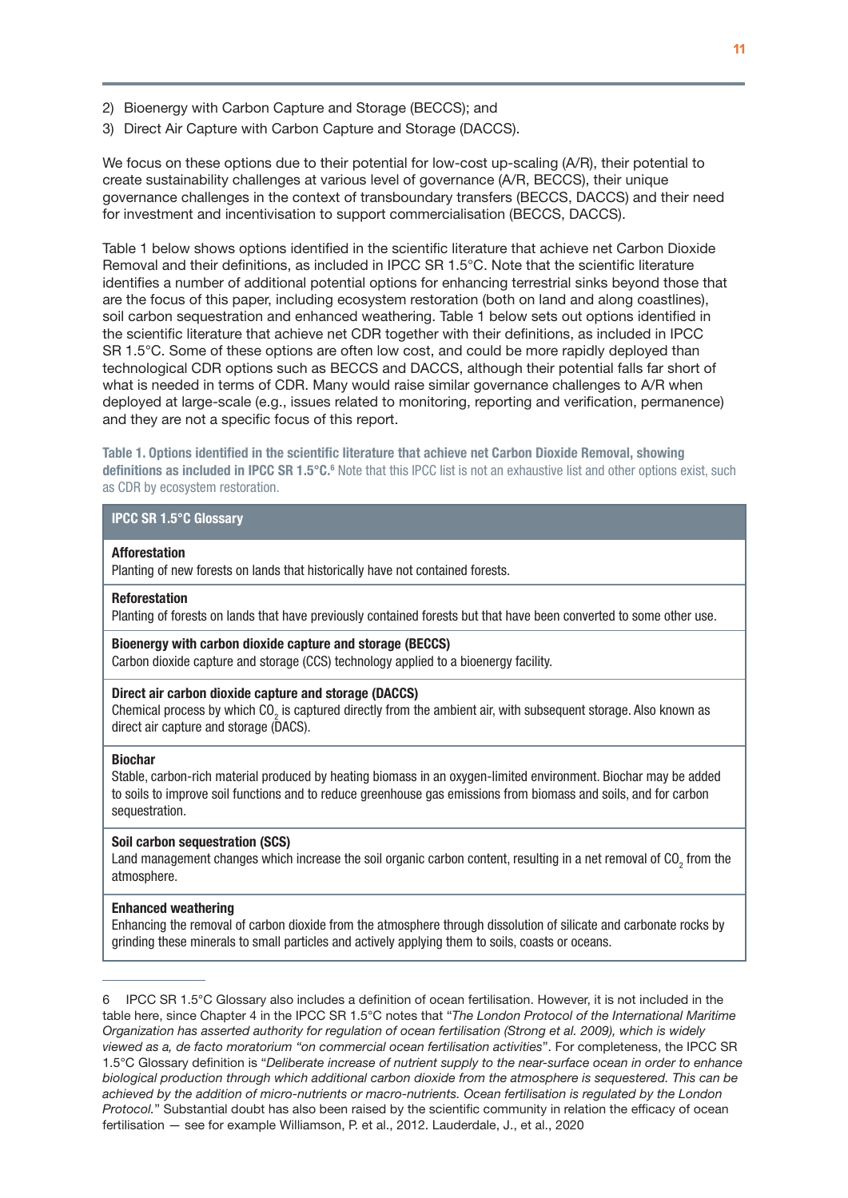2) Bioenergy with Carbon Capture and Storage (BECCS); and
3) Direct Air Capture with Carbon Capture and Storage (DACCS).

We focus on these options due to their potential for low-cost up-scaling (A/R), their potential to create sustainability challenges at various level of governance (A/R, BECCS), their unique governance challenges in the context of transboundary transfers (BECCS, DACCS) and their need for investment and incentivisation to support commercialisation (BECCS, DACCS).

Table 1 below shows options identified in the scientific literature that achieve net Carbon Dioxide Removal and their definitions, as included in IPCC SR 1.5°C. Note that the scientific literature identifies a number of additional potential options for enhancing terrestrial sinks beyond those that are the focus of this paper, including ecosystem restoration (both on land and along coastlines), soil carbon sequestration and enhanced weathering. Table 1 below sets out options identified in the scientific literature that achieve net CDR together with their definitions, as included in IPCC SR 1.5°C. Some of these options are often low cost, and could be more rapidly deployed than technological CDR options such as BECCS and DACCS, although their potential falls far short of what is needed in terms of CDR. Many would raise similar governance challenges to A/R when deployed at large-scale (e.g., issues related to monitoring, reporting and verification, permanence) and they are not a specific focus of this report.

**Table 1. Options identified in the scientific literature that achieve net Carbon Dioxide Removal, showing definitions as included in IPCC SR 1.5°C.**[6] Note that this IPCC list is not an exhaustive list and other options exist, such as CDR by ecosystem restoration.

| IPCC SR 1.5°C Glossary |
|---|
| **Afforestation**<br>Planting of new forests on lands that historically have not contained forests. |
| **Reforestation**<br>Planting of forests on lands that have previously contained forests but that have been converted to some other use. |
| **Bioenergy with carbon dioxide capture and storage (BECCS)**<br>Carbon dioxide capture and storage (CCS) technology applied to a bioenergy facility. |
| **Direct air carbon dioxide capture and storage (DACCS)**<br>Chemical process by which $CO_2$ is captured directly from the ambient air, with subsequent storage. Also known as direct air capture and storage (DACS). |
| **Biochar**<br>Stable, carbon-rich material produced by heating biomass in an oxygen-limited environment. Biochar may be added to soils to improve soil functions and to reduce greenhouse gas emissions from biomass and soils, and for carbon sequestration. |
| **Soil carbon sequestration (SCS)**<br>Land management changes which increase the soil organic carbon content, resulting in a net removal of $CO_2$ from the atmosphere. |
| **Enhanced weathering**<br>Enhancing the removal of carbon dioxide from the atmosphere through dissolution of silicate and carbonate rocks by grinding these minerals to small particles and actively applying them to soils, coasts or oceans. |

6 IPCC SR 1.5°C Glossary also includes a definition of ocean fertilisation. However, it is not included in the table here, since Chapter 4 in the IPCC SR 1.5°C notes that "*The London Protocol of the International Maritime Organization has asserted authority for regulation of ocean fertilisation (Strong et al. 2009), which is widely viewed as a, de facto moratorium "on commercial ocean fertilisation activities*". For completeness, the IPCC SR 1.5°C Glossary definition is "*Deliberate increase of nutrient supply to the near-surface ocean in order to enhance biological production through which additional carbon dioxide from the atmosphere is sequestered. This can be achieved by the addition of micro-nutrients or macro-nutrients. Ocean fertilisation is regulated by the London Protocol.*" Substantial doubt has also been raised by the scientific community in relation the efficacy of ocean fertilisation — see for example Williamson, P. et al., 2012. Lauderdale, J., et al., 2020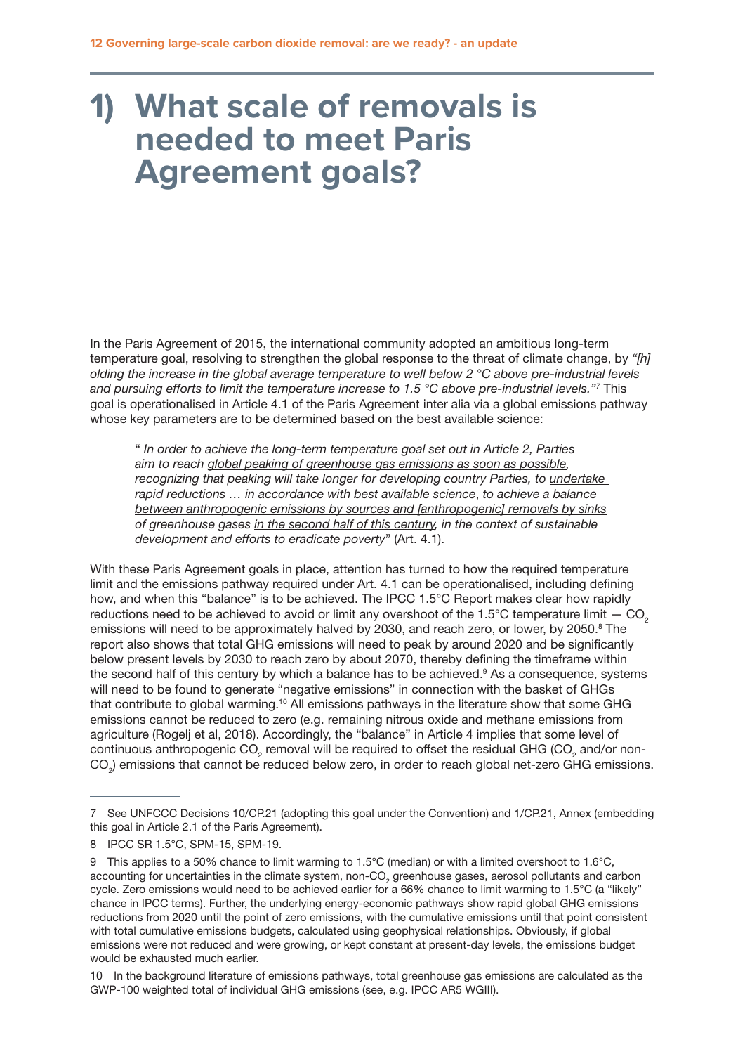# 1) What scale of removals is needed to meet Paris Agreement goals?

In the Paris Agreement of 2015, the international community adopted an ambitious long-term temperature goal, resolving to strengthen the global response to the threat of climate change, by *"[h]olding the increase in the global average temperature to well below 2 °C above pre-industrial levels and pursuing efforts to limit the temperature increase to 1.5 °C above pre-industrial levels."*[7] This goal is operationalised in Article 4.1 of the Paris Agreement inter alia via a global emissions pathway whose key parameters are to be determined based on the best available science:

> " *In order to achieve the long-term temperature goal set out in Article 2, Parties aim to reach global peaking of greenhouse gas emissions as soon as possible, recognizing that peaking will take longer for developing country Parties, to undertake rapid reductions … in accordance with best available science, to achieve a balance between anthropogenic emissions by sources and [anthropogenic] removals by sinks of greenhouse gases in the second half of this century, in the context of sustainable development and efforts to eradicate poverty*" (Art. 4.1).

With these Paris Agreement goals in place, attention has turned to how the required temperature limit and the emissions pathway required under Art. 4.1 can be operationalised, including defining how, and when this "balance" is to be achieved. The IPCC 1.5°C Report makes clear how rapidly reductions need to be achieved to avoid or limit any overshoot of the 1.5°C temperature limit — $CO_2$ emissions will need to be approximately halved by 2030, and reach zero, or lower, by 2050.[8] The report also shows that total GHG emissions will need to peak by around 2020 and be significantly below present levels by 2030 to reach zero by about 2070, thereby defining the timeframe within the second half of this century by which a balance has to be achieved.[9] As a consequence, systems will need to be found to generate "negative emissions" in connection with the basket of GHGs that contribute to global warming.[10] All emissions pathways in the literature show that some GHG emissions cannot be reduced to zero (e.g. remaining nitrous oxide and methane emissions from agriculture (Rogelj et al, 2018). Accordingly, the "balance" in Article 4 implies that some level of continuous anthropogenic $CO_2$ removal will be required to offset the residual GHG ($CO_2$ and/or non-$CO_2$) emissions that cannot be reduced below zero, in order to reach global net-zero GHG emissions.

---

7 See UNFCCC Decisions 10/CP.21 (adopting this goal under the Convention) and 1/CP.21, Annex (embedding this goal in Article 2.1 of the Paris Agreement).

8 IPCC SR 1.5°C, SPM-15, SPM-19.

9 This applies to a 50% chance to limit warming to 1.5°C (median) or with a limited overshoot to 1.6°C, accounting for uncertainties in the climate system, non-$CO_2$ greenhouse gases, aerosol pollutants and carbon cycle. Zero emissions would need to be achieved earlier for a 66% chance to limit warming to 1.5°C (a "likely" chance in IPCC terms). Further, the underlying energy-economic pathways show rapid global GHG emissions reductions from 2020 until the point of zero emissions, with the cumulative emissions until that point consistent with total cumulative emissions budgets, calculated using geophysical relationships. Obviously, if global emissions were not reduced and were growing, or kept constant at present-day levels, the emissions budget would be exhausted much earlier.

10 In the background literature of emissions pathways, total greenhouse gas emissions are calculated as the GWP-100 weighted total of individual GHG emissions (see, e.g. IPCC AR5 WGIII).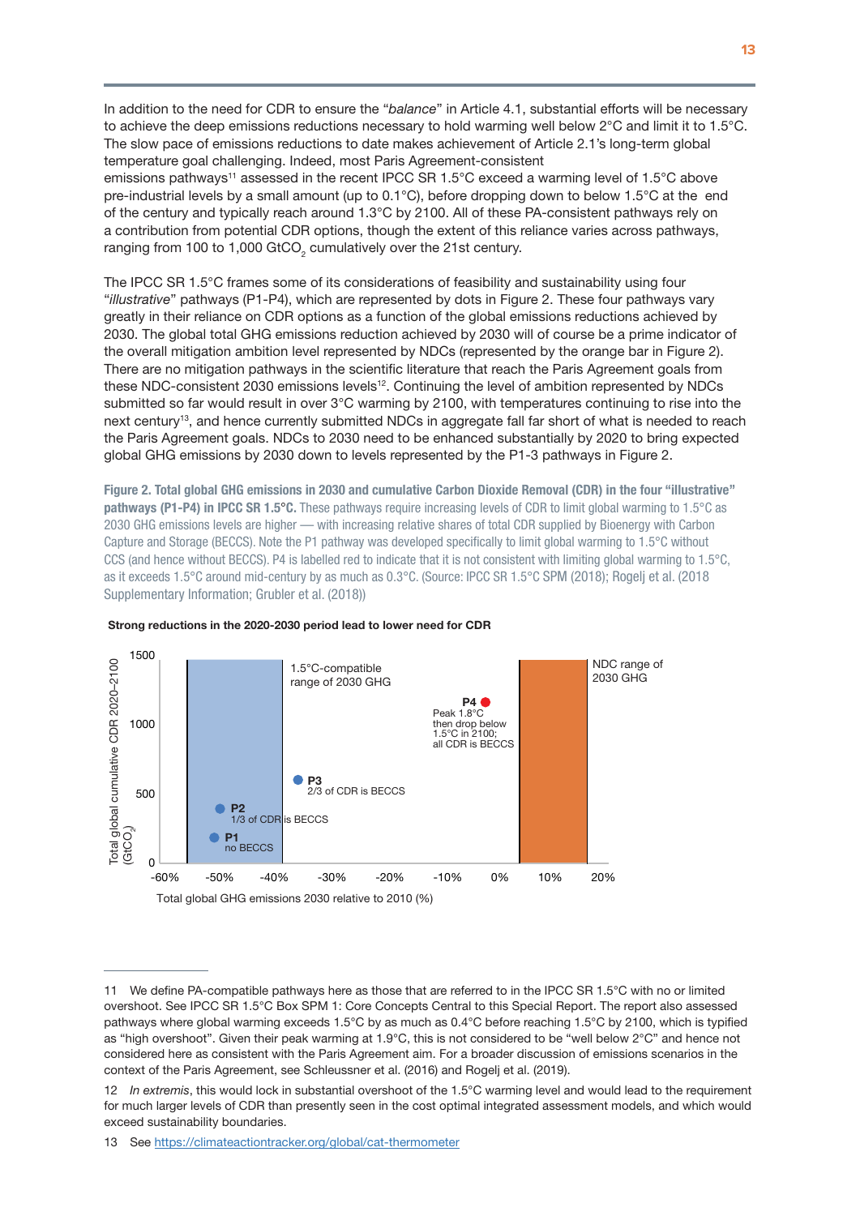In addition to the need for CDR to ensure the "*balance*" in Article 4.1, substantial efforts will be necessary to achieve the deep emissions reductions necessary to hold warming well below 2°C and limit it to 1.5°C. The slow pace of emissions reductions to date makes achievement of Article 2.1's long-term global temperature goal challenging. Indeed, most Paris Agreement-consistent emissions pathways[11] assessed in the recent IPCC SR 1.5°C exceed a warming level of 1.5°C above pre-industrial levels by a small amount (up to 0.1°C), before dropping down to below 1.5°C at the end of the century and typically reach around 1.3°C by 2100. All of these PA-consistent pathways rely on a contribution from potential CDR options, though the extent of this reliance varies across pathways, ranging from 100 to 1,000 $GtCO_2$ cumulatively over the 21st century.

The IPCC SR 1.5°C frames some of its considerations of feasibility and sustainability using four "*illustrative*" pathways (P1-P4), which are represented by dots in Figure 2. These four pathways vary greatly in their reliance on CDR options as a function of the global emissions reductions achieved by 2030. The global total GHG emissions reduction achieved by 2030 will of course be a prime indicator of the overall mitigation ambition level represented by NDCs (represented by the orange bar in Figure 2). There are no mitigation pathways in the scientific literature that reach the Paris Agreement goals from these NDC-consistent 2030 emissions levels[12]. Continuing the level of ambition represented by NDCs submitted so far would result in over 3°C warming by 2100, with temperatures continuing to rise into the next century[13], and hence currently submitted NDCs in aggregate fall far short of what is needed to reach the Paris Agreement goals. NDCs to 2030 need to be enhanced substantially by 2020 to bring expected global GHG emissions by 2030 down to levels represented by the P1-3 pathways in Figure 2.

**Figure 2. Total global GHG emissions in 2030 and cumulative Carbon Dioxide Removal (CDR) in the four "illustrative" pathways (P1-P4) in IPCC SR 1.5°C.** These pathways require increasing levels of CDR to limit global warming to 1.5°C as 2030 GHG emissions levels are higher — with increasing relative shares of total CDR supplied by Bioenergy with Carbon Capture and Storage (BECCS). Note the P1 pathway was developed specifically to limit global warming to 1.5°C without CCS (and hence without BECCS). P4 is labelled red to indicate that it is not consistent with limiting global warming to 1.5°C, as it exceeds 1.5°C around mid-century by as much as 0.3°C. (Source: IPCC SR 1.5°C SPM (2018); Rogelj et al. (2018 Supplementary Information; Grubler et al. (2018))

**Strong reductions in the 2020-2030 period lead to lower need for CDR**

Total global cumulative CDR 2020–2100 ($GtCO_2$)

1.5°C-compatible range of 2030 GHG

NDC range of 2030 GHG

P1 no BECCS

P2 1/3 of CDR is BECCS

P3 2/3 of CDR is BECCS

P4 Peak 1.8°C then drop below 1.5°C in 2100; all CDR is BECCS

Total global GHG emissions 2030 relative to 2010 (%)

---

11 We define PA-compatible pathways here as those that are referred to in the IPCC SR 1.5°C with no or limited overshoot. See IPCC SR 1.5°C Box SPM 1: Core Concepts Central to this Special Report. The report also assessed pathways where global warming exceeds 1.5°C by as much as 0.4°C before reaching 1.5°C by 2100, which is typified as "high overshoot". Given their peak warming at 1.9°C, this is not considered to be "well below 2°C" and hence not considered here as consistent with the Paris Agreement aim. For a broader discussion of emissions scenarios in the context of the Paris Agreement, see Schleussner et al. (2016) and Rogelj et al. (2019).

12 *In extremis*, this would lock in substantial overshoot of the 1.5°C warming level and would lead to the requirement for much larger levels of CDR than presently seen in the cost optimal integrated assessment models, and which would exceed sustainability boundaries.

13 See https://climateactiontracker.org/global/cat-thermometer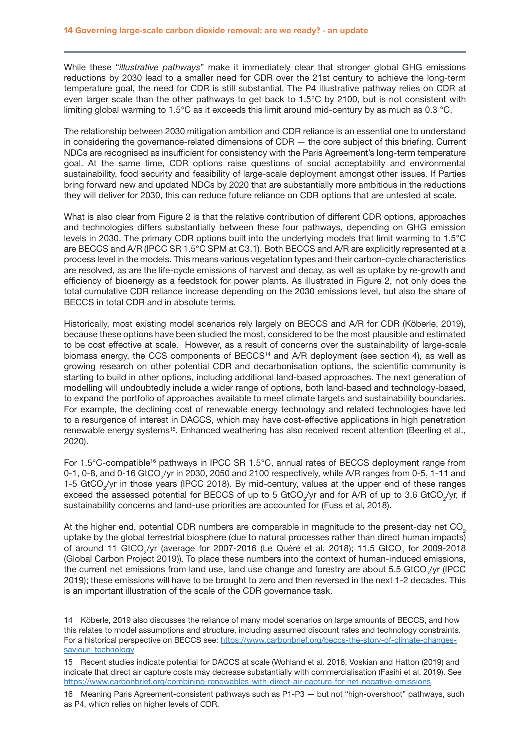While these "*illustrative pathways*" make it immediately clear that stronger global GHG emissions reductions by 2030 lead to a smaller need for CDR over the 21st century to achieve the long-term temperature goal, the need for CDR is still substantial. The P4 illustrative pathway relies on CDR at even larger scale than the other pathways to get back to 1.5°C by 2100, but is not consistent with limiting global warming to 1.5°C as it exceeds this limit around mid-century by as much as 0.3 °C.

The relationship between 2030 mitigation ambition and CDR reliance is an essential one to understand in considering the governance-related dimensions of CDR — the core subject of this briefing. Current NDCs are recognised as insufficient for consistency with the Paris Agreement's long-term temperature goal. At the same time, CDR options raise questions of social acceptability and environmental sustainability, food security and feasibility of large-scale deployment amongst other issues. If Parties bring forward new and updated NDCs by 2020 that are substantially more ambitious in the reductions they will deliver for 2030, this can reduce future reliance on CDR options that are untested at scale.

What is also clear from Figure 2 is that the relative contribution of different CDR options, approaches and technologies differs substantially between these four pathways, depending on GHG emission levels in 2030. The primary CDR options built into the underlying models that limit warming to 1.5°C are BECCS and A/R (IPCC SR 1.5°C SPM at C3.1). Both BECCS and A/R are explicitly represented at a process level in the models. This means various vegetation types and their carbon-cycle characteristics are resolved, as are the life-cycle emissions of harvest and decay, as well as uptake by re-growth and efficiency of bioenergy as a feedstock for power plants. As illustrated in Figure 2, not only does the total cumulative CDR reliance increase depending on the 2030 emissions level, but also the share of BECCS in total CDR and in absolute terms.

Historically, most existing model scenarios rely largely on BECCS and A/R for CDR (Köberle, 2019), because these options have been studied the most, considered to be the most plausible and estimated to be cost effective at scale. However, as a result of concerns over the sustainability of large-scale biomass energy, the CCS components of BECCS[14] and A/R deployment (see section 4), as well as growing research on other potential CDR and decarbonisation options, the scientific community is starting to build in other options, including additional land-based approaches. The next generation of modelling will undoubtedly include a wider range of options, both land-based and technology-based, to expand the portfolio of approaches available to meet climate targets and sustainability boundaries. For example, the declining cost of renewable energy technology and related technologies have led to a resurgence of interest in DACCS, which may have cost-effective applications in high penetration renewable energy systems[15]. Enhanced weathering has also received recent attention (Beerling et al., 2020).

For 1.5°C-compatible[16] pathways in IPCC SR 1.5°C, annual rates of BECCS deployment range from 0-1, 0-8, and 0-16 $GtCO_2$/yr in 2030, 2050 and 2100 respectively, while A/R ranges from 0-5, 1-11 and 1-5 $GtCO_2$/yr in those years (IPCC 2018). By mid-century, values at the upper end of these ranges exceed the assessed potential for BECCS of up to 5 $GtCO_2$/yr and for A/R of up to 3.6 $GtCO_2$/yr, if sustainability concerns and land-use priorities are accounted for (Fuss et al, 2018).

At the higher end, potential CDR numbers are comparable in magnitude to the present-day net $CO_2$ uptake by the global terrestrial biosphere (due to natural processes rather than direct human impacts) of around 11 $GtCO_2$/yr (average for 2007-2016 (Le Quéré et al. 2018); 11.5 $GtCO_2$ for 2009-2018 (Global Carbon Project 2019)). To place these numbers into the context of human-induced emissions, the current net emissions from land use, land use change and forestry are about 5.5 $GtCO_2$/yr (IPCC 2019); these emissions will have to be brought to zero and then reversed in the next 1-2 decades. This is an important illustration of the scale of the CDR governance task.

---

14 Köberle, 2019 also discusses the reliance of many model scenarios on large amounts of BECCS, and how this relates to model assumptions and structure, including assumed discount rates and technology constraints. For a historical perspective on BECCS see: https://www.carbonbrief.org/beccs-the-story-of-climate-changes-saviour- technology

15 Recent studies indicate potential for DACCS at scale (Wohland et al. 2018, Voskian and Hatton (2019) and indicate that direct air capture costs may decrease substantially with commercialisation (Fasihi et al. 2019). See https://www.carbonbrief.org/combining-renewables-with-direct-air-capture-for-net-negative-emissions

16 Meaning Paris Agreement-consistent pathways such as P1-P3 — but not "high-overshoot" pathways, such as P4, which relies on higher levels of CDR.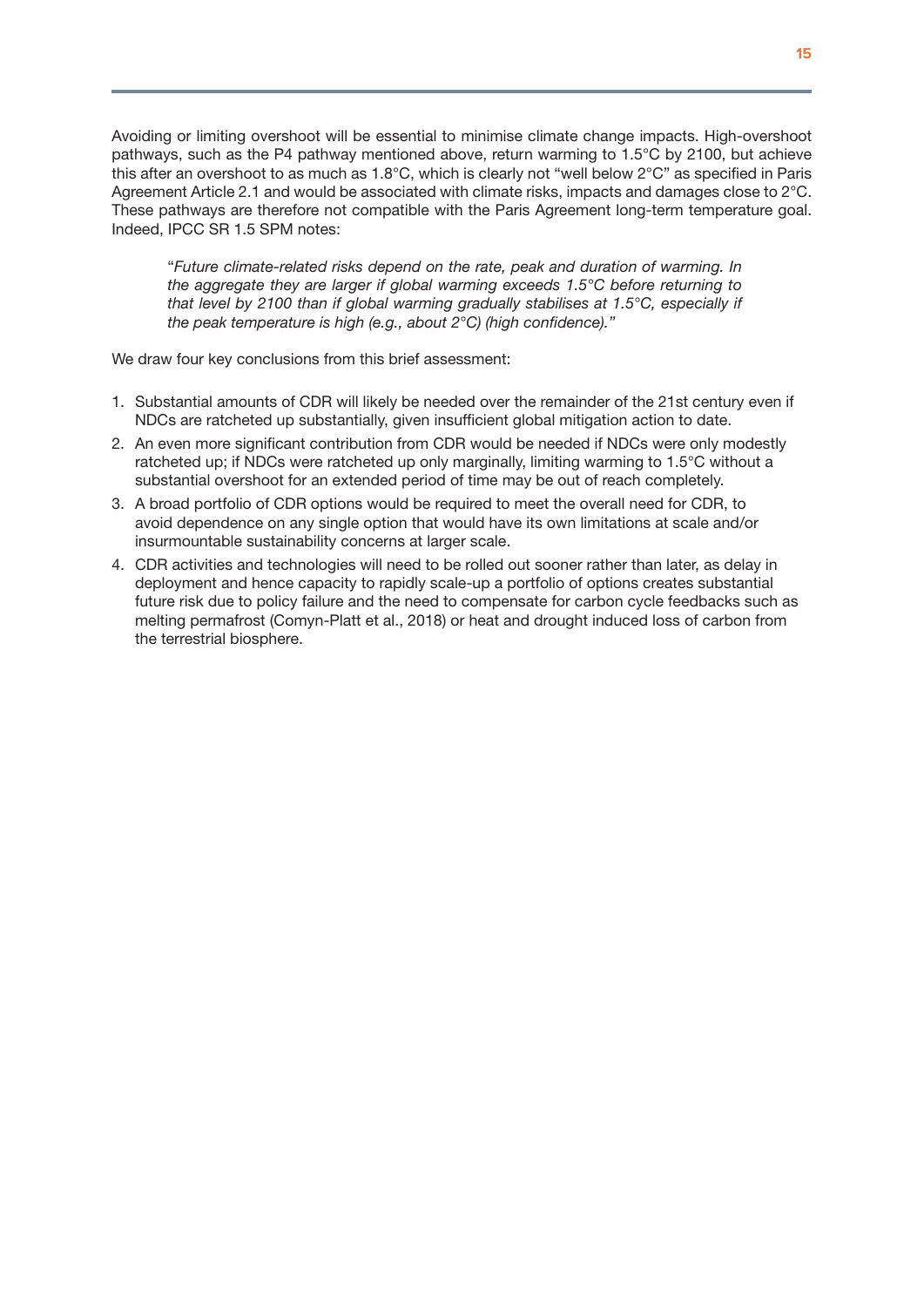Avoiding or limiting overshoot will be essential to minimise climate change impacts. High-overshoot pathways, such as the P4 pathway mentioned above, return warming to 1.5°C by 2100, but achieve this after an overshoot to as much as 1.8°C, which is clearly not "well below 2°C" as specified in Paris Agreement Article 2.1 and would be associated with climate risks, impacts and damages close to 2°C. These pathways are therefore not compatible with the Paris Agreement long-term temperature goal. Indeed, IPCC SR 1.5 SPM notes:

> "*Future climate-related risks depend on the rate, peak and duration of warming. In the aggregate they are larger if global warming exceeds 1.5°C before returning to that level by 2100 than if global warming gradually stabilises at 1.5°C, especially if the peak temperature is high (e.g., about 2°C) (high confidence).*"

We draw four key conclusions from this brief assessment:

1. Substantial amounts of CDR will likely be needed over the remainder of the 21st century even if NDCs are ratcheted up substantially, given insufficient global mitigation action to date.
2. An even more significant contribution from CDR would be needed if NDCs were only modestly ratcheted up; if NDCs were ratcheted up only marginally, limiting warming to 1.5°C without a substantial overshoot for an extended period of time may be out of reach completely.
3. A broad portfolio of CDR options would be required to meet the overall need for CDR, to avoid dependence on any single option that would have its own limitations at scale and/or insurmountable sustainability concerns at larger scale.
4. CDR activities and technologies will need to be rolled out sooner rather than later, as delay in deployment and hence capacity to rapidly scale-up a portfolio of options creates substantial future risk due to policy failure and the need to compensate for carbon cycle feedbacks such as melting permafrost (Comyn-Platt et al., 2018) or heat and drought induced loss of carbon from the terrestrial biosphere.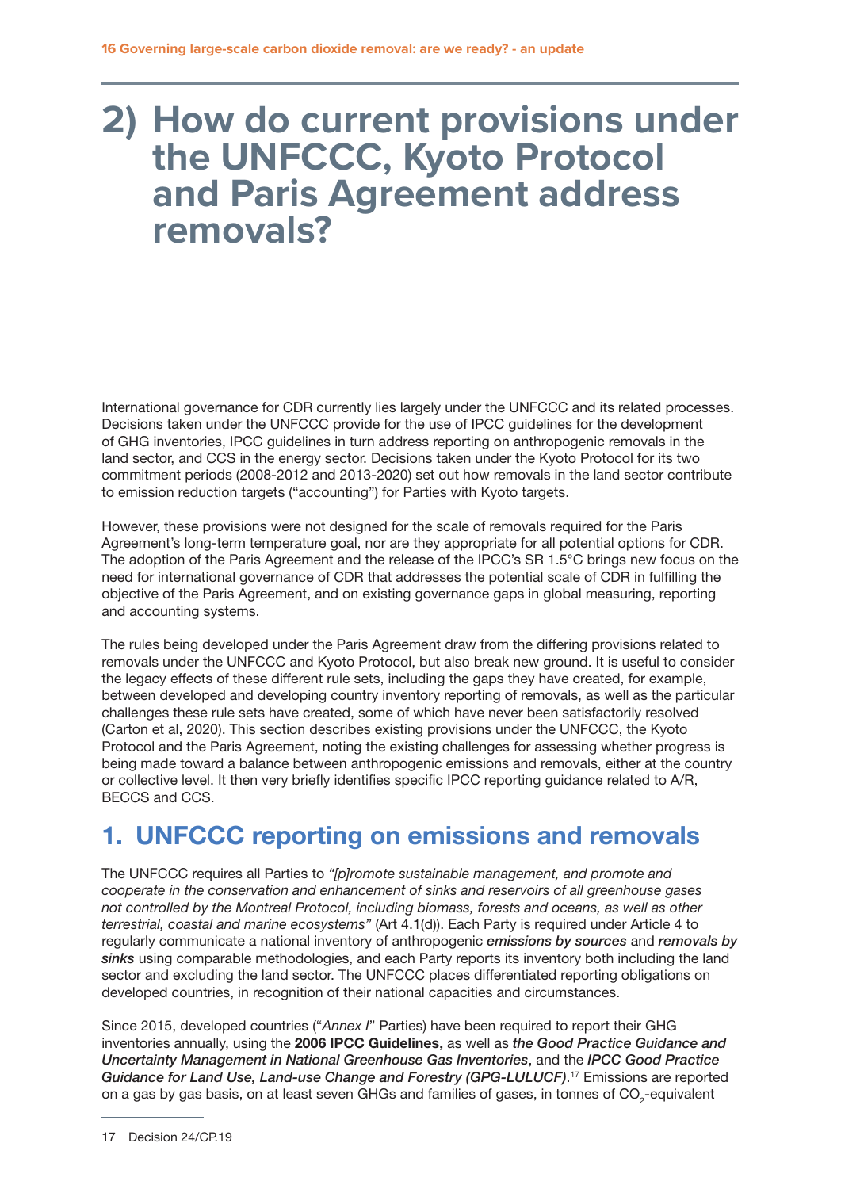# 2) How do current provisions under the UNFCCC, Kyoto Protocol and Paris Agreement address removals?

International governance for CDR currently lies largely under the UNFCCC and its related processes. Decisions taken under the UNFCCC provide for the use of IPCC guidelines for the development of GHG inventories, IPCC guidelines in turn address reporting on anthropogenic removals in the land sector, and CCS in the energy sector. Decisions taken under the Kyoto Protocol for its two commitment periods (2008-2012 and 2013-2020) set out how removals in the land sector contribute to emission reduction targets ("accounting") for Parties with Kyoto targets.

However, these provisions were not designed for the scale of removals required for the Paris Agreement's long-term temperature goal, nor are they appropriate for all potential options for CDR. The adoption of the Paris Agreement and the release of the IPCC's SR 1.5°C brings new focus on the need for international governance of CDR that addresses the potential scale of CDR in fulfilling the objective of the Paris Agreement, and on existing governance gaps in global measuring, reporting and accounting systems.

The rules being developed under the Paris Agreement draw from the differing provisions related to removals under the UNFCCC and Kyoto Protocol, but also break new ground. It is useful to consider the legacy effects of these different rule sets, including the gaps they have created, for example, between developed and developing country inventory reporting of removals, as well as the particular challenges these rule sets have created, some of which have never been satisfactorily resolved (Carton et al, 2020). This section describes existing provisions under the UNFCCC, the Kyoto Protocol and the Paris Agreement, noting the existing challenges for assessing whether progress is being made toward a balance between anthropogenic emissions and removals, either at the country or collective level. It then very briefly identifies specific IPCC reporting guidance related to A/R, BECCS and CCS.

## 1. UNFCCC reporting on emissions and removals

The UNFCCC requires all Parties to *"[p]romote sustainable management, and promote and cooperate in the conservation and enhancement of sinks and reservoirs of all greenhouse gases not controlled by the Montreal Protocol, including biomass, forests and oceans, as well as other terrestrial, coastal and marine ecosystems"* (Art 4.1(d)). Each Party is required under Article 4 to regularly communicate a national inventory of anthropogenic ***emissions by sources*** and ***removals by sinks*** using comparable methodologies, and each Party reports its inventory both including the land sector and excluding the land sector. The UNFCCC places differentiated reporting obligations on developed countries, in recognition of their national capacities and circumstances.

Since 2015, developed countries ("*Annex I*" Parties) have been required to report their GHG inventories annually, using the **2006 IPCC Guidelines,** as well as *the **Good Practice Guidance and Uncertainty Management in National Greenhouse Gas Inventories***, and the ***IPCC Good Practice Guidance for Land Use, Land-use Change and Forestry (GPG-LULUCF)***.[17] Emissions are reported on a gas by gas basis, on at least seven GHGs and families of gases, in tonnes of $CO_2$-equivalent

17 Decision 24/CP.19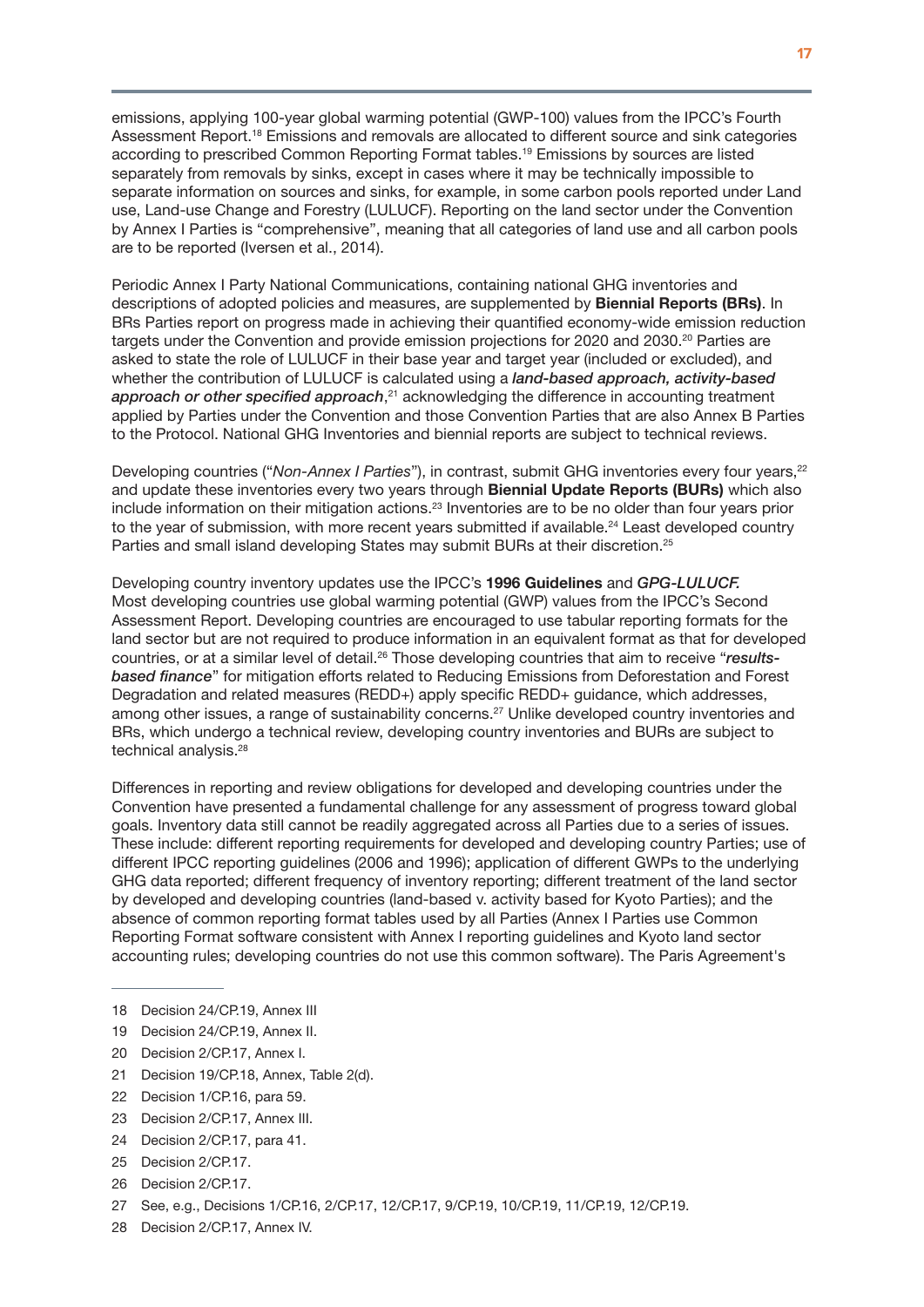emissions, applying 100-year global warming potential (GWP-100) values from the IPCC's Fourth Assessment Report.[18] Emissions and removals are allocated to different source and sink categories according to prescribed Common Reporting Format tables.[19] Emissions by sources are listed separately from removals by sinks, except in cases where it may be technically impossible to separate information on sources and sinks, for example, in some carbon pools reported under Land use, Land-use Change and Forestry (LULUCF). Reporting on the land sector under the Convention by Annex I Parties is "comprehensive", meaning that all categories of land use and all carbon pools are to be reported (Iversen et al., 2014).

Periodic Annex I Party National Communications, containing national GHG inventories and descriptions of adopted policies and measures, are supplemented by **Biennial Reports (BRs)**. In BRs Parties report on progress made in achieving their quantified economy-wide emission reduction targets under the Convention and provide emission projections for 2020 and 2030.[20] Parties are asked to state the role of LULUCF in their base year and target year (included or excluded), and whether the contribution of LULUCF is calculated using a ***land-based approach, activity-based approach or other specified approach***,[21] acknowledging the difference in accounting treatment applied by Parties under the Convention and those Convention Parties that are also Annex B Parties to the Protocol. National GHG Inventories and biennial reports are subject to technical reviews.

Developing countries ("*Non-Annex I Parties*"), in contrast, submit GHG inventories every four years,[22] and update these inventories every two years through **Biennial Update Reports (BURs)** which also include information on their mitigation actions.[23] Inventories are to be no older than four years prior to the year of submission, with more recent years submitted if available.[24] Least developed country Parties and small island developing States may submit BURs at their discretion.[25]

Developing country inventory updates use the IPCC's **1996 Guidelines** and ***GPG-LULUCF.*** Most developing countries use global warming potential (GWP) values from the IPCC's Second Assessment Report. Developing countries are encouraged to use tabular reporting formats for the land sector but are not required to produce information in an equivalent format as that for developed countries, or at a similar level of detail.[26] Those developing countries that aim to receive "***results-based finance***" for mitigation efforts related to Reducing Emissions from Deforestation and Forest Degradation and related measures (REDD+) apply specific REDD+ guidance, which addresses, among other issues, a range of sustainability concerns.[27] Unlike developed country inventories and BRs, which undergo a technical review, developing country inventories and BURs are subject to technical analysis.[28]

Differences in reporting and review obligations for developed and developing countries under the Convention have presented a fundamental challenge for any assessment of progress toward global goals. Inventory data still cannot be readily aggregated across all Parties due to a series of issues. These include: different reporting requirements for developed and developing country Parties; use of different IPCC reporting guidelines (2006 and 1996); application of different GWPs to the underlying GHG data reported; different frequency of inventory reporting; different treatment of the land sector by developed and developing countries (land-based v. activity based for Kyoto Parties); and the absence of common reporting format tables used by all Parties (Annex I Parties use Common Reporting Format software consistent with Annex I reporting guidelines and Kyoto land sector accounting rules; developing countries do not use this common software). The Paris Agreement's

---

18 Decision 24/CP.19, Annex III

19 Decision 24/CP.19, Annex II.

20 Decision 2/CP.17, Annex I.

21 Decision 19/CP.18, Annex, Table 2(d).

22 Decision 1/CP.16, para 59.

23 Decision 2/CP.17, Annex III.

24 Decision 2/CP.17, para 41.

25 Decision 2/CP.17.

26 Decision 2/CP.17.

27 See, e.g., Decisions 1/CP.16, 2/CP.17, 12/CP.17, 9/CP.19, 10/CP.19, 11/CP.19, 12/CP.19.

28 Decision 2/CP.17, Annex IV.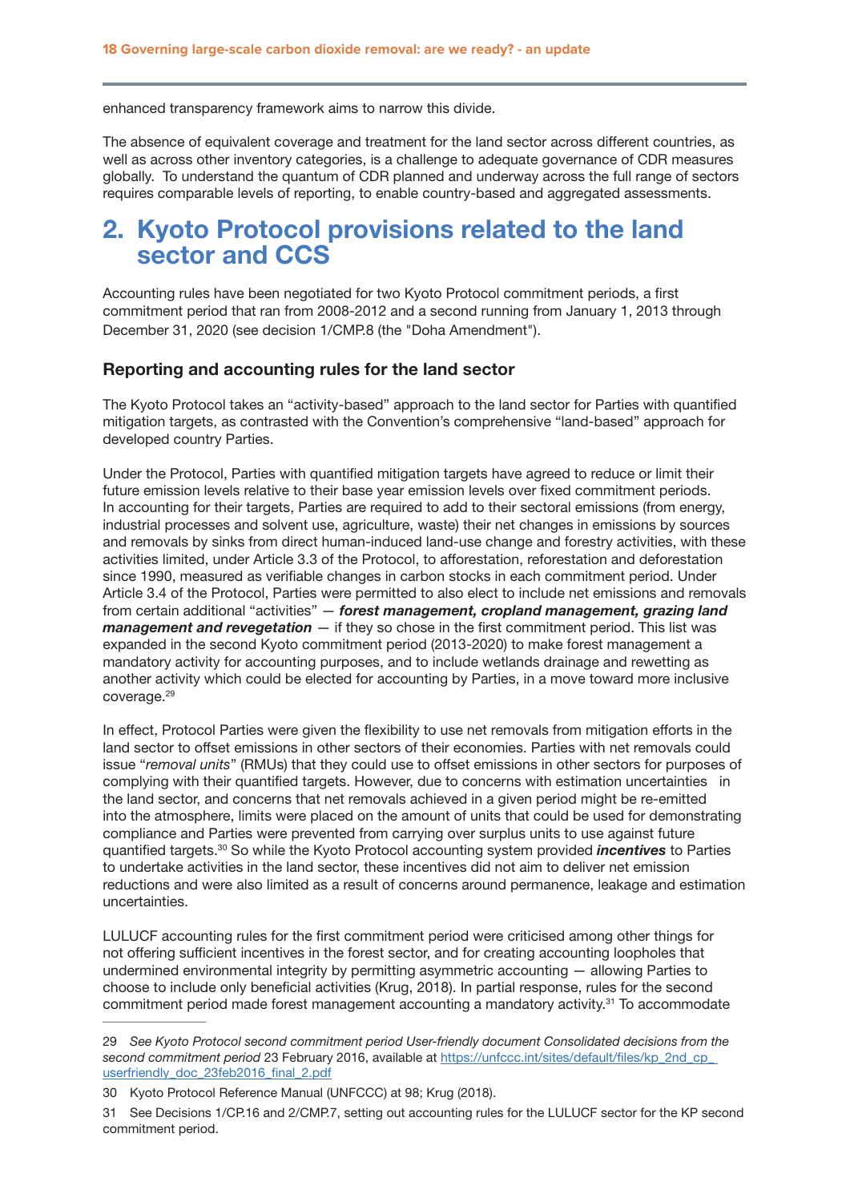enhanced transparency framework aims to narrow this divide.

The absence of equivalent coverage and treatment for the land sector across different countries, as well as across other inventory categories, is a challenge to adequate governance of CDR measures globally. To understand the quantum of CDR planned and underway across the full range of sectors requires comparable levels of reporting, to enable country-based and aggregated assessments.

# 2. Kyoto Protocol provisions related to the land sector and CCS

Accounting rules have been negotiated for two Kyoto Protocol commitment periods, a first commitment period that ran from 2008-2012 and a second running from January 1, 2013 through December 31, 2020 (see decision 1/CMP.8 (the "Doha Amendment").

### Reporting and accounting rules for the land sector

The Kyoto Protocol takes an "activity-based" approach to the land sector for Parties with quantified mitigation targets, as contrasted with the Convention's comprehensive "land-based" approach for developed country Parties.

Under the Protocol, Parties with quantified mitigation targets have agreed to reduce or limit their future emission levels relative to their base year emission levels over fixed commitment periods. In accounting for their targets, Parties are required to add to their sectoral emissions (from energy, industrial processes and solvent use, agriculture, waste) their net changes in emissions by sources and removals by sinks from direct human-induced land-use change and forestry activities, with these activities limited, under Article 3.3 of the Protocol, to afforestation, reforestation and deforestation since 1990, measured as verifiable changes in carbon stocks in each commitment period. Under Article 3.4 of the Protocol, Parties were permitted to also elect to include net emissions and removals from certain additional "activities" — ***forest management, cropland management, grazing land management and revegetation*** — if they so chose in the first commitment period. This list was expanded in the second Kyoto commitment period (2013-2020) to make forest management a mandatory activity for accounting purposes, and to include wetlands drainage and rewetting as another activity which could be elected for accounting by Parties, in a move toward more inclusive coverage.[29]

In effect, Protocol Parties were given the flexibility to use net removals from mitigation efforts in the land sector to offset emissions in other sectors of their economies. Parties with net removals could issue "*removal units*" (RMUs) that they could use to offset emissions in other sectors for purposes of complying with their quantified targets. However, due to concerns with estimation uncertainties in the land sector, and concerns that net removals achieved in a given period might be re-emitted into the atmosphere, limits were placed on the amount of units that could be used for demonstrating compliance and Parties were prevented from carrying over surplus units to use against future quantified targets.[30] So while the Kyoto Protocol accounting system provided ***incentives*** to Parties to undertake activities in the land sector, these incentives did not aim to deliver net emission reductions and were also limited as a result of concerns around permanence, leakage and estimation uncertainties.

LULUCF accounting rules for the first commitment period were criticised among other things for not offering sufficient incentives in the forest sector, and for creating accounting loopholes that undermined environmental integrity by permitting asymmetric accounting — allowing Parties to choose to include only beneficial activities (Krug, 2018). In partial response, rules for the second commitment period made forest management accounting a mandatory activity.[31] To accommodate

---

29 *See Kyoto Protocol second commitment period User-friendly document Consolidated decisions from the second commitment period* 23 February 2016, available at [https://unfccc.int/sites/default/files/kp_2nd_cp_userfriendly_doc_23feb2016_final_2.pdf](https://unfccc.int/sites/default/files/kp_2nd_cp_userfriendly_doc_23feb2016_final_2.pdf)

30 Kyoto Protocol Reference Manual (UNFCCC) at 98; Krug (2018).

31 See Decisions 1/CP.16 and 2/CMP.7, setting out accounting rules for the LULUCF sector for the KP second commitment period.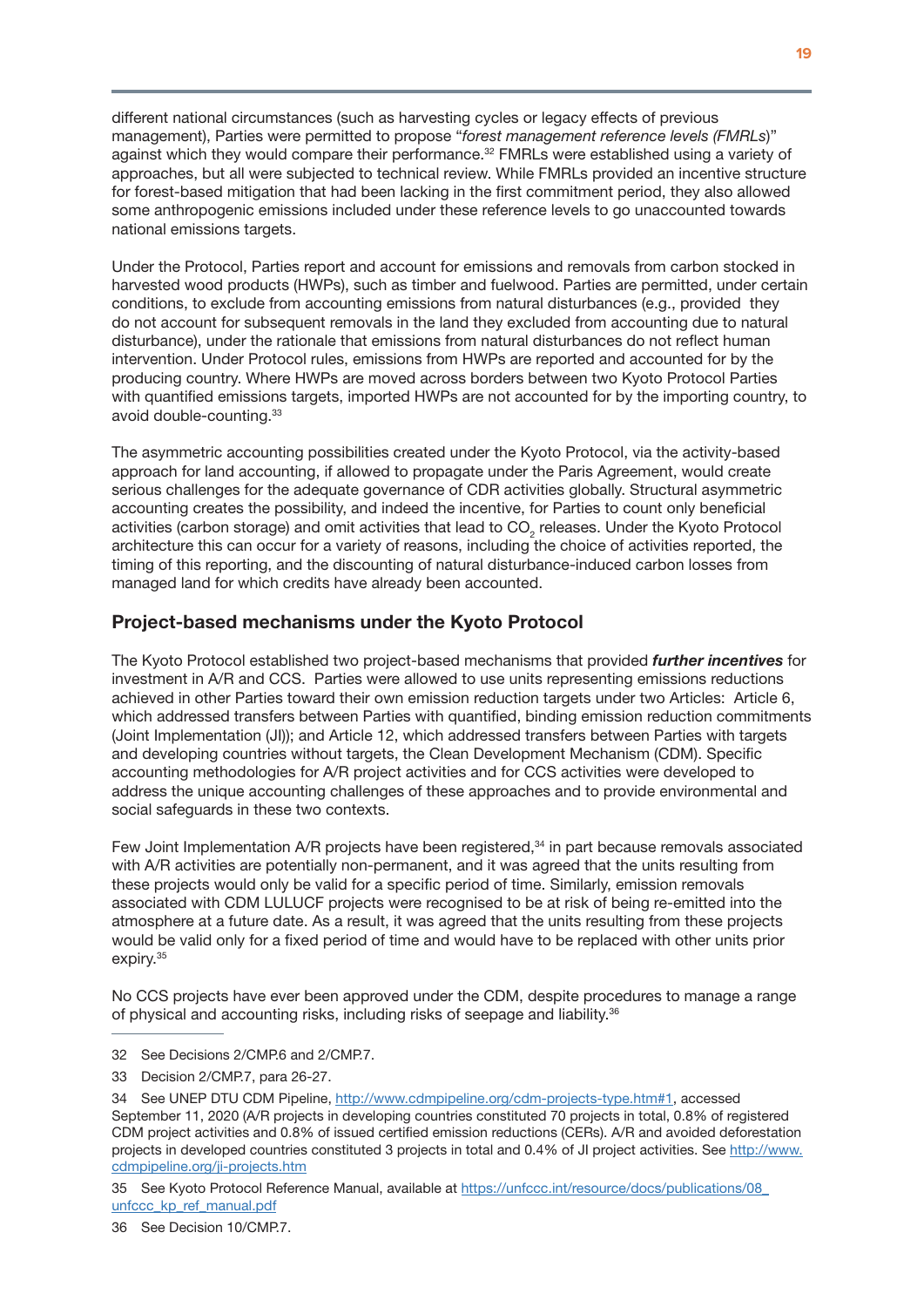different national circumstances (such as harvesting cycles or legacy effects of previous management), Parties were permitted to propose "*forest management reference levels (FMRLs*)" against which they would compare their performance.[32] FMRLs were established using a variety of approaches, but all were subjected to technical review. While FMRLs provided an incentive structure for forest-based mitigation that had been lacking in the first commitment period, they also allowed some anthropogenic emissions included under these reference levels to go unaccounted towards national emissions targets.

Under the Protocol, Parties report and account for emissions and removals from carbon stocked in harvested wood products (HWPs), such as timber and fuelwood. Parties are permitted, under certain conditions, to exclude from accounting emissions from natural disturbances (e.g., provided they do not account for subsequent removals in the land they excluded from accounting due to natural disturbance), under the rationale that emissions from natural disturbances do not reflect human intervention. Under Protocol rules, emissions from HWPs are reported and accounted for by the producing country. Where HWPs are moved across borders between two Kyoto Protocol Parties with quantified emissions targets, imported HWPs are not accounted for by the importing country, to avoid double-counting.[33]

The asymmetric accounting possibilities created under the Kyoto Protocol, via the activity-based approach for land accounting, if allowed to propagate under the Paris Agreement, would create serious challenges for the adequate governance of CDR activities globally. Structural asymmetric accounting creates the possibility, and indeed the incentive, for Parties to count only beneficial activities (carbon storage) and omit activities that lead to $CO_2$ releases. Under the Kyoto Protocol architecture this can occur for a variety of reasons, including the choice of activities reported, the timing of this reporting, and the discounting of natural disturbance-induced carbon losses from managed land for which credits have already been accounted.

## Project-based mechanisms under the Kyoto Protocol

The Kyoto Protocol established two project-based mechanisms that provided ***further incentives*** for investment in A/R and CCS. Parties were allowed to use units representing emissions reductions achieved in other Parties toward their own emission reduction targets under two Articles: Article 6, which addressed transfers between Parties with quantified, binding emission reduction commitments (Joint Implementation (JI)); and Article 12, which addressed transfers between Parties with targets and developing countries without targets, the Clean Development Mechanism (CDM). Specific accounting methodologies for A/R project activities and for CCS activities were developed to address the unique accounting challenges of these approaches and to provide environmental and social safeguards in these two contexts.

Few Joint Implementation A/R projects have been registered,[34] in part because removals associated with A/R activities are potentially non-permanent, and it was agreed that the units resulting from these projects would only be valid for a specific period of time. Similarly, emission removals associated with CDM LULUCF projects were recognised to be at risk of being re-emitted into the atmosphere at a future date. As a result, it was agreed that the units resulting from these projects would be valid only for a fixed period of time and would have to be replaced with other units prior expiry.[35]

No CCS projects have ever been approved under the CDM, despite procedures to manage a range of physical and accounting risks, including risks of seepage and liability.[36]

---

32 See Decisions 2/CMP.6 and 2/CMP.7.

33 Decision 2/CMP.7, para 26-27.

34 See UNEP DTU CDM Pipeline, http://www.cdmpipeline.org/cdm-projects-type.htm#1, accessed September 11, 2020 (A/R projects in developing countries constituted 70 projects in total, 0.8% of registered CDM project activities and 0.8% of issued certified emission reductions (CERs). A/R and avoided deforestation projects in developed countries constituted 3 projects in total and 0.4% of JI project activities. See http://www.cdmpipeline.org/ji-projects.htm

35 See Kyoto Protocol Reference Manual, available at https://unfccc.int/resource/docs/publications/08_unfccc_kp_ref_manual.pdf

36 See Decision 10/CMP.7.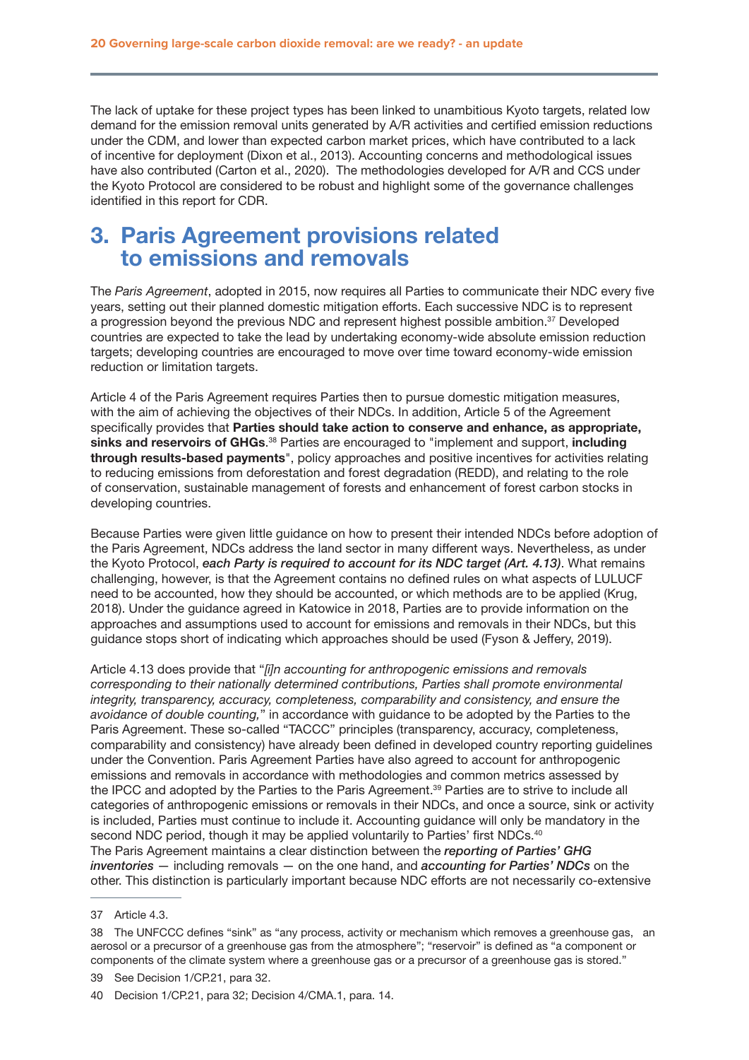The lack of uptake for these project types has been linked to unambitious Kyoto targets, related low demand for the emission removal units generated by A/R activities and certified emission reductions under the CDM, and lower than expected carbon market prices, which have contributed to a lack of incentive for deployment (Dixon et al., 2013). Accounting concerns and methodological issues have also contributed (Carton et al., 2020). The methodologies developed for A/R and CCS under the Kyoto Protocol are considered to be robust and highlight some of the governance challenges identified in this report for CDR.

# 3. Paris Agreement provisions related to emissions and removals

The *Paris Agreement*, adopted in 2015, now requires all Parties to communicate their NDC every five years, setting out their planned domestic mitigation efforts. Each successive NDC is to represent a progression beyond the previous NDC and represent highest possible ambition.[37] Developed countries are expected to take the lead by undertaking economy-wide absolute emission reduction targets; developing countries are encouraged to move over time toward economy-wide emission reduction or limitation targets.

Article 4 of the Paris Agreement requires Parties then to pursue domestic mitigation measures, with the aim of achieving the objectives of their NDCs. In addition, Article 5 of the Agreement specifically provides that **Parties should take action to conserve and enhance, as appropriate, sinks and reservoirs of GHGs**.[38] Parties are encouraged to "implement and support, **including through results-based payments**", policy approaches and positive incentives for activities relating to reducing emissions from deforestation and forest degradation (REDD), and relating to the role of conservation, sustainable management of forests and enhancement of forest carbon stocks in developing countries.

Because Parties were given little guidance on how to present their intended NDCs before adoption of the Paris Agreement, NDCs address the land sector in many different ways. Nevertheless, as under the Kyoto Protocol, ***each Party is required to account for its NDC target (Art. 4.13)***. What remains challenging, however, is that the Agreement contains no defined rules on what aspects of LULUCF need to be accounted, how they should be accounted, or which methods are to be applied (Krug, 2018). Under the guidance agreed in Katowice in 2018, Parties are to provide information on the approaches and assumptions used to account for emissions and removals in their NDCs, but this guidance stops short of indicating which approaches should be used (Fyson & Jeffery, 2019).

Article 4.13 does provide that "*[i]n accounting for anthropogenic emissions and removals corresponding to their nationally determined contributions, Parties shall promote environmental integrity, transparency, accuracy, completeness, comparability and consistency, and ensure the avoidance of double counting,*" in accordance with guidance to be adopted by the Parties to the Paris Agreement. These so-called "TACCC" principles (transparency, accuracy, completeness, comparability and consistency) have already been defined in developed country reporting guidelines under the Convention. Paris Agreement Parties have also agreed to account for anthropogenic emissions and removals in accordance with methodologies and common metrics assessed by the IPCC and adopted by the Parties to the Paris Agreement.[39] Parties are to strive to include all categories of anthropogenic emissions or removals in their NDCs, and once a source, sink or activity is included, Parties must continue to include it. Accounting guidance will only be mandatory in the second NDC period, though it may be applied voluntarily to Parties' first NDCs.[40]

The Paris Agreement maintains a clear distinction between the ***reporting of Parties' GHG inventories*** — including removals — on the one hand, and ***accounting for Parties' NDCs*** on the other. This distinction is particularly important because NDC efforts are not necessarily co-extensive

---

37 Article 4.3.

38 The UNFCCC defines "sink" as "any process, activity or mechanism which removes a greenhouse gas, an aerosol or a precursor of a greenhouse gas from the atmosphere"; "reservoir" is defined as "a component or components of the climate system where a greenhouse gas or a precursor of a greenhouse gas is stored."

39 See Decision 1/CP.21, para 32.

40 Decision 1/CP.21, para 32; Decision 4/CMA.1, para. 14.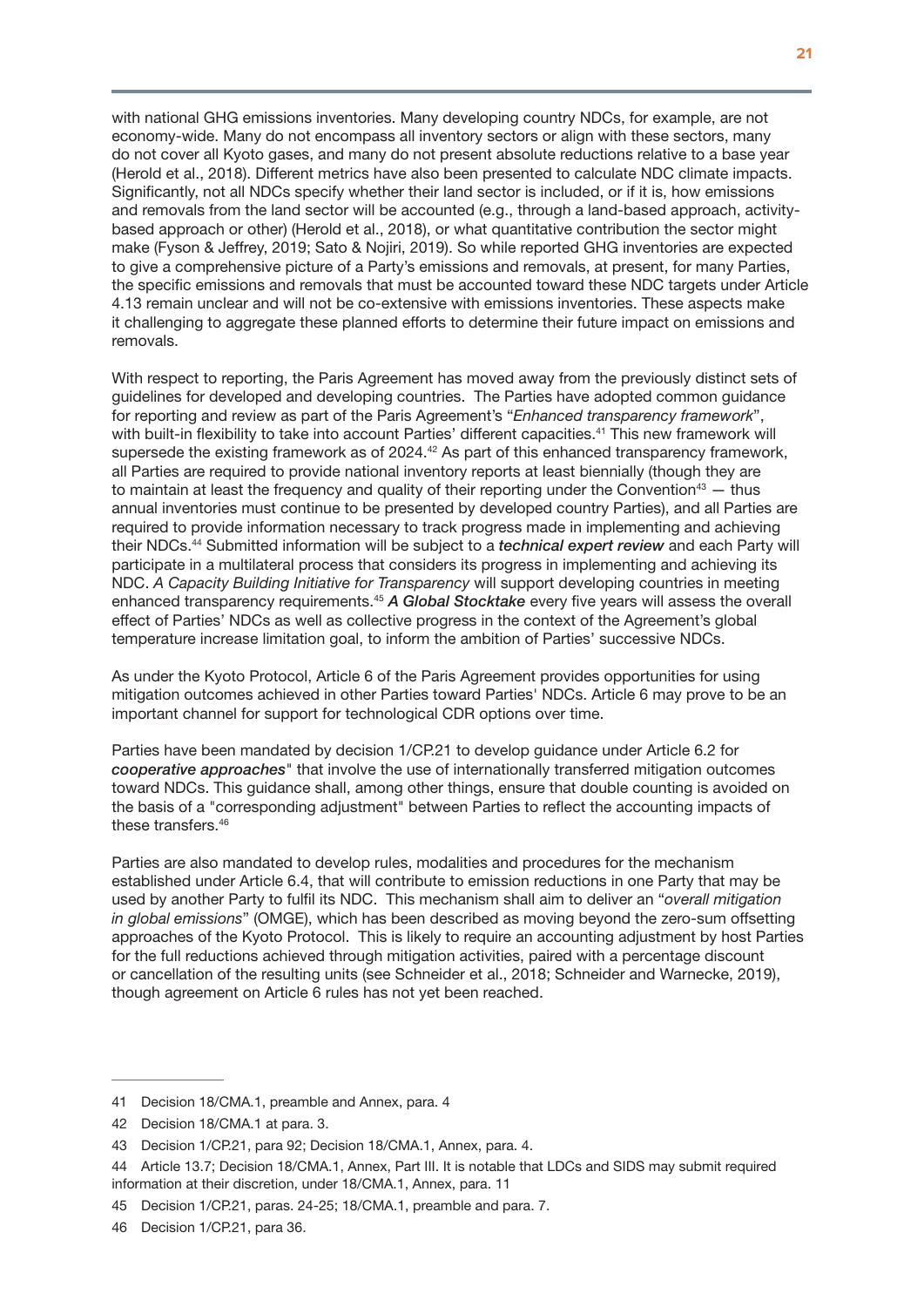with national GHG emissions inventories. Many developing country NDCs, for example, are not economy-wide. Many do not encompass all inventory sectors or align with these sectors, many do not cover all Kyoto gases, and many do not present absolute reductions relative to a base year (Herold et al., 2018). Different metrics have also been presented to calculate NDC climate impacts. Significantly, not all NDCs specify whether their land sector is included, or if it is, how emissions and removals from the land sector will be accounted (e.g., through a land-based approach, activity-based approach or other) (Herold et al., 2018), or what quantitative contribution the sector might make (Fyson & Jeffrey, 2019; Sato & Nojiri, 2019). So while reported GHG inventories are expected to give a comprehensive picture of a Party's emissions and removals, at present, for many Parties, the specific emissions and removals that must be accounted toward these NDC targets under Article 4.13 remain unclear and will not be co-extensive with emissions inventories. These aspects make it challenging to aggregate these planned efforts to determine their future impact on emissions and removals.

With respect to reporting, the Paris Agreement has moved away from the previously distinct sets of guidelines for developed and developing countries. The Parties have adopted common guidance for reporting and review as part of the Paris Agreement's "*Enhanced transparency framework*", with built-in flexibility to take into account Parties' different capacities.[41] This new framework will supersede the existing framework as of 2024.[42] As part of this enhanced transparency framework, all Parties are required to provide national inventory reports at least biennially (though they are to maintain at least the frequency and quality of their reporting under the Convention[43] — thus annual inventories must continue to be presented by developed country Parties), and all Parties are required to provide information necessary to track progress made in implementing and achieving their NDCs.[44] Submitted information will be subject to a ***technical expert review*** and each Party will participate in a multilateral process that considers its progress in implementing and achieving its NDC. *A Capacity Building Initiative for Transparency* will support developing countries in meeting enhanced transparency requirements.[45] ***A Global Stocktake*** every five years will assess the overall effect of Parties' NDCs as well as collective progress in the context of the Agreement's global temperature increase limitation goal, to inform the ambition of Parties' successive NDCs.

As under the Kyoto Protocol, Article 6 of the Paris Agreement provides opportunities for using mitigation outcomes achieved in other Parties toward Parties' NDCs. Article 6 may prove to be an important channel for support for technological CDR options over time.

Parties have been mandated by decision 1/CP.21 to develop guidance under Article 6.2 for ***cooperative approaches***" that involve the use of internationally transferred mitigation outcomes toward NDCs. This guidance shall, among other things, ensure that double counting is avoided on the basis of a "corresponding adjustment" between Parties to reflect the accounting impacts of these transfers.[46]

Parties are also mandated to develop rules, modalities and procedures for the mechanism established under Article 6.4, that will contribute to emission reductions in one Party that may be used by another Party to fulfil its NDC. This mechanism shall aim to deliver an "*overall mitigation in global emissions*" (OMGE), which has been described as moving beyond the zero-sum offsetting approaches of the Kyoto Protocol. This is likely to require an accounting adjustment by host Parties for the full reductions achieved through mitigation activities, paired with a percentage discount or cancellation of the resulting units (see Schneider et al., 2018; Schneider and Warnecke, 2019), though agreement on Article 6 rules has not yet been reached.

---

41 Decision 18/CMA.1, preamble and Annex, para. 4

42 Decision 18/CMA.1 at para. 3.

43 Decision 1/CP.21, para 92; Decision 18/CMA.1, Annex, para. 4.

44 Article 13.7; Decision 18/CMA.1, Annex, Part III. It is notable that LDCs and SIDS may submit required information at their discretion, under 18/CMA.1, Annex, para. 11

45 Decision 1/CP.21, paras. 24-25; 18/CMA.1, preamble and para. 7.

46 Decision 1/CP.21, para 36.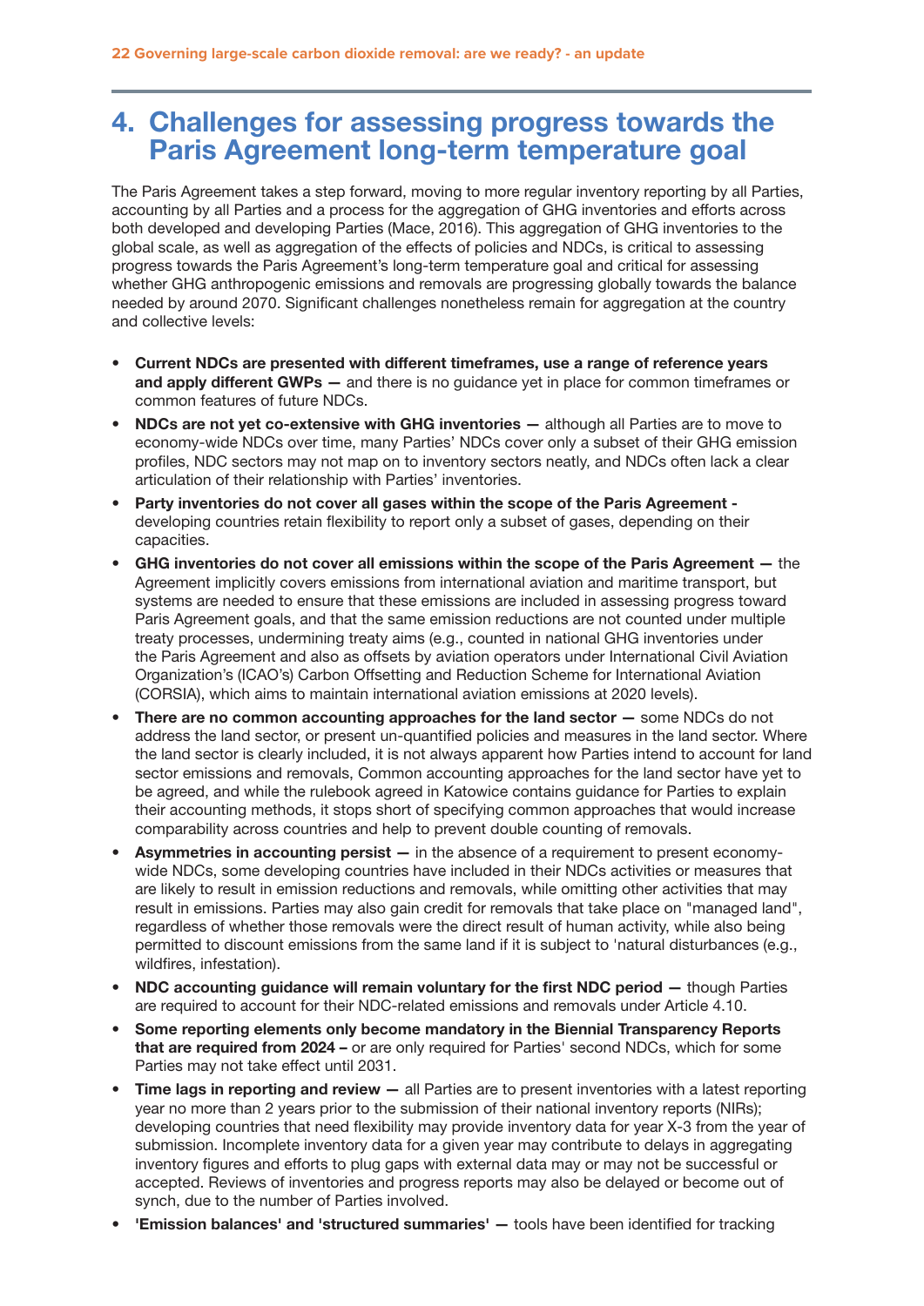# 4. Challenges for assessing progress towards the Paris Agreement long-term temperature goal

The Paris Agreement takes a step forward, moving to more regular inventory reporting by all Parties, accounting by all Parties and a process for the aggregation of GHG inventories and efforts across both developed and developing Parties (Mace, 2016). This aggregation of GHG inventories to the global scale, as well as aggregation of the effects of policies and NDCs, is critical to assessing progress towards the Paris Agreement's long-term temperature goal and critical for assessing whether GHG anthropogenic emissions and removals are progressing globally towards the balance needed by around 2070. Significant challenges nonetheless remain for aggregation at the country and collective levels:

- **Current NDCs are presented with different timeframes, use a range of reference years and apply different GWPs —** and there is no guidance yet in place for common timeframes or common features of future NDCs.
- **NDCs are not yet co-extensive with GHG inventories —** although all Parties are to move to economy-wide NDCs over time, many Parties' NDCs cover only a subset of their GHG emission profiles, NDC sectors may not map on to inventory sectors neatly, and NDCs often lack a clear articulation of their relationship with Parties' inventories.
- **Party inventories do not cover all gases within the scope of the Paris Agreement -** developing countries retain flexibility to report only a subset of gases, depending on their capacities.
- **GHG inventories do not cover all emissions within the scope of the Paris Agreement —** the Agreement implicitly covers emissions from international aviation and maritime transport, but systems are needed to ensure that these emissions are included in assessing progress toward Paris Agreement goals, and that the same emission reductions are not counted under multiple treaty processes, undermining treaty aims (e.g., counted in national GHG inventories under the Paris Agreement and also as offsets by aviation operators under International Civil Aviation Organization's (ICAO's) Carbon Offsetting and Reduction Scheme for International Aviation (CORSIA), which aims to maintain international aviation emissions at 2020 levels).
- **There are no common accounting approaches for the land sector —** some NDCs do not address the land sector, or present un-quantified policies and measures in the land sector. Where the land sector is clearly included, it is not always apparent how Parties intend to account for land sector emissions and removals, Common accounting approaches for the land sector have yet to be agreed, and while the rulebook agreed in Katowice contains guidance for Parties to explain their accounting methods, it stops short of specifying common approaches that would increase comparability across countries and help to prevent double counting of removals.
- **Asymmetries in accounting persist —** in the absence of a requirement to present economy-wide NDCs, some developing countries have included in their NDCs activities or measures that are likely to result in emission reductions and removals, while omitting other activities that may result in emissions. Parties may also gain credit for removals that take place on "managed land", regardless of whether those removals were the direct result of human activity, while also being permitted to discount emissions from the same land if it is subject to 'natural disturbances (e.g., wildfires, infestation).
- **NDC accounting guidance will remain voluntary for the first NDC period —** though Parties are required to account for their NDC-related emissions and removals under Article 4.10.
- **Some reporting elements only become mandatory in the Biennial Transparency Reports that are required from 2024 –** or are only required for Parties' second NDCs, which for some Parties may not take effect until 2031.
- **Time lags in reporting and review —** all Parties are to present inventories with a latest reporting year no more than 2 years prior to the submission of their national inventory reports (NIRs); developing countries that need flexibility may provide inventory data for year X-3 from the year of submission. Incomplete inventory data for a given year may contribute to delays in aggregating inventory figures and efforts to plug gaps with external data may or may not be successful or accepted. Reviews of inventories and progress reports may also be delayed or become out of synch, due to the number of Parties involved.
- **'Emission balances' and 'structured summaries' —** tools have been identified for tracking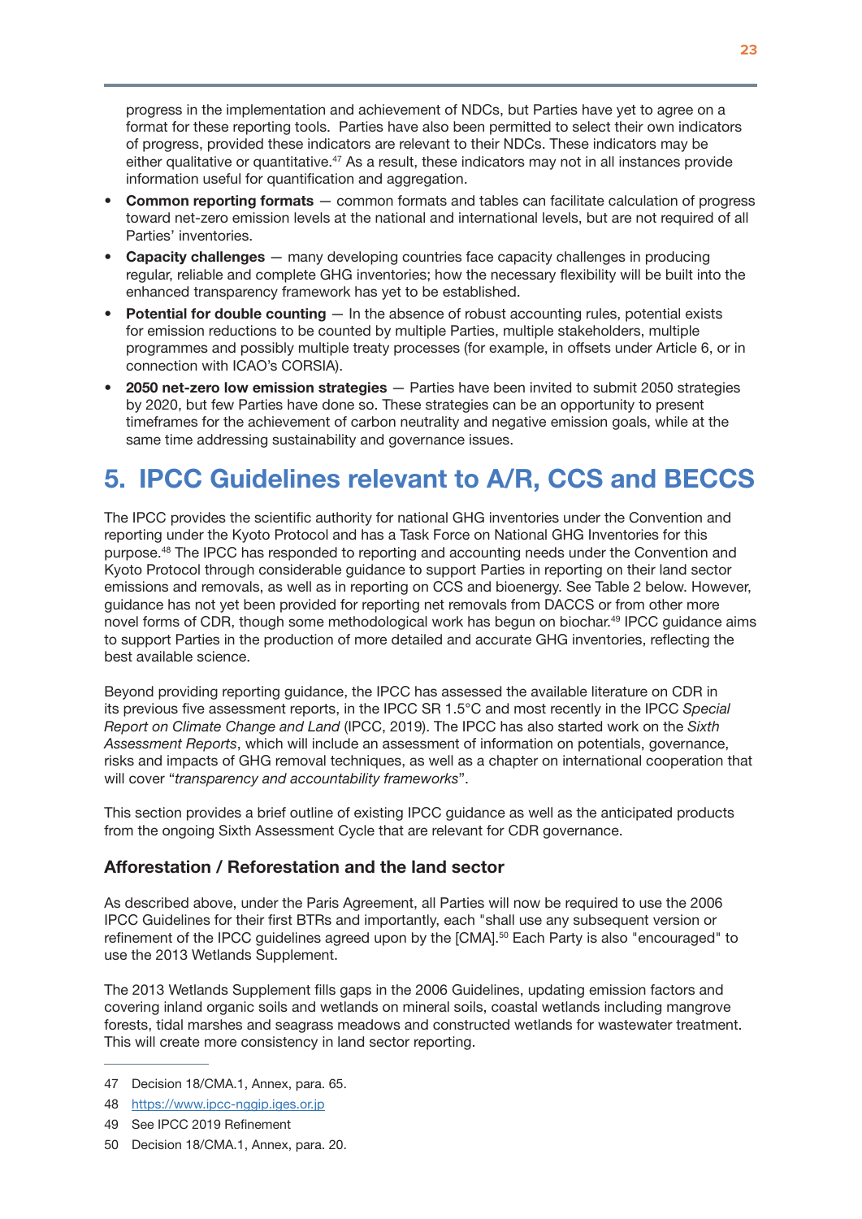progress in the implementation and achievement of NDCs, but Parties have yet to agree on a format for these reporting tools. Parties have also been permitted to select their own indicators of progress, provided these indicators are relevant to their NDCs. These indicators may be either qualitative or quantitative.[47] As a result, these indicators may not in all instances provide information useful for quantification and aggregation.

- **Common reporting formats** — common formats and tables can facilitate calculation of progress toward net-zero emission levels at the national and international levels, but are not required of all Parties' inventories.
- **Capacity challenges** — many developing countries face capacity challenges in producing regular, reliable and complete GHG inventories; how the necessary flexibility will be built into the enhanced transparency framework has yet to be established.
- **Potential for double counting** — In the absence of robust accounting rules, potential exists for emission reductions to be counted by multiple Parties, multiple stakeholders, multiple programmes and possibly multiple treaty processes (for example, in offsets under Article 6, or in connection with ICAO's CORSIA).
- **2050 net-zero low emission strategies** — Parties have been invited to submit 2050 strategies by 2020, but few Parties have done so. These strategies can be an opportunity to present timeframes for the achievement of carbon neutrality and negative emission goals, while at the same time addressing sustainability and governance issues.

# 5. IPCC Guidelines relevant to A/R, CCS and BECCS

The IPCC provides the scientific authority for national GHG inventories under the Convention and reporting under the Kyoto Protocol and has a Task Force on National GHG Inventories for this purpose.[48] The IPCC has responded to reporting and accounting needs under the Convention and Kyoto Protocol through considerable guidance to support Parties in reporting on their land sector emissions and removals, as well as in reporting on CCS and bioenergy. See Table 2 below. However, guidance has not yet been provided for reporting net removals from DACCS or from other more novel forms of CDR, though some methodological work has begun on biochar.[49] IPCC guidance aims to support Parties in the production of more detailed and accurate GHG inventories, reflecting the best available science.

Beyond providing reporting guidance, the IPCC has assessed the available literature on CDR in its previous five assessment reports, in the IPCC SR 1.5°C and most recently in the IPCC *Special Report on Climate Change and Land* (IPCC, 2019). The IPCC has also started work on the *Sixth Assessment Reports*, which will include an assessment of information on potentials, governance, risks and impacts of GHG removal techniques, as well as a chapter on international cooperation that will cover "*transparency and accountability frameworks*".

This section provides a brief outline of existing IPCC guidance as well as the anticipated products from the ongoing Sixth Assessment Cycle that are relevant for CDR governance.

## Afforestation / Reforestation and the land sector

As described above, under the Paris Agreement, all Parties will now be required to use the 2006 IPCC Guidelines for their first BTRs and importantly, each "shall use any subsequent version or refinement of the IPCC guidelines agreed upon by the [CMA].[50] Each Party is also "encouraged" to use the 2013 Wetlands Supplement.

The 2013 Wetlands Supplement fills gaps in the 2006 Guidelines, updating emission factors and covering inland organic soils and wetlands on mineral soils, coastal wetlands including mangrove forests, tidal marshes and seagrass meadows and constructed wetlands for wastewater treatment. This will create more consistency in land sector reporting.

---

47 Decision 18/CMA.1, Annex, para. 65.

48 https://www.ipcc-nggip.iges.or.jp

49 See IPCC 2019 Refinement

50 Decision 18/CMA.1, Annex, para. 20.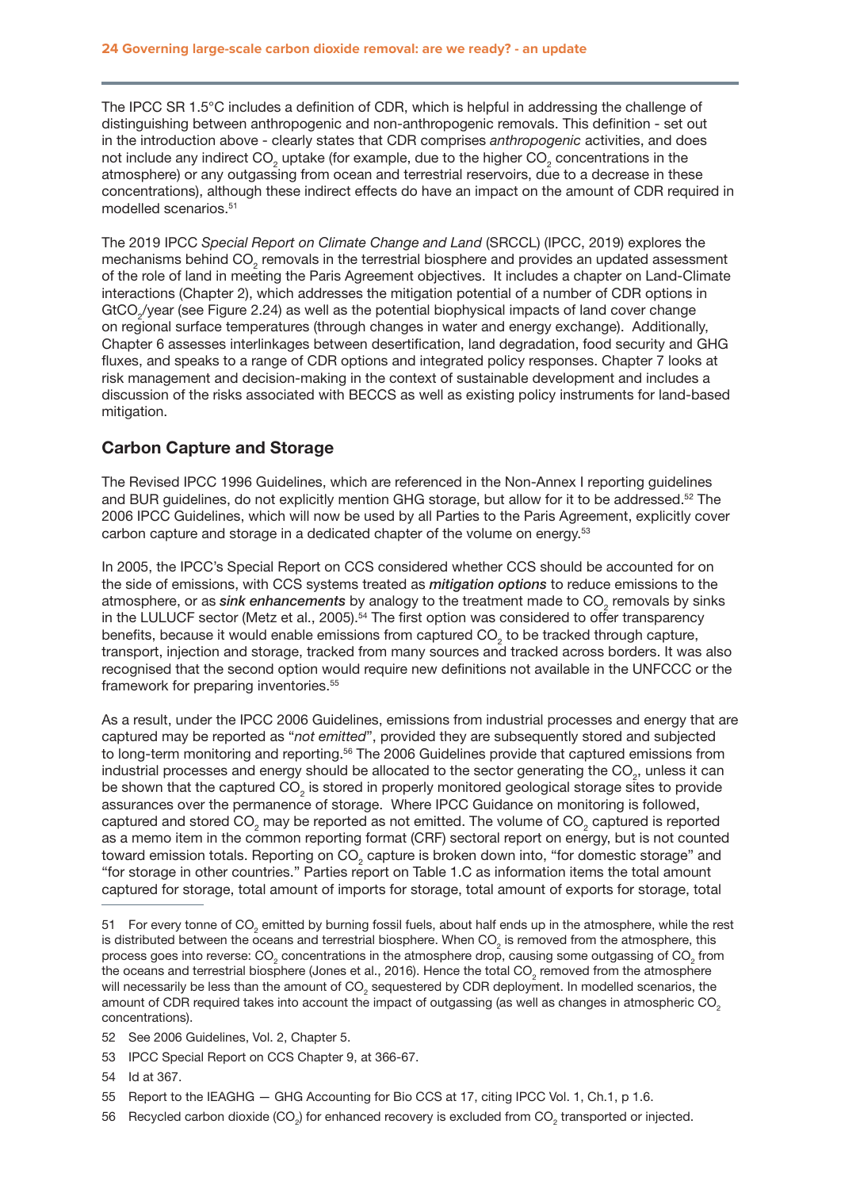The IPCC SR 1.5°C includes a definition of CDR, which is helpful in addressing the challenge of distinguishing between anthropogenic and non-anthropogenic removals. This definition - set out in the introduction above - clearly states that CDR comprises *anthropogenic* activities, and does not include any indirect $CO_2$ uptake (for example, due to the higher $CO_2$ concentrations in the atmosphere) or any outgassing from ocean and terrestrial reservoirs, due to a decrease in these concentrations), although these indirect effects do have an impact on the amount of CDR required in modelled scenarios.[51]

The 2019 IPCC *Special Report on Climate Change and Land* (SRCCL) (IPCC, 2019) explores the mechanisms behind $CO_2$ removals in the terrestrial biosphere and provides an updated assessment of the role of land in meeting the Paris Agreement objectives. It includes a chapter on Land-Climate interactions (Chapter 2), which addresses the mitigation potential of a number of CDR options in $GtCO_2$/year (see Figure 2.24) as well as the potential biophysical impacts of land cover change on regional surface temperatures (through changes in water and energy exchange). Additionally, Chapter 6 assesses interlinkages between desertification, land degradation, food security and GHG fluxes, and speaks to a range of CDR options and integrated policy responses. Chapter 7 looks at risk management and decision-making in the context of sustainable development and includes a discussion of the risks associated with BECCS as well as existing policy instruments for land-based mitigation.

## Carbon Capture and Storage

The Revised IPCC 1996 Guidelines, which are referenced in the Non-Annex I reporting guidelines and BUR guidelines, do not explicitly mention GHG storage, but allow for it to be addressed.[52] The 2006 IPCC Guidelines, which will now be used by all Parties to the Paris Agreement, explicitly cover carbon capture and storage in a dedicated chapter of the volume on energy.[53]

In 2005, the IPCC's Special Report on CCS considered whether CCS should be accounted for on the side of emissions, with CCS systems treated as ***mitigation options*** to reduce emissions to the atmosphere, or as ***sink enhancements*** by analogy to the treatment made to $CO_2$ removals by sinks in the LULUCF sector (Metz et al., 2005).[54] The first option was considered to offer transparency benefits, because it would enable emissions from captured $CO_2$ to be tracked through capture, transport, injection and storage, tracked from many sources and tracked across borders. It was also recognised that the second option would require new definitions not available in the UNFCCC or the framework for preparing inventories.[55]

As a result, under the IPCC 2006 Guidelines, emissions from industrial processes and energy that are captured may be reported as "*not emitted*", provided they are subsequently stored and subjected to long-term monitoring and reporting.[56] The 2006 Guidelines provide that captured emissions from industrial processes and energy should be allocated to the sector generating the $CO_2$, unless it can be shown that the captured $CO_2$ is stored in properly monitored geological storage sites to provide assurances over the permanence of storage. Where IPCC Guidance on monitoring is followed, captured and stored $CO_2$ may be reported as not emitted. The volume of $CO_2$ captured is reported as a memo item in the common reporting format (CRF) sectoral report on energy, but is not counted toward emission totals. Reporting on $CO_2$ capture is broken down into, "for domestic storage" and "for storage in other countries." Parties report on Table 1.C as information items the total amount captured for storage, total amount of imports for storage, total amount of exports for storage, total

---

51 For every tonne of $CO_2$ emitted by burning fossil fuels, about half ends up in the atmosphere, while the rest is distributed between the oceans and terrestrial biosphere. When $CO_2$ is removed from the atmosphere, this process goes into reverse: $CO_2$ concentrations in the atmosphere drop, causing some outgassing of $CO_2$ from the oceans and terrestrial biosphere (Jones et al., 2016). Hence the total $CO_2$ removed from the atmosphere will necessarily be less than the amount of $CO_2$ sequestered by CDR deployment. In modelled scenarios, the amount of CDR required takes into account the impact of outgassing (as well as changes in atmospheric $CO_2$ concentrations).

52 See 2006 Guidelines, Vol. 2, Chapter 5.

53 IPCC Special Report on CCS Chapter 9, at 366-67.

54 Id at 367.

55 Report to the IEAGHG — GHG Accounting for Bio CCS at 17, citing IPCC Vol. 1, Ch.1, p 1.6.

56 Recycled carbon dioxide ($CO_2$) for enhanced recovery is excluded from $CO_2$ transported or injected.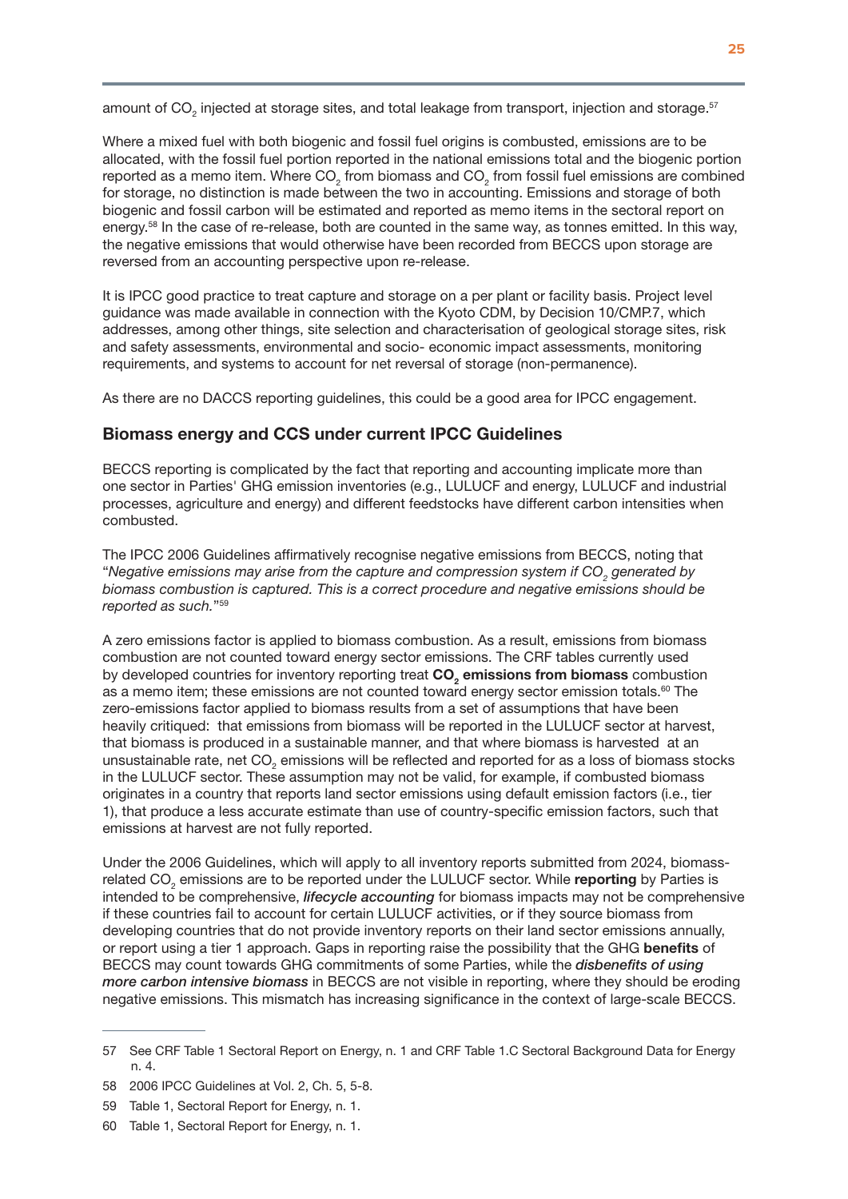amount of $CO_2$ injected at storage sites, and total leakage from transport, injection and storage.[57]

Where a mixed fuel with both biogenic and fossil fuel origins is combusted, emissions are to be allocated, with the fossil fuel portion reported in the national emissions total and the biogenic portion reported as a memo item. Where $CO_2$ from biomass and $CO_2$ from fossil fuel emissions are combined for storage, no distinction is made between the two in accounting. Emissions and storage of both biogenic and fossil carbon will be estimated and reported as memo items in the sectoral report on energy.[58] In the case of re-release, both are counted in the same way, as tonnes emitted. In this way, the negative emissions that would otherwise have been recorded from BECCS upon storage are reversed from an accounting perspective upon re-release.

It is IPCC good practice to treat capture and storage on a per plant or facility basis. Project level guidance was made available in connection with the Kyoto CDM, by Decision 10/CMP.7, which addresses, among other things, site selection and characterisation of geological storage sites, risk and safety assessments, environmental and socio- economic impact assessments, monitoring requirements, and systems to account for net reversal of storage (non-permanence).

As there are no DACCS reporting guidelines, this could be a good area for IPCC engagement.

## Biomass energy and CCS under current IPCC Guidelines

BECCS reporting is complicated by the fact that reporting and accounting implicate more than one sector in Parties' GHG emission inventories (e.g., LULUCF and energy, LULUCF and industrial processes, agriculture and energy) and different feedstocks have different carbon intensities when combusted.

The IPCC 2006 Guidelines affirmatively recognise negative emissions from BECCS, noting that "*Negative emissions may arise from the capture and compression system if $CO_2$ generated by biomass combustion is captured. This is a correct procedure and negative emissions should be reported as such.*"[59]

A zero emissions factor is applied to biomass combustion. As a result, emissions from biomass combustion are not counted toward energy sector emissions. The CRF tables currently used by developed countries for inventory reporting treat **$CO_2$ emissions from biomass** combustion as a memo item; these emissions are not counted toward energy sector emission totals.[60] The zero-emissions factor applied to biomass results from a set of assumptions that have been heavily critiqued: that emissions from biomass will be reported in the LULUCF sector at harvest, that biomass is produced in a sustainable manner, and that where biomass is harvested at an unsustainable rate, net $CO_2$ emissions will be reflected and reported for as a loss of biomass stocks in the LULUCF sector. These assumption may not be valid, for example, if combusted biomass originates in a country that reports land sector emissions using default emission factors (i.e., tier 1), that produce a less accurate estimate than use of country-specific emission factors, such that emissions at harvest are not fully reported.

Under the 2006 Guidelines, which will apply to all inventory reports submitted from 2024, biomass-related $CO_2$ emissions are to be reported under the LULUCF sector. While **reporting** by Parties is intended to be comprehensive, ***lifecycle accounting*** for biomass impacts may not be comprehensive if these countries fail to account for certain LULUCF activities, or if they source biomass from developing countries that do not provide inventory reports on their land sector emissions annually, or report using a tier 1 approach. Gaps in reporting raise the possibility that the GHG **benefits** of BECCS may count towards GHG commitments of some Parties, while the ***disbenefits of using more carbon intensive biomass*** in BECCS are not visible in reporting, where they should be eroding negative emissions. This mismatch has increasing significance in the context of large-scale BECCS.

---

57 See CRF Table 1 Sectoral Report on Energy, n. 1 and CRF Table 1.C Sectoral Background Data for Energy n. 4.

58 2006 IPCC Guidelines at Vol. 2, Ch. 5, 5-8.

59 Table 1, Sectoral Report for Energy, n. 1.

60 Table 1, Sectoral Report for Energy, n. 1.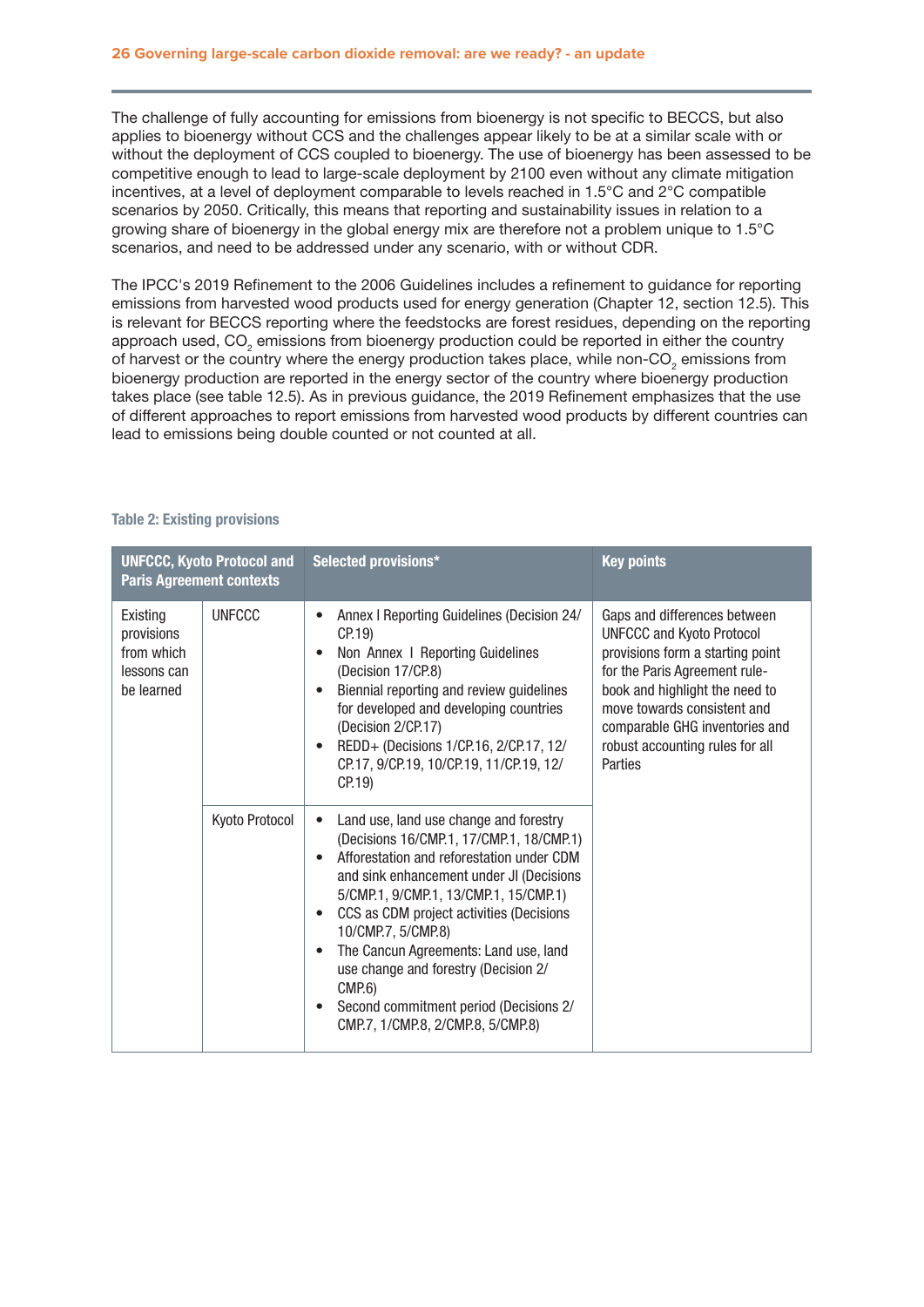The challenge of fully accounting for emissions from bioenergy is not specific to BECCS, but also applies to bioenergy without CCS and the challenges appear likely to be at a similar scale with or without the deployment of CCS coupled to bioenergy. The use of bioenergy has been assessed to be competitive enough to lead to large-scale deployment by 2100 even without any climate mitigation incentives, at a level of deployment comparable to levels reached in 1.5°C and 2°C compatible scenarios by 2050. Critically, this means that reporting and sustainability issues in relation to a growing share of bioenergy in the global energy mix are therefore not a problem unique to 1.5°C scenarios, and need to be addressed under any scenario, with or without CDR.

The IPCC's 2019 Refinement to the 2006 Guidelines includes a refinement to guidance for reporting emissions from harvested wood products used for energy generation (Chapter 12, section 12.5). This is relevant for BECCS reporting where the feedstocks are forest residues, depending on the reporting approach used, $CO_2$ emissions from bioenergy production could be reported in either the country of harvest or the country where the energy production takes place, while non-$CO_2$ emissions from bioenergy production are reported in the energy sector of the country where bioenergy production takes place (see table 12.5). As in previous guidance, the 2019 Refinement emphasizes that the use of different approaches to report emissions from harvested wood products by different countries can lead to emissions being double counted or not counted at all.

**Table 2: Existing provisions**

| UNFCCC, Kyoto Protocol and Paris Agreement contexts | | Selected provisions* | Key points |
|---|---|---|---|
| Existing provisions from which lessons can be learned | UNFCCC | • Annex I Reporting Guidelines (Decision 24/CP.19)<br>• Non Annex I Reporting Guidelines (Decision 17/CP.8)<br>• Biennial reporting and review guidelines for developed and developing countries (Decision 2/CP.17)<br>• REDD+ (Decisions 1/CP.16, 2/CP.17, 12/CP.17, 9/CP.19, 10/CP.19, 11/CP.19, 12/CP.19) | Gaps and differences between UNFCCC and Kyoto Protocol provisions form a starting point for the Paris Agreement rule-book and highlight the need to move towards consistent and comparable GHG inventories and robust accounting rules for all Parties |
| | Kyoto Protocol | • Land use, land use change and forestry (Decisions 16/CMP.1, 17/CMP.1, 18/CMP.1)<br>• Afforestation and reforestation under CDM and sink enhancement under JI (Decisions 5/CMP.1, 9/CMP.1, 13/CMP.1, 15/CMP.1)<br>• CCS as CDM project activities (Decisions 10/CMP.7, 5/CMP.8)<br>• The Cancun Agreements: Land use, land use change and forestry (Decision 2/CMP.6)<br>• Second commitment period (Decisions 2/CMP.7, 1/CMP.8, 2/CMP.8, 5/CMP.8) | |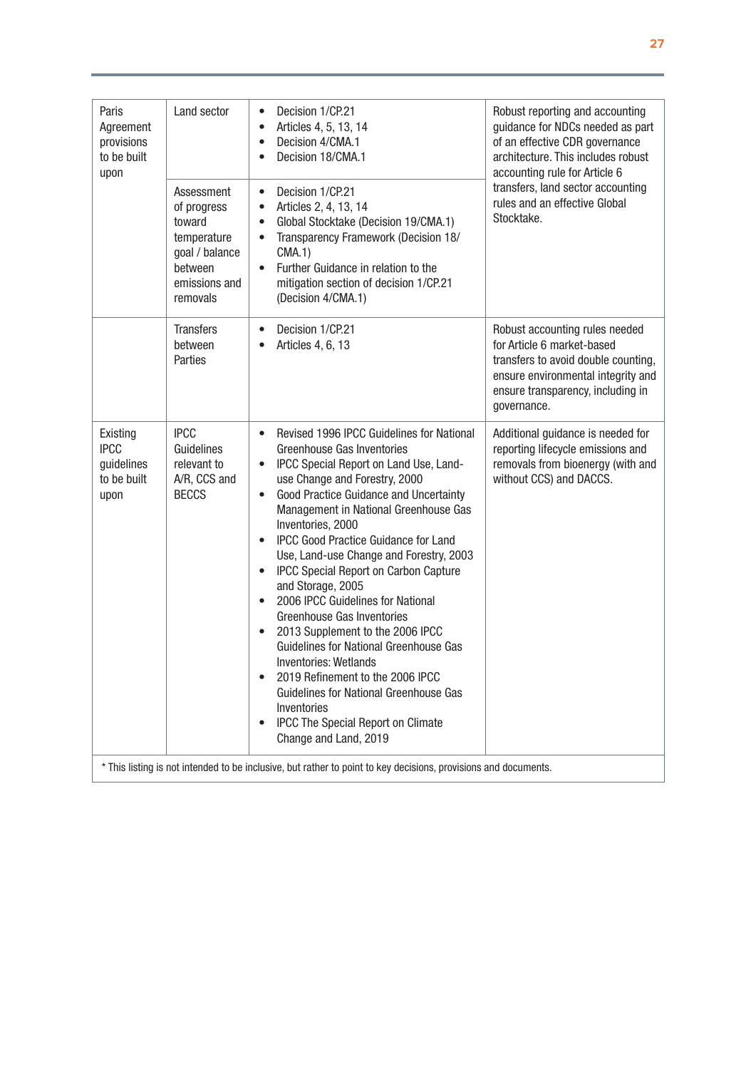| | | | |
|---|---|---|---|
| Paris Agreement provisions to be built upon | Land sector | • Decision 1/CP.21<br>• Articles 4, 5, 13, 14<br>• Decision 4/CMA.1<br>• Decision 18/CMA.1 | Robust reporting and accounting guidance for NDCs needed as part of an effective CDR governance architecture. This includes robust accounting rule for Article 6 transfers, land sector accounting rules and an effective Global Stocktake. |
| | Assessment of progress toward temperature goal / balance between emissions and removals | • Decision 1/CP.21<br>• Articles 2, 4, 13, 14<br>• Global Stocktake (Decision 19/CMA.1)<br>• Transparency Framework (Decision 18/ CMA.1)<br>• Further Guidance in relation to the mitigation section of decision 1/CP.21 (Decision 4/CMA.1) | |
| | Transfers between Parties | • Decision 1/CP.21<br>• Articles 4, 6, 13 | Robust accounting rules needed for Article 6 market-based transfers to avoid double counting, ensure environmental integrity and ensure transparency, including in governance. |
| Existing IPCC guidelines to be built upon | IPCC Guidelines relevant to A/R, CCS and BECCS | • Revised 1996 IPCC Guidelines for National Greenhouse Gas Inventories<br>• IPCC Special Report on Land Use, Land-use Change and Forestry, 2000<br>• Good Practice Guidance and Uncertainty Management in National Greenhouse Gas Inventories, 2000<br>• IPCC Good Practice Guidance for Land Use, Land-use Change and Forestry, 2003<br>• IPCC Special Report on Carbon Capture and Storage, 2005<br>• 2006 IPCC Guidelines for National Greenhouse Gas Inventories<br>• 2013 Supplement to the 2006 IPCC Guidelines for National Greenhouse Gas Inventories: Wetlands<br>• 2019 Refinement to the 2006 IPCC Guidelines for National Greenhouse Gas Inventories<br>• IPCC The Special Report on Climate Change and Land, 2019 | Additional guidance is needed for reporting lifecycle emissions and removals from bioenergy (with and without CCS) and DACCS. |
| * This listing is not intended to be inclusive, but rather to point to key decisions, provisions and documents. | | | |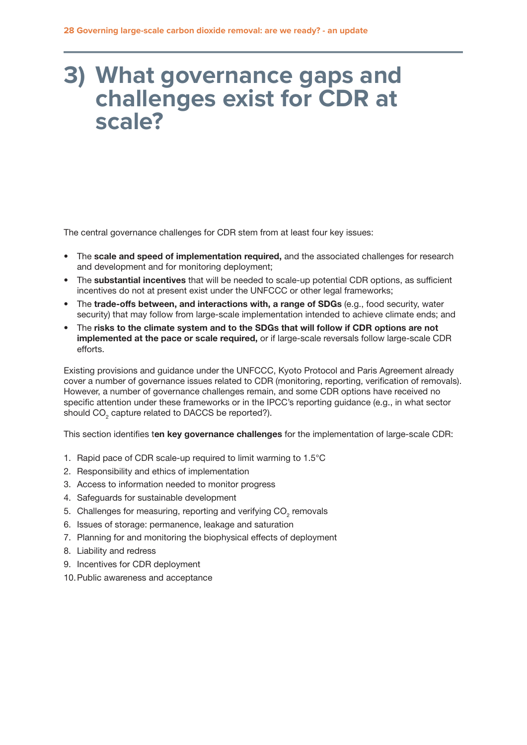# 3) What governance gaps and challenges exist for CDR at scale?

The central governance challenges for CDR stem from at least four key issues:

- The **scale and speed of implementation required,** and the associated challenges for research and development and for monitoring deployment;
- The **substantial incentives** that will be needed to scale-up potential CDR options, as sufficient incentives do not at present exist under the UNFCCC or other legal frameworks;
- The **trade-offs between, and interactions with, a range of SDGs** (e.g., food security, water security) that may follow from large-scale implementation intended to achieve climate ends; and
- The **risks to the climate system and to the SDGs that will follow if CDR options are not implemented at the pace or scale required,** or if large-scale reversals follow large-scale CDR efforts.

Existing provisions and guidance under the UNFCCC, Kyoto Protocol and Paris Agreement already cover a number of governance issues related to CDR (monitoring, reporting, verification of removals). However, a number of governance challenges remain, and some CDR options have received no specific attention under these frameworks or in the IPCC's reporting guidance (e.g., in what sector should $CO_2$ capture related to DACCS be reported?).

This section identifies t**en key governance challenges** for the implementation of large-scale CDR:

1. Rapid pace of CDR scale-up required to limit warming to 1.5°C
2. Responsibility and ethics of implementation
3. Access to information needed to monitor progress
4. Safeguards for sustainable development
5. Challenges for measuring, reporting and verifying $CO_2$ removals
6. Issues of storage: permanence, leakage and saturation
7. Planning for and monitoring the biophysical effects of deployment
8. Liability and redress
9. Incentives for CDR deployment
10. Public awareness and acceptance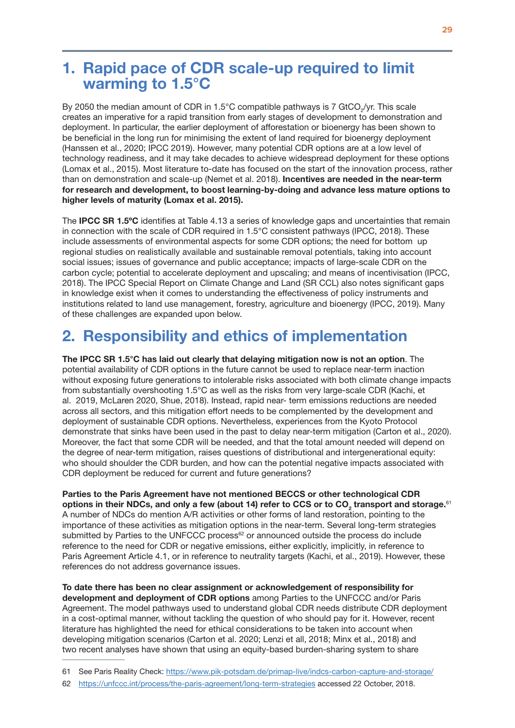# 1. Rapid pace of CDR scale-up required to limit warming to 1.5°C

By 2050 the median amount of CDR in 1.5°C compatible pathways is 7 $GtCO_2$/yr. This scale creates an imperative for a rapid transition from early stages of development to demonstration and deployment. In particular, the earlier deployment of afforestation or bioenergy has been shown to be beneficial in the long run for minimising the extent of land required for bioenergy deployment (Hanssen et al., 2020; IPCC 2019). However, many potential CDR options are at a low level of technology readiness, and it may take decades to achieve widespread deployment for these options (Lomax et al., 2015). Most literature to-date has focused on the start of the innovation process, rather than on demonstration and scale-up (Nemet et al. 2018). **Incentives are needed in the near-term for research and development, to boost learning-by-doing and advance less mature options to higher levels of maturity (Lomax et al. 2015).**

The **IPCC SR 1.5ºC** identifies at Table 4.13 a series of knowledge gaps and uncertainties that remain in connection with the scale of CDR required in 1.5°C consistent pathways (IPCC, 2018). These include assessments of environmental aspects for some CDR options; the need for bottom up regional studies on realistically available and sustainable removal potentials, taking into account social issues; issues of governance and public acceptance; impacts of large-scale CDR on the carbon cycle; potential to accelerate deployment and upscaling; and means of incentivisation (IPCC, 2018). The IPCC Special Report on Climate Change and Land (SR CCL) also notes significant gaps in knowledge exist when it comes to understanding the effectiveness of policy instruments and institutions related to land use management, forestry, agriculture and bioenergy (IPCC, 2019). Many of these challenges are expanded upon below.

# 2. Responsibility and ethics of implementation

**The IPCC SR 1.5°C has laid out clearly that delaying mitigation now is not an option**. The potential availability of CDR options in the future cannot be used to replace near-term inaction without exposing future generations to intolerable risks associated with both climate change impacts from substantially overshooting 1.5°C as well as the risks from very large-scale CDR (Kachi, et al. 2019, McLaren 2020, Shue, 2018). Instead, rapid near- term emissions reductions are needed across all sectors, and this mitigation effort needs to be complemented by the development and deployment of sustainable CDR options. Nevertheless, experiences from the Kyoto Protocol demonstrate that sinks have been used in the past to delay near-term mitigation (Carton et al., 2020). Moreover, the fact that some CDR will be needed, and that the total amount needed will depend on the degree of near-term mitigation, raises questions of distributional and intergenerational equity: who should shoulder the CDR burden, and how can the potential negative impacts associated with CDR deployment be reduced for current and future generations?

**Parties to the Paris Agreement have not mentioned BECCS or other technological CDR options in their NDCs, and only a few (about 14) refer to CCS or to $CO_2$ transport and storage.**[61] A number of NDCs do mention A/R activities or other forms of land restoration, pointing to the importance of these activities as mitigation options in the near-term. Several long-term strategies submitted by Parties to the UNFCCC process[62] or announced outside the process do include reference to the need for CDR or negative emissions, either explicitly, implicitly, in reference to Paris Agreement Article 4.1, or in reference to neutrality targets (Kachi, et al., 2019). However, these references do not address governance issues.

**To date there has been no clear assignment or acknowledgement of responsibility for development and deployment of CDR options** among Parties to the UNFCCC and/or Paris Agreement. The model pathways used to understand global CDR needs distribute CDR deployment in a cost-optimal manner, without tackling the question of who should pay for it. However, recent literature has highlighted the need for ethical considerations to be taken into account when developing mitigation scenarios (Carton et al. 2020; Lenzi et all, 2018; Minx et al., 2018) and two recent analyses have shown that using an equity-based burden-sharing system to share

---

61 See Paris Reality Check: https://www.pik-potsdam.de/primap-live/indcs-carbon-capture-and-storage/

62 https://unfccc.int/process/the-paris-agreement/long-term-strategies accessed 22 October, 2018.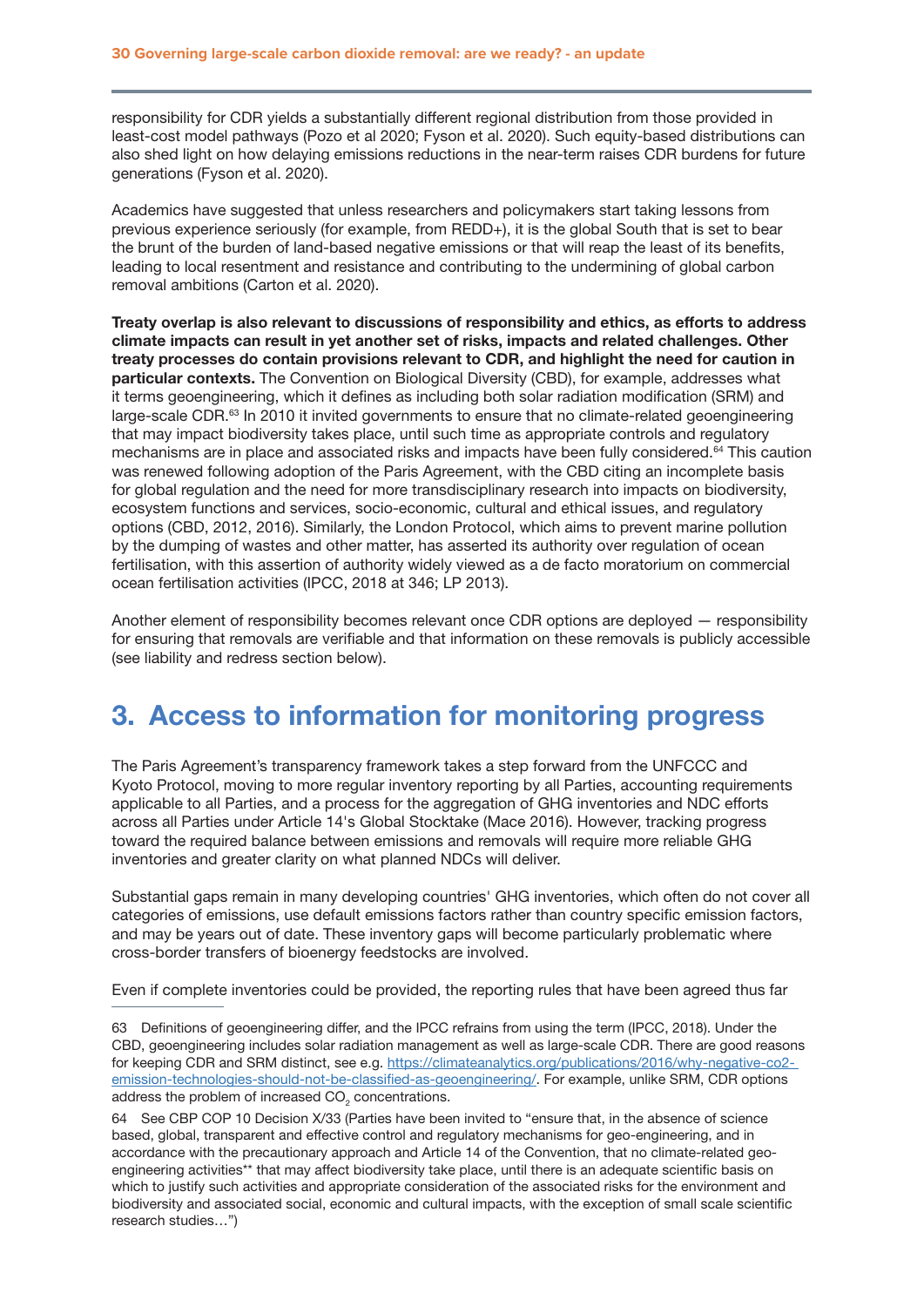responsibility for CDR yields a substantially different regional distribution from those provided in least-cost model pathways (Pozo et al 2020; Fyson et al. 2020). Such equity-based distributions can also shed light on how delaying emissions reductions in the near-term raises CDR burdens for future generations (Fyson et al. 2020).

Academics have suggested that unless researchers and policymakers start taking lessons from previous experience seriously (for example, from REDD+), it is the global South that is set to bear the brunt of the burden of land-based negative emissions or that will reap the least of its benefits, leading to local resentment and resistance and contributing to the undermining of global carbon removal ambitions (Carton et al. 2020).

**Treaty overlap is also relevant to discussions of responsibility and ethics, as efforts to address climate impacts can result in yet another set of risks, impacts and related challenges. Other treaty processes do contain provisions relevant to CDR, and highlight the need for caution in particular contexts.** The Convention on Biological Diversity (CBD), for example, addresses what it terms geoengineering, which it defines as including both solar radiation modification (SRM) and large-scale CDR.[63] In 2010 it invited governments to ensure that no climate-related geoengineering that may impact biodiversity takes place, until such time as appropriate controls and regulatory mechanisms are in place and associated risks and impacts have been fully considered.[64] This caution was renewed following adoption of the Paris Agreement, with the CBD citing an incomplete basis for global regulation and the need for more transdisciplinary research into impacts on biodiversity, ecosystem functions and services, socio-economic, cultural and ethical issues, and regulatory options (CBD, 2012, 2016). Similarly, the London Protocol, which aims to prevent marine pollution by the dumping of wastes and other matter, has asserted its authority over regulation of ocean fertilisation, with this assertion of authority widely viewed as a de facto moratorium on commercial ocean fertilisation activities (IPCC, 2018 at 346; LP 2013).

Another element of responsibility becomes relevant once CDR options are deployed — responsibility for ensuring that removals are verifiable and that information on these removals is publicly accessible (see liability and redress section below).

## 3. Access to information for monitoring progress

The Paris Agreement's transparency framework takes a step forward from the UNFCCC and Kyoto Protocol, moving to more regular inventory reporting by all Parties, accounting requirements applicable to all Parties, and a process for the aggregation of GHG inventories and NDC efforts across all Parties under Article 14's Global Stocktake (Mace 2016). However, tracking progress toward the required balance between emissions and removals will require more reliable GHG inventories and greater clarity on what planned NDCs will deliver.

Substantial gaps remain in many developing countries' GHG inventories, which often do not cover all categories of emissions, use default emissions factors rather than country specific emission factors, and may be years out of date. These inventory gaps will become particularly problematic where cross-border transfers of bioenergy feedstocks are involved.

Even if complete inventories could be provided, the reporting rules that have been agreed thus far

---

63 Definitions of geoengineering differ, and the IPCC refrains from using the term (IPCC, 2018). Under the CBD, geoengineering includes solar radiation management as well as large-scale CDR. There are good reasons for keeping CDR and SRM distinct, see e.g. https://climateanalytics.org/publications/2016/why-negative-co2-emission-technologies-should-not-be-classified-as-geoengineering/. For example, unlike SRM, CDR options address the problem of increased $CO_2$ concentrations.

64 See CBP COP 10 Decision X/33 (Parties have been invited to "ensure that, in the absence of science based, global, transparent and effective control and regulatory mechanisms for geo-engineering, and in accordance with the precautionary approach and Article 14 of the Convention, that no climate-related geo-engineering activities** that may affect biodiversity take place, until there is an adequate scientific basis on which to justify such activities and appropriate consideration of the associated risks for the environment and biodiversity and associated social, economic and cultural impacts, with the exception of small scale scientific research studies…")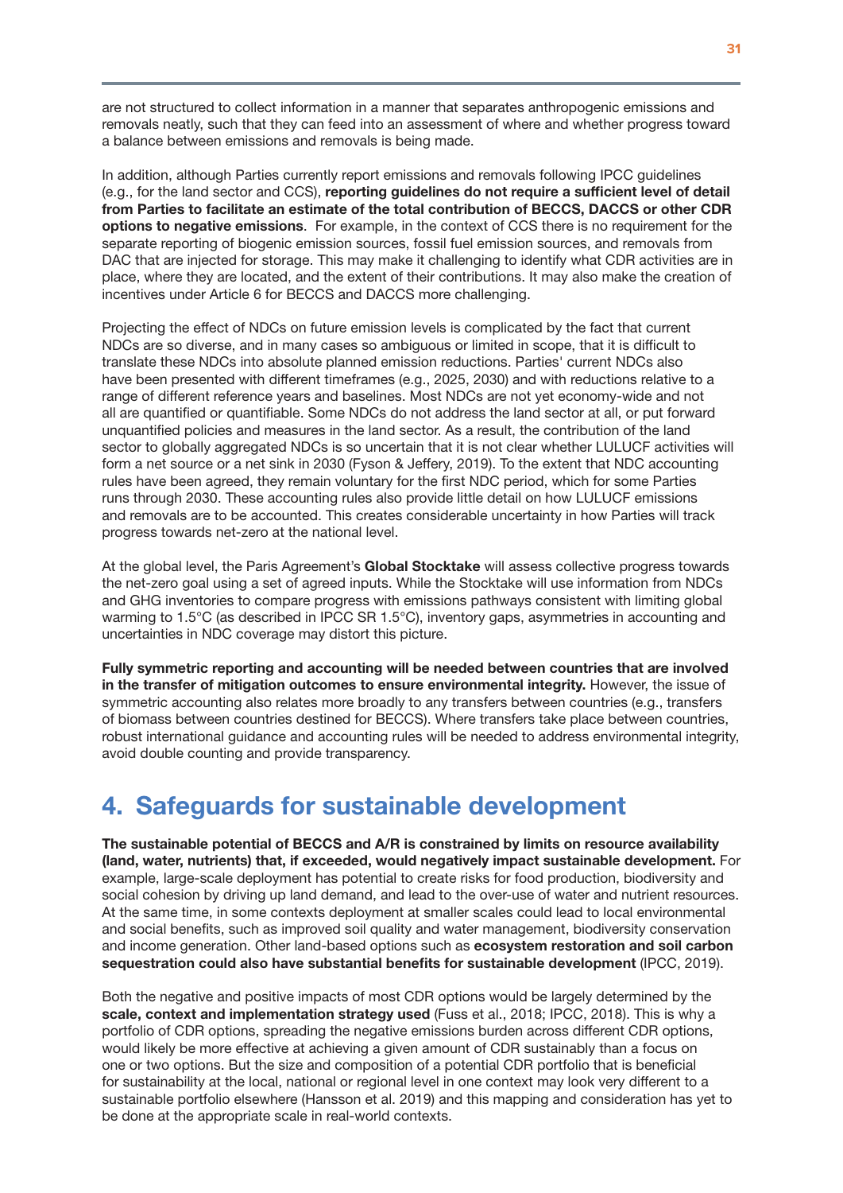are not structured to collect information in a manner that separates anthropogenic emissions and removals neatly, such that they can feed into an assessment of where and whether progress toward a balance between emissions and removals is being made.

In addition, although Parties currently report emissions and removals following IPCC guidelines (e.g., for the land sector and CCS), **reporting guidelines do not require a sufficient level of detail from Parties to facilitate an estimate of the total contribution of BECCS, DACCS or other CDR options to negative emissions**. For example, in the context of CCS there is no requirement for the separate reporting of biogenic emission sources, fossil fuel emission sources, and removals from DAC that are injected for storage. This may make it challenging to identify what CDR activities are in place, where they are located, and the extent of their contributions. It may also make the creation of incentives under Article 6 for BECCS and DACCS more challenging.

Projecting the effect of NDCs on future emission levels is complicated by the fact that current NDCs are so diverse, and in many cases so ambiguous or limited in scope, that it is difficult to translate these NDCs into absolute planned emission reductions. Parties' current NDCs also have been presented with different timeframes (e.g., 2025, 2030) and with reductions relative to a range of different reference years and baselines. Most NDCs are not yet economy-wide and not all are quantified or quantifiable. Some NDCs do not address the land sector at all, or put forward unquantified policies and measures in the land sector. As a result, the contribution of the land sector to globally aggregated NDCs is so uncertain that it is not clear whether LULUCF activities will form a net source or a net sink in 2030 (Fyson & Jeffery, 2019). To the extent that NDC accounting rules have been agreed, they remain voluntary for the first NDC period, which for some Parties runs through 2030. These accounting rules also provide little detail on how LULUCF emissions and removals are to be accounted. This creates considerable uncertainty in how Parties will track progress towards net-zero at the national level.

At the global level, the Paris Agreement's **Global Stocktake** will assess collective progress towards the net-zero goal using a set of agreed inputs. While the Stocktake will use information from NDCs and GHG inventories to compare progress with emissions pathways consistent with limiting global warming to 1.5°C (as described in IPCC SR 1.5°C), inventory gaps, asymmetries in accounting and uncertainties in NDC coverage may distort this picture.

**Fully symmetric reporting and accounting will be needed between countries that are involved in the transfer of mitigation outcomes to ensure environmental integrity.** However, the issue of symmetric accounting also relates more broadly to any transfers between countries (e.g., transfers of biomass between countries destined for BECCS). Where transfers take place between countries, robust international guidance and accounting rules will be needed to address environmental integrity, avoid double counting and provide transparency.

# 4. Safeguards for sustainable development

**The sustainable potential of BECCS and A/R is constrained by limits on resource availability (land, water, nutrients) that, if exceeded, would negatively impact sustainable development.** For example, large-scale deployment has potential to create risks for food production, biodiversity and social cohesion by driving up land demand, and lead to the over-use of water and nutrient resources. At the same time, in some contexts deployment at smaller scales could lead to local environmental and social benefits, such as improved soil quality and water management, biodiversity conservation and income generation. Other land-based options such as **ecosystem restoration and soil carbon sequestration could also have substantial benefits for sustainable development** (IPCC, 2019).

Both the negative and positive impacts of most CDR options would be largely determined by the **scale, context and implementation strategy used** (Fuss et al., 2018; IPCC, 2018). This is why a portfolio of CDR options, spreading the negative emissions burden across different CDR options, would likely be more effective at achieving a given amount of CDR sustainably than a focus on one or two options. But the size and composition of a potential CDR portfolio that is beneficial for sustainability at the local, national or regional level in one context may look very different to a sustainable portfolio elsewhere (Hansson et al. 2019) and this mapping and consideration has yet to be done at the appropriate scale in real-world contexts.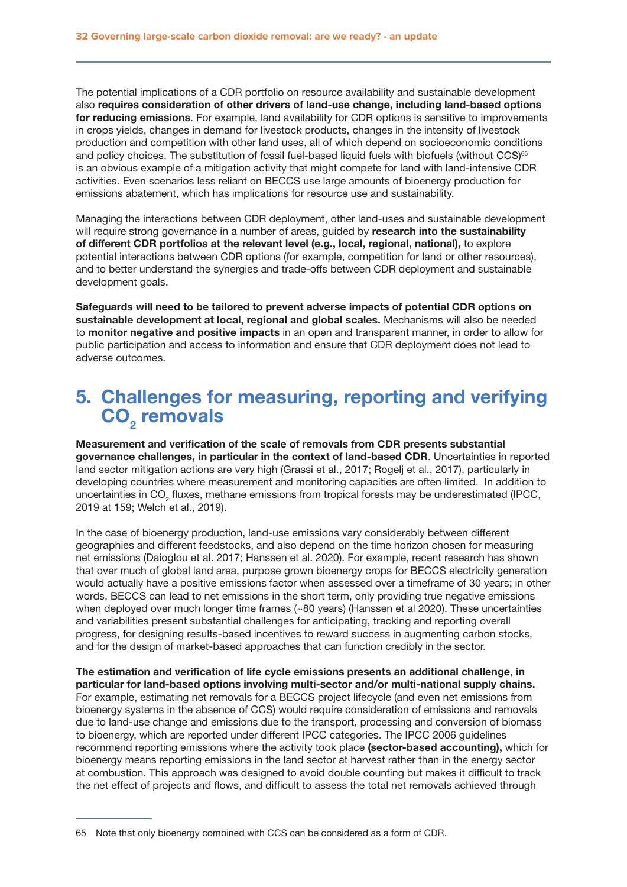The potential implications of a CDR portfolio on resource availability and sustainable development also **requires consideration of other drivers of land-use change, including land-based options for reducing emissions**. For example, land availability for CDR options is sensitive to improvements in crops yields, changes in demand for livestock products, changes in the intensity of livestock production and competition with other land uses, all of which depend on socioeconomic conditions and policy choices. The substitution of fossil fuel-based liquid fuels with biofuels (without CCS)[65] is an obvious example of a mitigation activity that might compete for land with land-intensive CDR activities. Even scenarios less reliant on BECCS use large amounts of bioenergy production for emissions abatement, which has implications for resource use and sustainability.

Managing the interactions between CDR deployment, other land-uses and sustainable development will require strong governance in a number of areas, guided by **research into the sustainability of different CDR portfolios at the relevant level (e.g., local, regional, national),** to explore potential interactions between CDR options (for example, competition for land or other resources), and to better understand the synergies and trade-offs between CDR deployment and sustainable development goals.

**Safeguards will need to be tailored to prevent adverse impacts of potential CDR options on sustainable development at local, regional and global scales.** Mechanisms will also be needed to **monitor negative and positive impacts** in an open and transparent manner, in order to allow for public participation and access to information and ensure that CDR deployment does not lead to adverse outcomes.

# 5. Challenges for measuring, reporting and verifying $CO_2$ removals

**Measurement and verification of the scale of removals from CDR presents substantial governance challenges, in particular in the context of land-based CDR**. Uncertainties in reported land sector mitigation actions are very high (Grassi et al., 2017; Rogelj et al., 2017), particularly in developing countries where measurement and monitoring capacities are often limited. In addition to uncertainties in $CO_2$ fluxes, methane emissions from tropical forests may be underestimated (IPCC, 2019 at 159; Welch et al., 2019).

In the case of bioenergy production, land-use emissions vary considerably between different geographies and different feedstocks, and also depend on the time horizon chosen for measuring net emissions (Daioglou et al. 2017; Hanssen et al. 2020). For example, recent research has shown that over much of global land area, purpose grown bioenergy crops for BECCS electricity generation would actually have a positive emissions factor when assessed over a timeframe of 30 years; in other words, BECCS can lead to net emissions in the short term, only providing true negative emissions when deployed over much longer time frames (~80 years) (Hanssen et al 2020). These uncertainties and variabilities present substantial challenges for anticipating, tracking and reporting overall progress, for designing results-based incentives to reward success in augmenting carbon stocks, and for the design of market-based approaches that can function credibly in the sector.

**The estimation and verification of life cycle emissions presents an additional challenge, in particular for land-based options involving multi-sector and/or multi-national supply chains.** For example, estimating net removals for a BECCS project lifecycle (and even net emissions from bioenergy systems in the absence of CCS) would require consideration of emissions and removals due to land-use change and emissions due to the transport, processing and conversion of biomass to bioenergy, which are reported under different IPCC categories. The IPCC 2006 guidelines recommend reporting emissions where the activity took place **(sector-based accounting),** which for bioenergy means reporting emissions in the land sector at harvest rather than in the energy sector at combustion. This approach was designed to avoid double counting but makes it difficult to track the net effect of projects and flows, and difficult to assess the total net removals achieved through

65 Note that only bioenergy combined with CCS can be considered as a form of CDR.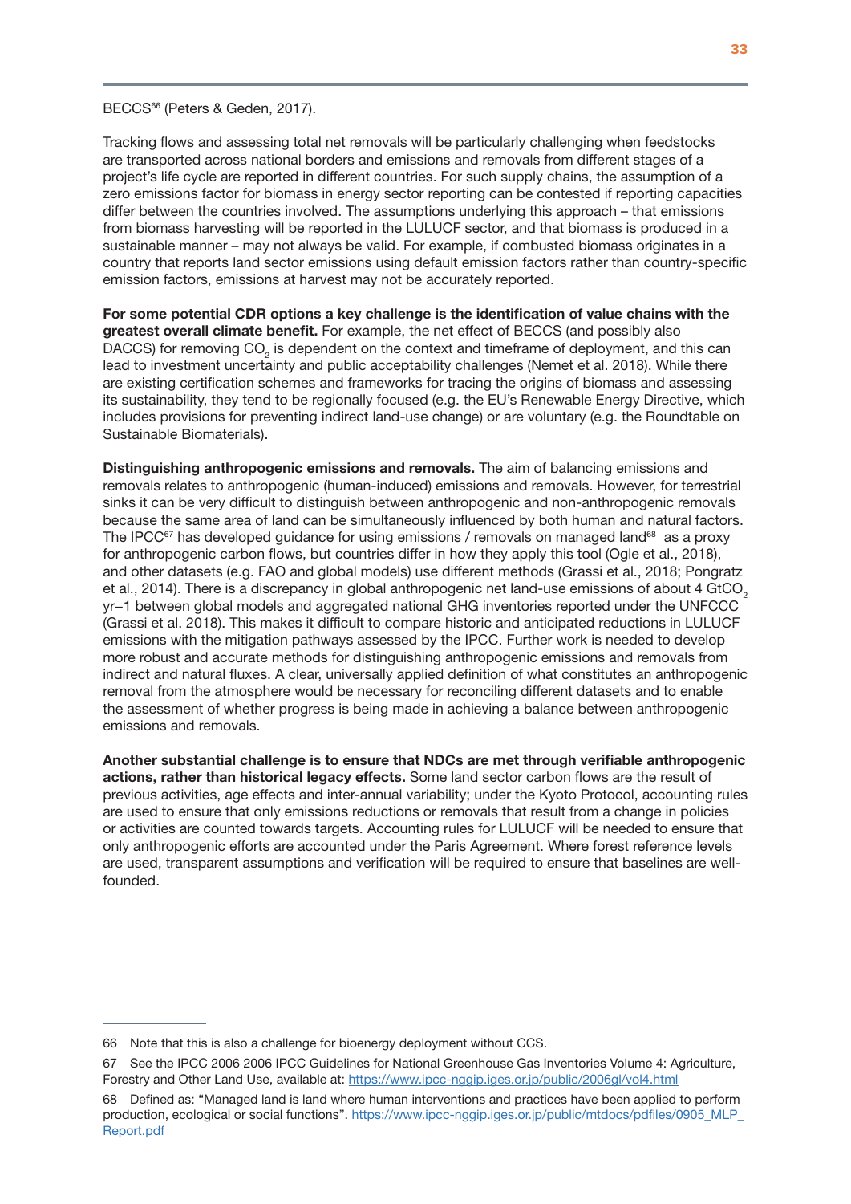BECCS[66] (Peters & Geden, 2017).

Tracking flows and assessing total net removals will be particularly challenging when feedstocks are transported across national borders and emissions and removals from different stages of a project's life cycle are reported in different countries. For such supply chains, the assumption of a zero emissions factor for biomass in energy sector reporting can be contested if reporting capacities differ between the countries involved. The assumptions underlying this approach – that emissions from biomass harvesting will be reported in the LULUCF sector, and that biomass is produced in a sustainable manner – may not always be valid. For example, if combusted biomass originates in a country that reports land sector emissions using default emission factors rather than country-specific emission factors, emissions at harvest may not be accurately reported.

**For some potential CDR options a key challenge is the identification of value chains with the greatest overall climate benefit.** For example, the net effect of BECCS (and possibly also DACCS) for removing $CO_2$ is dependent on the context and timeframe of deployment, and this can lead to investment uncertainty and public acceptability challenges (Nemet et al. 2018). While there are existing certification schemes and frameworks for tracing the origins of biomass and assessing its sustainability, they tend to be regionally focused (e.g. the EU's Renewable Energy Directive, which includes provisions for preventing indirect land-use change) or are voluntary (e.g. the Roundtable on Sustainable Biomaterials).

**Distinguishing anthropogenic emissions and removals.** The aim of balancing emissions and removals relates to anthropogenic (human-induced) emissions and removals. However, for terrestrial sinks it can be very difficult to distinguish between anthropogenic and non-anthropogenic removals because the same area of land can be simultaneously influenced by both human and natural factors. The IPCC[67] has developed guidance for using emissions / removals on managed land[68] as a proxy for anthropogenic carbon flows, but countries differ in how they apply this tool (Ogle et al., 2018), and other datasets (e.g. FAO and global models) use different methods (Grassi et al., 2018; Pongratz et al., 2014). There is a discrepancy in global anthropogenic net land-use emissions of about 4 $GtCO_2$ yr−1 between global models and aggregated national GHG inventories reported under the UNFCCC (Grassi et al. 2018). This makes it difficult to compare historic and anticipated reductions in LULUCF emissions with the mitigation pathways assessed by the IPCC. Further work is needed to develop more robust and accurate methods for distinguishing anthropogenic emissions and removals from indirect and natural fluxes. A clear, universally applied definition of what constitutes an anthropogenic removal from the atmosphere would be necessary for reconciling different datasets and to enable the assessment of whether progress is being made in achieving a balance between anthropogenic emissions and removals.

**Another substantial challenge is to ensure that NDCs are met through verifiable anthropogenic actions, rather than historical legacy effects.** Some land sector carbon flows are the result of previous activities, age effects and inter-annual variability; under the Kyoto Protocol, accounting rules are used to ensure that only emissions reductions or removals that result from a change in policies or activities are counted towards targets. Accounting rules for LULUCF will be needed to ensure that only anthropogenic efforts are accounted under the Paris Agreement. Where forest reference levels are used, transparent assumptions and verification will be required to ensure that baselines are well-founded.

---

66 Note that this is also a challenge for bioenergy deployment without CCS.

67 See the IPCC 2006 2006 IPCC Guidelines for National Greenhouse Gas Inventories Volume 4: Agriculture, Forestry and Other Land Use, available at: https://www.ipcc-nggip.iges.or.jp/public/2006gl/vol4.html

68 Defined as: "Managed land is land where human interventions and practices have been applied to perform production, ecological or social functions". https://www.ipcc-nggip.iges.or.jp/public/mtdocs/pdffiles/0905_MLP_Report.pdf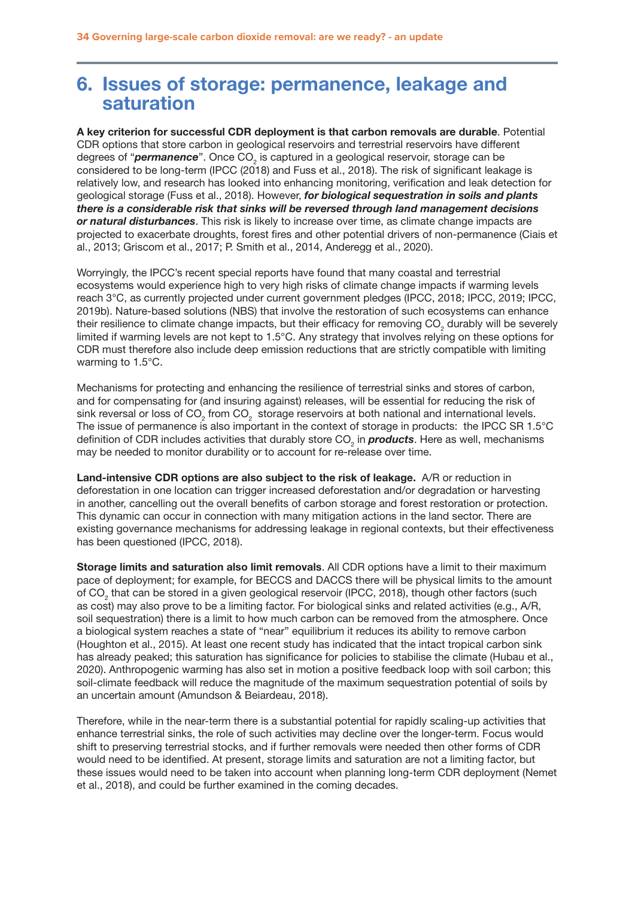# 6. Issues of storage: permanence, leakage and saturation

**A key criterion for successful CDR deployment is that carbon removals are durable**. Potential CDR options that store carbon in geological reservoirs and terrestrial reservoirs have different degrees of "***permanence***". Once $CO_2$ is captured in a geological reservoir, storage can be considered to be long-term (IPCC (2018) and Fuss et al., 2018). The risk of significant leakage is relatively low, and research has looked into enhancing monitoring, verification and leak detection for geological storage (Fuss et al., 2018). However, ***for biological sequestration in soils and plants there is a considerable risk that sinks will be reversed through land management decisions or natural disturbances***. This risk is likely to increase over time, as climate change impacts are projected to exacerbate droughts, forest fires and other potential drivers of non-permanence (Ciais et al., 2013; Griscom et al., 2017; P. Smith et al., 2014, Anderegg et al., 2020).

Worryingly, the IPCC's recent special reports have found that many coastal and terrestrial ecosystems would experience high to very high risks of climate change impacts if warming levels reach 3°C, as currently projected under current government pledges (IPCC, 2018; IPCC, 2019; IPCC, 2019b). Nature-based solutions (NBS) that involve the restoration of such ecosystems can enhance their resilience to climate change impacts, but their efficacy for removing $CO_2$ durably will be severely limited if warming levels are not kept to 1.5°C. Any strategy that involves relying on these options for CDR must therefore also include deep emission reductions that are strictly compatible with limiting warming to 1.5°C.

Mechanisms for protecting and enhancing the resilience of terrestrial sinks and stores of carbon, and for compensating for (and insuring against) releases, will be essential for reducing the risk of sink reversal or loss of $CO_2$ from $CO_2$ storage reservoirs at both national and international levels. The issue of permanence is also important in the context of storage in products: the IPCC SR 1.5°C definition of CDR includes activities that durably store $CO_2$ in ***products***. Here as well, mechanisms may be needed to monitor durability or to account for re-release over time.

**Land-intensive CDR options are also subject to the risk of leakage.** A/R or reduction in deforestation in one location can trigger increased deforestation and/or degradation or harvesting in another, cancelling out the overall benefits of carbon storage and forest restoration or protection. This dynamic can occur in connection with many mitigation actions in the land sector. There are existing governance mechanisms for addressing leakage in regional contexts, but their effectiveness has been questioned (IPCC, 2018).

**Storage limits and saturation also limit removals**. All CDR options have a limit to their maximum pace of deployment; for example, for BECCS and DACCS there will be physical limits to the amount of $CO_2$ that can be stored in a given geological reservoir (IPCC, 2018), though other factors (such as cost) may also prove to be a limiting factor. For biological sinks and related activities (e.g., A/R, soil sequestration) there is a limit to how much carbon can be removed from the atmosphere. Once a biological system reaches a state of "near" equilibrium it reduces its ability to remove carbon (Houghton et al., 2015). At least one recent study has indicated that the intact tropical carbon sink has already peaked; this saturation has significance for policies to stabilise the climate (Hubau et al., 2020). Anthropogenic warming has also set in motion a positive feedback loop with soil carbon; this soil-climate feedback will reduce the magnitude of the maximum sequestration potential of soils by an uncertain amount (Amundson & Beiardeau, 2018).

Therefore, while in the near-term there is a substantial potential for rapidly scaling-up activities that enhance terrestrial sinks, the role of such activities may decline over the longer-term. Focus would shift to preserving terrestrial stocks, and if further removals were needed then other forms of CDR would need to be identified. At present, storage limits and saturation are not a limiting factor, but these issues would need to be taken into account when planning long-term CDR deployment (Nemet et al., 2018), and could be further examined in the coming decades.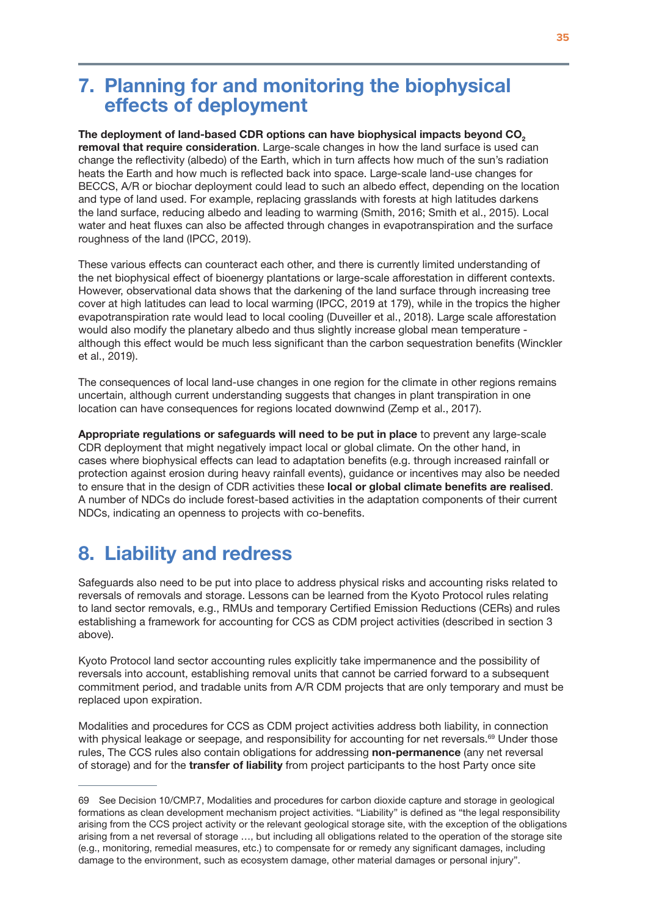## 7. Planning for and monitoring the biophysical effects of deployment

**The deployment of land-based CDR options can have biophysical impacts beyond $CO_2$ removal that require consideration**. Large-scale changes in how the land surface is used can change the reflectivity (albedo) of the Earth, which in turn affects how much of the sun's radiation heats the Earth and how much is reflected back into space. Large-scale land-use changes for BECCS, A/R or biochar deployment could lead to such an albedo effect, depending on the location and type of land used. For example, replacing grasslands with forests at high latitudes darkens the land surface, reducing albedo and leading to warming (Smith, 2016; Smith et al., 2015). Local water and heat fluxes can also be affected through changes in evapotranspiration and the surface roughness of the land (IPCC, 2019).

These various effects can counteract each other, and there is currently limited understanding of the net biophysical effect of bioenergy plantations or large-scale afforestation in different contexts. However, observational data shows that the darkening of the land surface through increasing tree cover at high latitudes can lead to local warming (IPCC, 2019 at 179), while in the tropics the higher evapotranspiration rate would lead to local cooling (Duveiller et al., 2018). Large scale afforestation would also modify the planetary albedo and thus slightly increase global mean temperature - although this effect would be much less significant than the carbon sequestration benefits (Winckler et al., 2019).

The consequences of local land-use changes in one region for the climate in other regions remains uncertain, although current understanding suggests that changes in plant transpiration in one location can have consequences for regions located downwind (Zemp et al., 2017).

**Appropriate regulations or safeguards will need to be put in place** to prevent any large-scale CDR deployment that might negatively impact local or global climate. On the other hand, in cases where biophysical effects can lead to adaptation benefits (e.g. through increased rainfall or protection against erosion during heavy rainfall events), guidance or incentives may also be needed to ensure that in the design of CDR activities these **local or global climate benefits are realised**. A number of NDCs do include forest-based activities in the adaptation components of their current NDCs, indicating an openness to projects with co-benefits.

## 8. Liability and redress

Safeguards also need to be put into place to address physical risks and accounting risks related to reversals of removals and storage. Lessons can be learned from the Kyoto Protocol rules relating to land sector removals, e.g., RMUs and temporary Certified Emission Reductions (CERs) and rules establishing a framework for accounting for CCS as CDM project activities (described in section 3 above).

Kyoto Protocol land sector accounting rules explicitly take impermanence and the possibility of reversals into account, establishing removal units that cannot be carried forward to a subsequent commitment period, and tradable units from A/R CDM projects that are only temporary and must be replaced upon expiration.

Modalities and procedures for CCS as CDM project activities address both liability, in connection with physical leakage or seepage, and responsibility for accounting for net reversals.[69] Under those rules, The CCS rules also contain obligations for addressing **non-permanence** (any net reversal of storage) and for the **transfer of liability** from project participants to the host Party once site

---

69 See Decision 10/CMP.7, Modalities and procedures for carbon dioxide capture and storage in geological formations as clean development mechanism project activities. "Liability" is defined as "the legal responsibility arising from the CCS project activity or the relevant geological storage site, with the exception of the obligations arising from a net reversal of storage …, but including all obligations related to the operation of the storage site (e.g., monitoring, remedial measures, etc.) to compensate for or remedy any significant damages, including damage to the environment, such as ecosystem damage, other material damages or personal injury".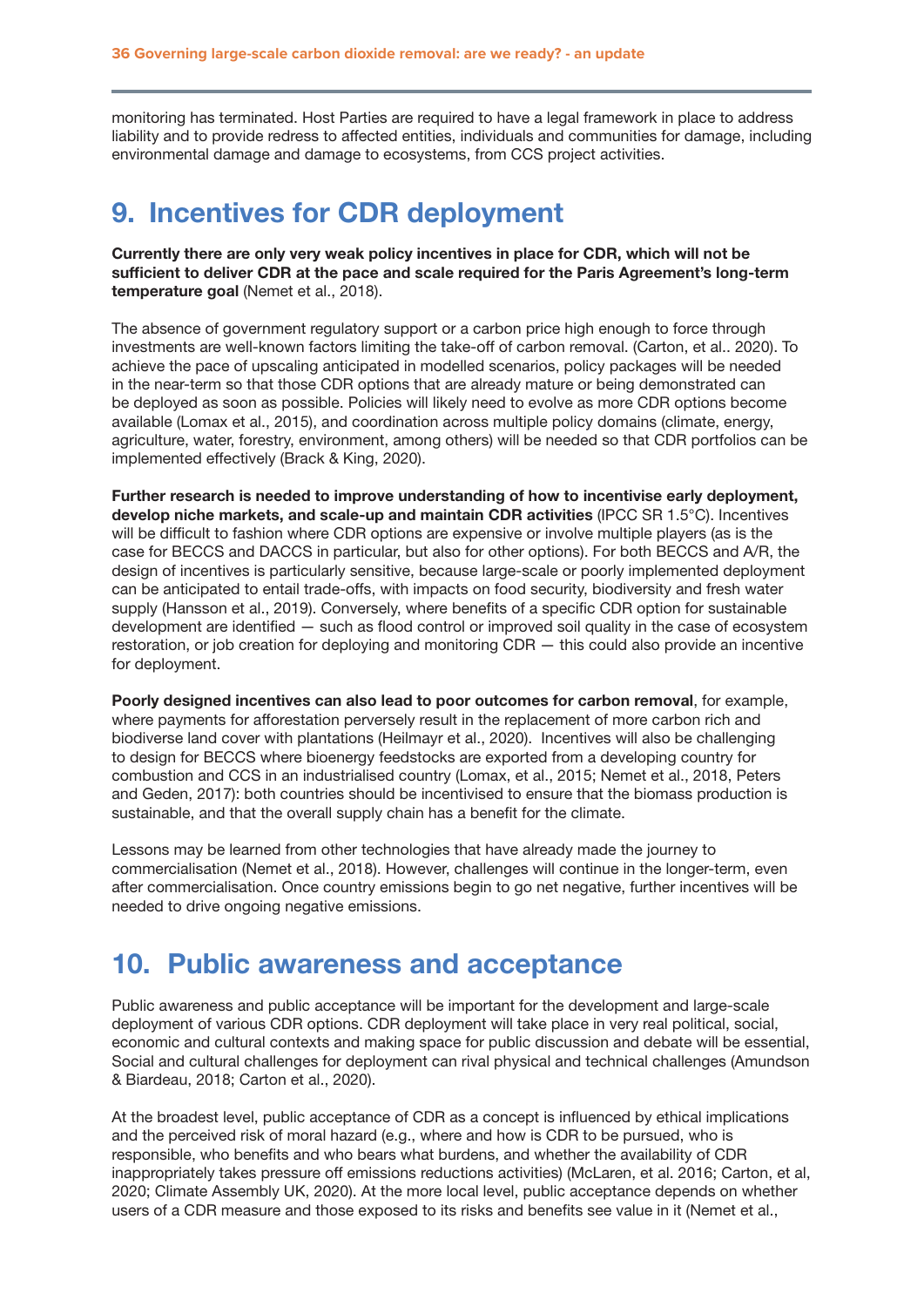monitoring has terminated. Host Parties are required to have a legal framework in place to address liability and to provide redress to affected entities, individuals and communities for damage, including environmental damage and damage to ecosystems, from CCS project activities.

# 9. Incentives for CDR deployment

**Currently there are only very weak policy incentives in place for CDR, which will not be sufficient to deliver CDR at the pace and scale required for the Paris Agreement's long-term temperature goal** (Nemet et al., 2018).

The absence of government regulatory support or a carbon price high enough to force through investments are well-known factors limiting the take-off of carbon removal. (Carton, et al.. 2020). To achieve the pace of upscaling anticipated in modelled scenarios, policy packages will be needed in the near-term so that those CDR options that are already mature or being demonstrated can be deployed as soon as possible. Policies will likely need to evolve as more CDR options become available (Lomax et al., 2015), and coordination across multiple policy domains (climate, energy, agriculture, water, forestry, environment, among others) will be needed so that CDR portfolios can be implemented effectively (Brack & King, 2020).

**Further research is needed to improve understanding of how to incentivise early deployment, develop niche markets, and scale-up and maintain CDR activities** (IPCC SR 1.5°C). Incentives will be difficult to fashion where CDR options are expensive or involve multiple players (as is the case for BECCS and DACCS in particular, but also for other options). For both BECCS and A/R, the design of incentives is particularly sensitive, because large-scale or poorly implemented deployment can be anticipated to entail trade-offs, with impacts on food security, biodiversity and fresh water supply (Hansson et al., 2019). Conversely, where benefits of a specific CDR option for sustainable development are identified — such as flood control or improved soil quality in the case of ecosystem restoration, or job creation for deploying and monitoring CDR — this could also provide an incentive for deployment.

**Poorly designed incentives can also lead to poor outcomes for carbon removal**, for example, where payments for afforestation perversely result in the replacement of more carbon rich and biodiverse land cover with plantations (Heilmayr et al., 2020). Incentives will also be challenging to design for BECCS where bioenergy feedstocks are exported from a developing country for combustion and CCS in an industrialised country (Lomax, et al., 2015; Nemet et al., 2018, Peters and Geden, 2017): both countries should be incentivised to ensure that the biomass production is sustainable, and that the overall supply chain has a benefit for the climate.

Lessons may be learned from other technologies that have already made the journey to commercialisation (Nemet et al., 2018). However, challenges will continue in the longer-term, even after commercialisation. Once country emissions begin to go net negative, further incentives will be needed to drive ongoing negative emissions.

# 10. Public awareness and acceptance

Public awareness and public acceptance will be important for the development and large-scale deployment of various CDR options. CDR deployment will take place in very real political, social, economic and cultural contexts and making space for public discussion and debate will be essential, Social and cultural challenges for deployment can rival physical and technical challenges (Amundson & Biardeau, 2018; Carton et al., 2020).

At the broadest level, public acceptance of CDR as a concept is influenced by ethical implications and the perceived risk of moral hazard (e.g., where and how is CDR to be pursued, who is responsible, who benefits and who bears what burdens, and whether the availability of CDR inappropriately takes pressure off emissions reductions activities) (McLaren, et al. 2016; Carton, et al, 2020; Climate Assembly UK, 2020). At the more local level, public acceptance depends on whether users of a CDR measure and those exposed to its risks and benefits see value in it (Nemet et al.,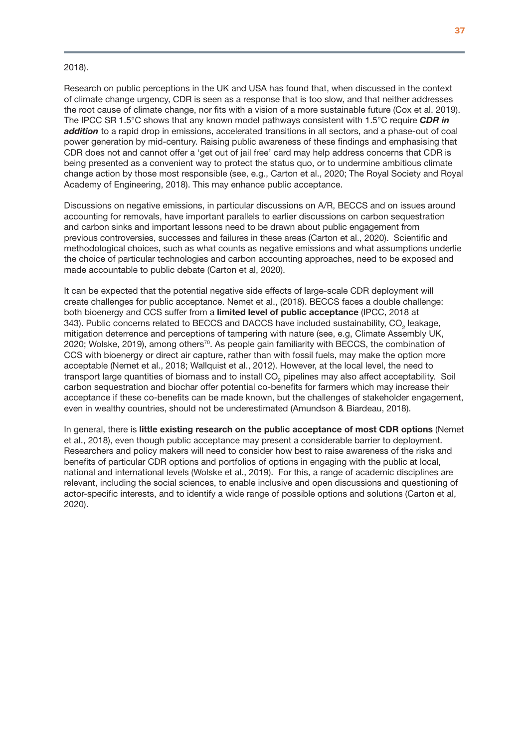2018).

Research on public perceptions in the UK and USA has found that, when discussed in the context of climate change urgency, CDR is seen as a response that is too slow, and that neither addresses the root cause of climate change, nor fits with a vision of a more sustainable future (Cox et al. 2019). The IPCC SR 1.5°C shows that any known model pathways consistent with 1.5°C require ***CDR in addition*** to a rapid drop in emissions, accelerated transitions in all sectors, and a phase-out of coal power generation by mid-century. Raising public awareness of these findings and emphasising that CDR does not and cannot offer a 'get out of jail free' card may help address concerns that CDR is being presented as a convenient way to protect the status quo, or to undermine ambitious climate change action by those most responsible (see, e.g., Carton et al., 2020; The Royal Society and Royal Academy of Engineering, 2018). This may enhance public acceptance.

Discussions on negative emissions, in particular discussions on A/R, BECCS and on issues around accounting for removals, have important parallels to earlier discussions on carbon sequestration and carbon sinks and important lessons need to be drawn about public engagement from previous controversies, successes and failures in these areas (Carton et al., 2020). Scientific and methodological choices, such as what counts as negative emissions and what assumptions underlie the choice of particular technologies and carbon accounting approaches, need to be exposed and made accountable to public debate (Carton et al, 2020).

It can be expected that the potential negative side effects of large-scale CDR deployment will create challenges for public acceptance. Nemet et al., (2018). BECCS faces a double challenge: both bioenergy and CCS suffer from a **limited level of public acceptance** (IPCC, 2018 at 343). Public concerns related to BECCS and DACCS have included sustainability, $CO_2$ leakage, mitigation deterrence and perceptions of tampering with nature (see, e.g, Climate Assembly UK, 2020; Wolske, 2019), among others[70]. As people gain familiarity with BECCS, the combination of CCS with bioenergy or direct air capture, rather than with fossil fuels, may make the option more acceptable (Nemet et al., 2018; Wallquist et al., 2012). However, at the local level, the need to transport large quantities of biomass and to install $CO_2$ pipelines may also affect acceptability. Soil carbon sequestration and biochar offer potential co-benefits for farmers which may increase their acceptance if these co-benefits can be made known, but the challenges of stakeholder engagement, even in wealthy countries, should not be underestimated (Amundson & Biardeau, 2018).

In general, there is **little existing research on the public acceptance of most CDR options** (Nemet et al., 2018), even though public acceptance may present a considerable barrier to deployment. Researchers and policy makers will need to consider how best to raise awareness of the risks and benefits of particular CDR options and portfolios of options in engaging with the public at local, national and international levels (Wolske et al., 2019). For this, a range of academic disciplines are relevant, including the social sciences, to enable inclusive and open discussions and questioning of actor-specific interests, and to identify a wide range of possible options and solutions (Carton et al, 2020).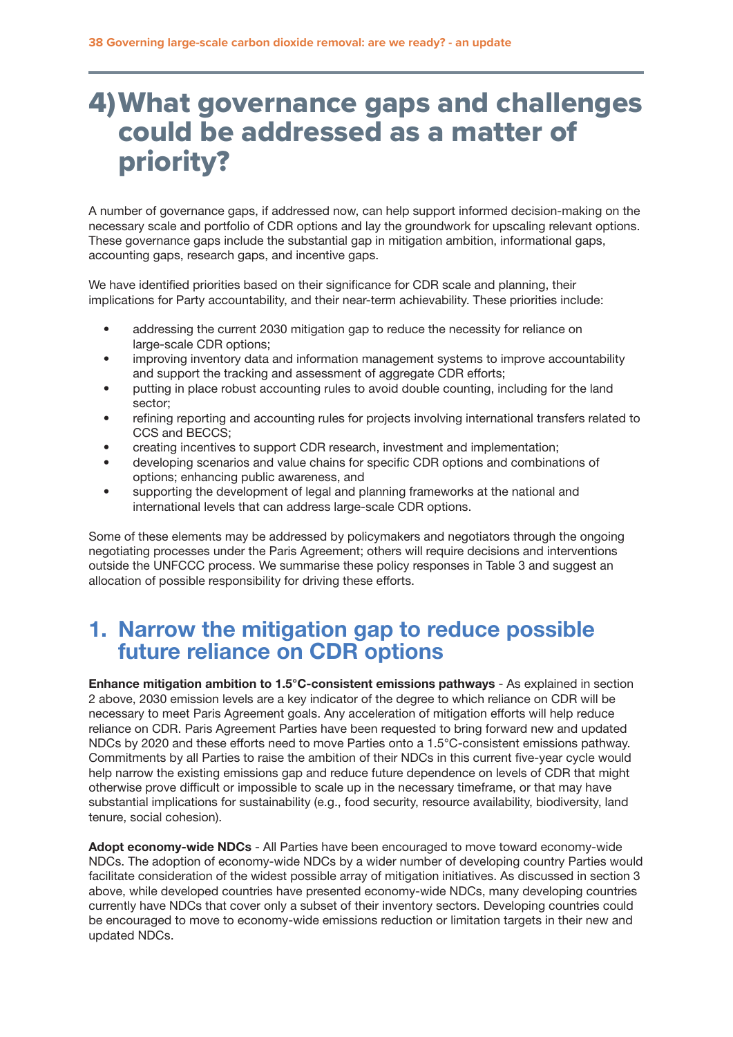# 4) What governance gaps and challenges could be addressed as a matter of priority?

A number of governance gaps, if addressed now, can help support informed decision-making on the necessary scale and portfolio of CDR options and lay the groundwork for upscaling relevant options. These governance gaps include the substantial gap in mitigation ambition, informational gaps, accounting gaps, research gaps, and incentive gaps.

We have identified priorities based on their significance for CDR scale and planning, their implications for Party accountability, and their near-term achievability. These priorities include:

- addressing the current 2030 mitigation gap to reduce the necessity for reliance on large-scale CDR options;
- improving inventory data and information management systems to improve accountability and support the tracking and assessment of aggregate CDR efforts;
- putting in place robust accounting rules to avoid double counting, including for the land sector;
- refining reporting and accounting rules for projects involving international transfers related to CCS and BECCS;
- creating incentives to support CDR research, investment and implementation;
- developing scenarios and value chains for specific CDR options and combinations of options; enhancing public awareness, and
- supporting the development of legal and planning frameworks at the national and international levels that can address large-scale CDR options.

Some of these elements may be addressed by policymakers and negotiators through the ongoing negotiating processes under the Paris Agreement; others will require decisions and interventions outside the UNFCCC process. We summarise these policy responses in Table 3 and suggest an allocation of possible responsibility for driving these efforts.

## 1. Narrow the mitigation gap to reduce possible future reliance on CDR options

**Enhance mitigation ambition to 1.5°C-consistent emissions pathways** - As explained in section 2 above, 2030 emission levels are a key indicator of the degree to which reliance on CDR will be necessary to meet Paris Agreement goals. Any acceleration of mitigation efforts will help reduce reliance on CDR. Paris Agreement Parties have been requested to bring forward new and updated NDCs by 2020 and these efforts need to move Parties onto a 1.5°C-consistent emissions pathway. Commitments by all Parties to raise the ambition of their NDCs in this current five-year cycle would help narrow the existing emissions gap and reduce future dependence on levels of CDR that might otherwise prove difficult or impossible to scale up in the necessary timeframe, or that may have substantial implications for sustainability (e.g., food security, resource availability, biodiversity, land tenure, social cohesion).

**Adopt economy-wide NDCs** - All Parties have been encouraged to move toward economy-wide NDCs. The adoption of economy-wide NDCs by a wider number of developing country Parties would facilitate consideration of the widest possible array of mitigation initiatives. As discussed in section 3 above, while developed countries have presented economy-wide NDCs, many developing countries currently have NDCs that cover only a subset of their inventory sectors. Developing countries could be encouraged to move to economy-wide emissions reduction or limitation targets in their new and updated NDCs.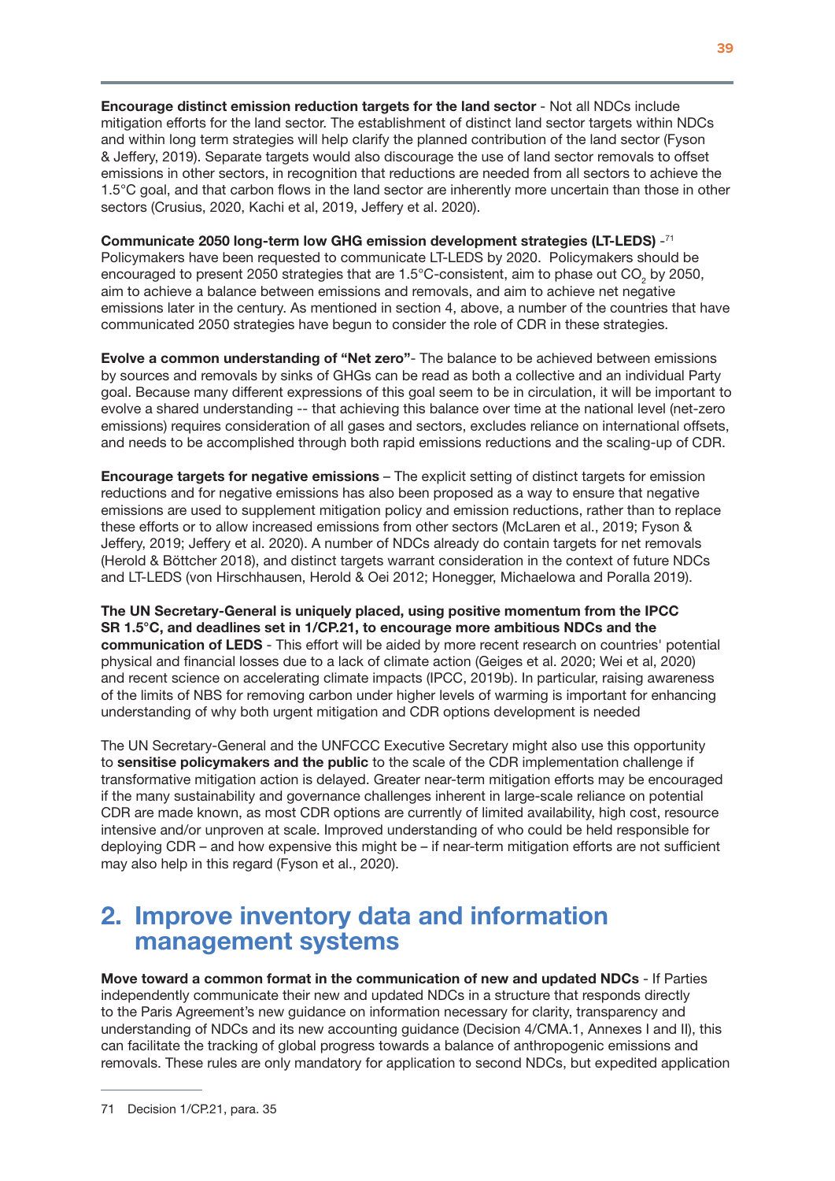**Encourage distinct emission reduction targets for the land sector** - Not all NDCs include mitigation efforts for the land sector. The establishment of distinct land sector targets within NDCs and within long term strategies will help clarify the planned contribution of the land sector (Fyson & Jeffery, 2019). Separate targets would also discourage the use of land sector removals to offset emissions in other sectors, in recognition that reductions are needed from all sectors to achieve the 1.5°C goal, and that carbon flows in the land sector are inherently more uncertain than those in other sectors (Crusius, 2020, Kachi et al, 2019, Jeffery et al. 2020).

**Communicate 2050 long-term low GHG emission development strategies (LT-LEDS)** -[71] Policymakers have been requested to communicate LT-LEDS by 2020. Policymakers should be encouraged to present 2050 strategies that are 1.5°C-consistent, aim to phase out $CO_2$ by 2050, aim to achieve a balance between emissions and removals, and aim to achieve net negative emissions later in the century. As mentioned in section 4, above, a number of the countries that have communicated 2050 strategies have begun to consider the role of CDR in these strategies.

**Evolve a common understanding of "Net zero"**- The balance to be achieved between emissions by sources and removals by sinks of GHGs can be read as both a collective and an individual Party goal. Because many different expressions of this goal seem to be in circulation, it will be important to evolve a shared understanding -- that achieving this balance over time at the national level (net-zero emissions) requires consideration of all gases and sectors, excludes reliance on international offsets, and needs to be accomplished through both rapid emissions reductions and the scaling-up of CDR.

**Encourage targets for negative emissions** – The explicit setting of distinct targets for emission reductions and for negative emissions has also been proposed as a way to ensure that negative emissions are used to supplement mitigation policy and emission reductions, rather than to replace these efforts or to allow increased emissions from other sectors (McLaren et al., 2019; Fyson & Jeffery, 2019; Jeffery et al. 2020). A number of NDCs already do contain targets for net removals (Herold & Böttcher 2018), and distinct targets warrant consideration in the context of future NDCs and LT-LEDS (von Hirschhausen, Herold & Oei 2012; Honegger, Michaelowa and Poralla 2019).

**The UN Secretary-General is uniquely placed, using positive momentum from the IPCC SR 1.5°C, and deadlines set in 1/CP.21, to encourage more ambitious NDCs and the communication of LEDS** - This effort will be aided by more recent research on countries' potential physical and financial losses due to a lack of climate action (Geiges et al. 2020; Wei et al, 2020) and recent science on accelerating climate impacts (IPCC, 2019b). In particular, raising awareness of the limits of NBS for removing carbon under higher levels of warming is important for enhancing understanding of why both urgent mitigation and CDR options development is needed

The UN Secretary-General and the UNFCCC Executive Secretary might also use this opportunity to **sensitise policymakers and the public** to the scale of the CDR implementation challenge if transformative mitigation action is delayed. Greater near-term mitigation efforts may be encouraged if the many sustainability and governance challenges inherent in large-scale reliance on potential CDR are made known, as most CDR options are currently of limited availability, high cost, resource intensive and/or unproven at scale. Improved understanding of who could be held responsible for deploying CDR – and how expensive this might be – if near-term mitigation efforts are not sufficient may also help in this regard (Fyson et al., 2020).

## 2. Improve inventory data and information management systems

**Move toward a common format in the communication of new and updated NDCs** - If Parties independently communicate their new and updated NDCs in a structure that responds directly to the Paris Agreement's new guidance on information necessary for clarity, transparency and understanding of NDCs and its new accounting guidance (Decision 4/CMA.1, Annexes I and II), this can facilitate the tracking of global progress towards a balance of anthropogenic emissions and removals. These rules are only mandatory for application to second NDCs, but expedited application

---

71 Decision 1/CP.21, para. 35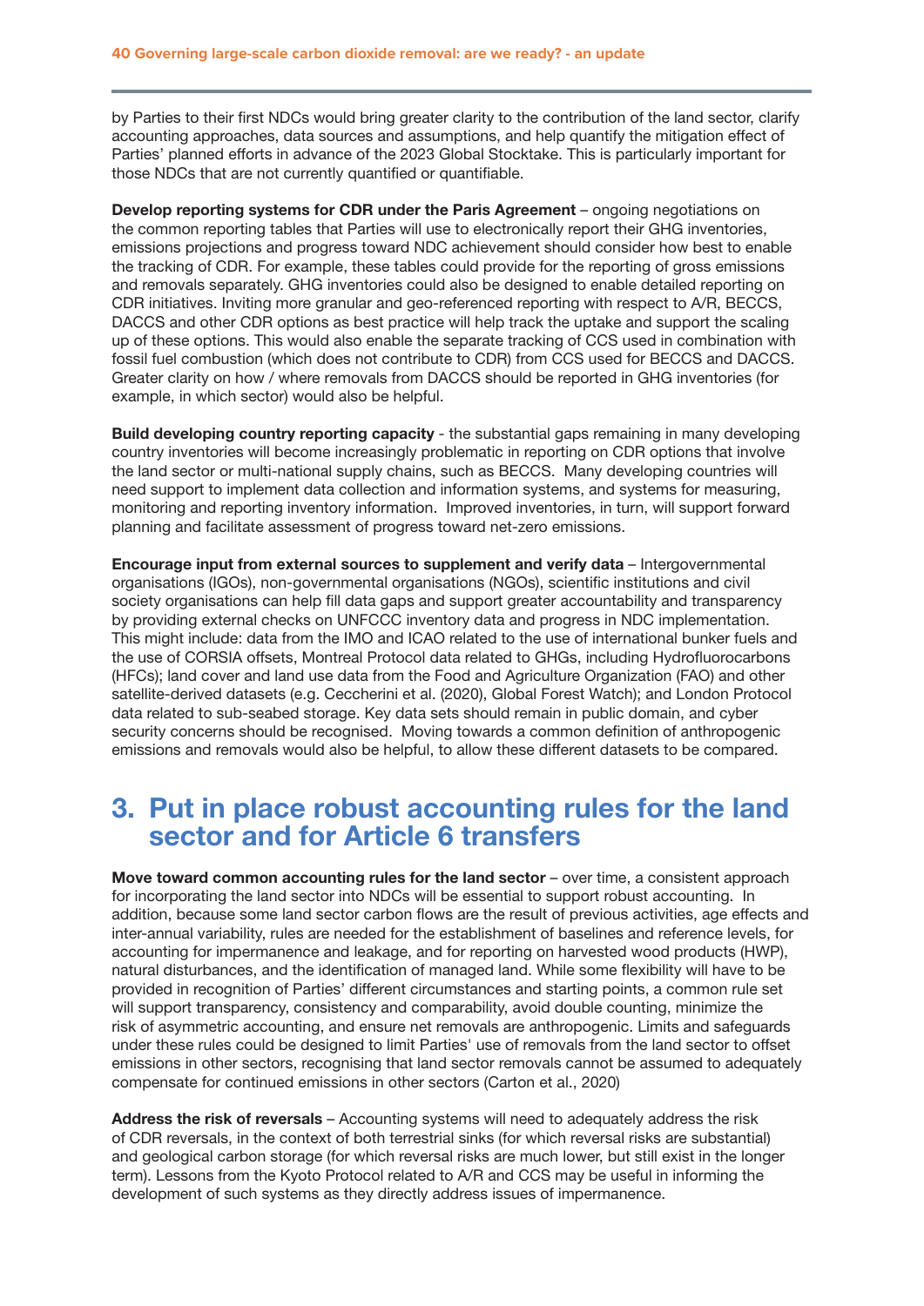by Parties to their first NDCs would bring greater clarity to the contribution of the land sector, clarify accounting approaches, data sources and assumptions, and help quantify the mitigation effect of Parties' planned efforts in advance of the 2023 Global Stocktake. This is particularly important for those NDCs that are not currently quantified or quantifiable.

**Develop reporting systems for CDR under the Paris Agreement** – ongoing negotiations on the common reporting tables that Parties will use to electronically report their GHG inventories, emissions projections and progress toward NDC achievement should consider how best to enable the tracking of CDR. For example, these tables could provide for the reporting of gross emissions and removals separately. GHG inventories could also be designed to enable detailed reporting on CDR initiatives. Inviting more granular and geo-referenced reporting with respect to A/R, BECCS, DACCS and other CDR options as best practice will help track the uptake and support the scaling up of these options. This would also enable the separate tracking of CCS used in combination with fossil fuel combustion (which does not contribute to CDR) from CCS used for BECCS and DACCS. Greater clarity on how / where removals from DACCS should be reported in GHG inventories (for example, in which sector) would also be helpful.

**Build developing country reporting capacity** - the substantial gaps remaining in many developing country inventories will become increasingly problematic in reporting on CDR options that involve the land sector or multi-national supply chains, such as BECCS. Many developing countries will need support to implement data collection and information systems, and systems for measuring, monitoring and reporting inventory information. Improved inventories, in turn, will support forward planning and facilitate assessment of progress toward net-zero emissions.

**Encourage input from external sources to supplement and verify data** – Intergovernmental organisations (IGOs), non-governmental organisations (NGOs), scientific institutions and civil society organisations can help fill data gaps and support greater accountability and transparency by providing external checks on UNFCCC inventory data and progress in NDC implementation. This might include: data from the IMO and ICAO related to the use of international bunker fuels and the use of CORSIA offsets, Montreal Protocol data related to GHGs, including Hydrofluorocarbons (HFCs); land cover and land use data from the Food and Agriculture Organization (FAO) and other satellite-derived datasets (e.g. Ceccherini et al. (2020), Global Forest Watch); and London Protocol data related to sub-seabed storage. Key data sets should remain in public domain, and cyber security concerns should be recognised. Moving towards a common definition of anthropogenic emissions and removals would also be helpful, to allow these different datasets to be compared.

## 3. Put in place robust accounting rules for the land sector and for Article 6 transfers

**Move toward common accounting rules for the land sector** – over time, a consistent approach for incorporating the land sector into NDCs will be essential to support robust accounting. In addition, because some land sector carbon flows are the result of previous activities, age effects and inter-annual variability, rules are needed for the establishment of baselines and reference levels, for accounting for impermanence and leakage, and for reporting on harvested wood products (HWP), natural disturbances, and the identification of managed land. While some flexibility will have to be provided in recognition of Parties' different circumstances and starting points, a common rule set will support transparency, consistency and comparability, avoid double counting, minimize the risk of asymmetric accounting, and ensure net removals are anthropogenic. Limits and safeguards under these rules could be designed to limit Parties' use of removals from the land sector to offset emissions in other sectors, recognising that land sector removals cannot be assumed to adequately compensate for continued emissions in other sectors (Carton et al., 2020)

**Address the risk of reversals** – Accounting systems will need to adequately address the risk of CDR reversals, in the context of both terrestrial sinks (for which reversal risks are substantial) and geological carbon storage (for which reversal risks are much lower, but still exist in the longer term). Lessons from the Kyoto Protocol related to A/R and CCS may be useful in informing the development of such systems as they directly address issues of impermanence.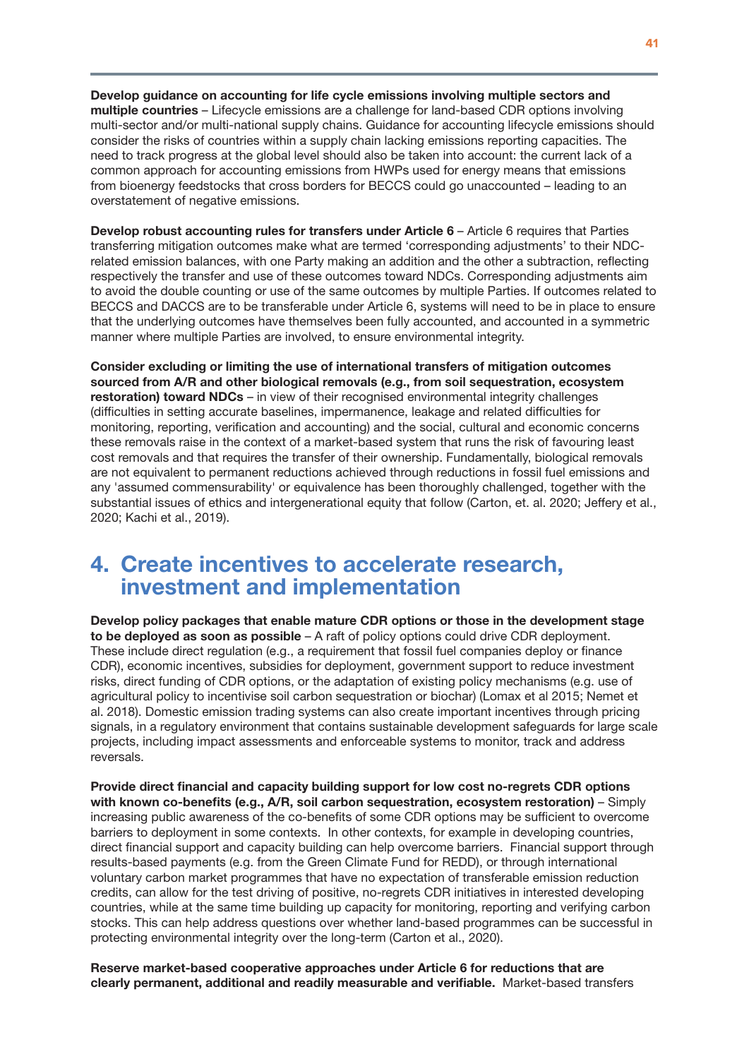**Develop guidance on accounting for life cycle emissions involving multiple sectors and multiple countries** – Lifecycle emissions are a challenge for land-based CDR options involving multi-sector and/or multi-national supply chains. Guidance for accounting lifecycle emissions should consider the risks of countries within a supply chain lacking emissions reporting capacities. The need to track progress at the global level should also be taken into account: the current lack of a common approach for accounting emissions from HWPs used for energy means that emissions from bioenergy feedstocks that cross borders for BECCS could go unaccounted – leading to an overstatement of negative emissions.

**Develop robust accounting rules for transfers under Article 6** – Article 6 requires that Parties transferring mitigation outcomes make what are termed 'corresponding adjustments' to their NDC-related emission balances, with one Party making an addition and the other a subtraction, reflecting respectively the transfer and use of these outcomes toward NDCs. Corresponding adjustments aim to avoid the double counting or use of the same outcomes by multiple Parties. If outcomes related to BECCS and DACCS are to be transferable under Article 6, systems will need to be in place to ensure that the underlying outcomes have themselves been fully accounted, and accounted in a symmetric manner where multiple Parties are involved, to ensure environmental integrity.

**Consider excluding or limiting the use of international transfers of mitigation outcomes sourced from A/R and other biological removals (e.g., from soil sequestration, ecosystem restoration) toward NDCs** – in view of their recognised environmental integrity challenges (difficulties in setting accurate baselines, impermanence, leakage and related difficulties for monitoring, reporting, verification and accounting) and the social, cultural and economic concerns these removals raise in the context of a market-based system that runs the risk of favouring least cost removals and that requires the transfer of their ownership. Fundamentally, biological removals are not equivalent to permanent reductions achieved through reductions in fossil fuel emissions and any 'assumed commensurability' or equivalence has been thoroughly challenged, together with the substantial issues of ethics and intergenerational equity that follow (Carton, et. al. 2020; Jeffery et al., 2020; Kachi et al., 2019).

## 4. Create incentives to accelerate research, investment and implementation

**Develop policy packages that enable mature CDR options or those in the development stage to be deployed as soon as possible** – A raft of policy options could drive CDR deployment. These include direct regulation (e.g., a requirement that fossil fuel companies deploy or finance CDR), economic incentives, subsidies for deployment, government support to reduce investment risks, direct funding of CDR options, or the adaptation of existing policy mechanisms (e.g. use of agricultural policy to incentivise soil carbon sequestration or biochar) (Lomax et al 2015; Nemet et al. 2018). Domestic emission trading systems can also create important incentives through pricing signals, in a regulatory environment that contains sustainable development safeguards for large scale projects, including impact assessments and enforceable systems to monitor, track and address reversals.

**Provide direct financial and capacity building support for low cost no-regrets CDR options with known co-benefits (e.g., A/R, soil carbon sequestration, ecosystem restoration)** – Simply increasing public awareness of the co-benefits of some CDR options may be sufficient to overcome barriers to deployment in some contexts. In other contexts, for example in developing countries, direct financial support and capacity building can help overcome barriers. Financial support through results-based payments (e.g. from the Green Climate Fund for REDD), or through international voluntary carbon market programmes that have no expectation of transferable emission reduction credits, can allow for the test driving of positive, no-regrets CDR initiatives in interested developing countries, while at the same time building up capacity for monitoring, reporting and verifying carbon stocks. This can help address questions over whether land-based programmes can be successful in protecting environmental integrity over the long-term (Carton et al., 2020).

**Reserve market-based cooperative approaches under Article 6 for reductions that are clearly permanent, additional and readily measurable and verifiable.** Market-based transfers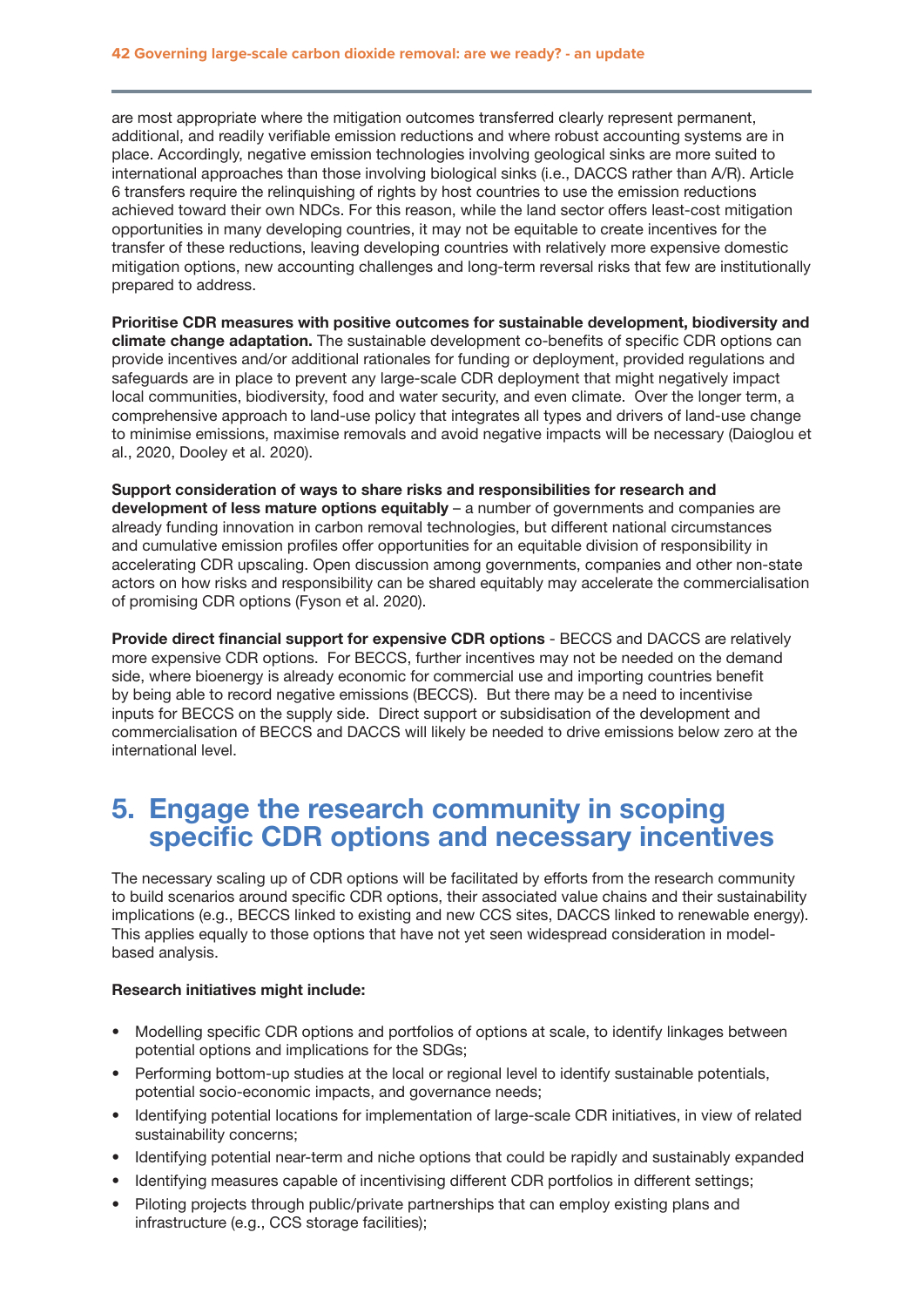are most appropriate where the mitigation outcomes transferred clearly represent permanent, additional, and readily verifiable emission reductions and where robust accounting systems are in place. Accordingly, negative emission technologies involving geological sinks are more suited to international approaches than those involving biological sinks (i.e., DACCS rather than A/R). Article 6 transfers require the relinquishing of rights by host countries to use the emission reductions achieved toward their own NDCs. For this reason, while the land sector offers least-cost mitigation opportunities in many developing countries, it may not be equitable to create incentives for the transfer of these reductions, leaving developing countries with relatively more expensive domestic mitigation options, new accounting challenges and long-term reversal risks that few are institutionally prepared to address.

**Prioritise CDR measures with positive outcomes for sustainable development, biodiversity and climate change adaptation.** The sustainable development co-benefits of specific CDR options can provide incentives and/or additional rationales for funding or deployment, provided regulations and safeguards are in place to prevent any large-scale CDR deployment that might negatively impact local communities, biodiversity, food and water security, and even climate. Over the longer term, a comprehensive approach to land-use policy that integrates all types and drivers of land-use change to minimise emissions, maximise removals and avoid negative impacts will be necessary (Daioglou et al., 2020, Dooley et al. 2020).

**Support consideration of ways to share risks and responsibilities for research and development of less mature options equitably** – a number of governments and companies are already funding innovation in carbon removal technologies, but different national circumstances and cumulative emission profiles offer opportunities for an equitable division of responsibility in accelerating CDR upscaling. Open discussion among governments, companies and other non-state actors on how risks and responsibility can be shared equitably may accelerate the commercialisation of promising CDR options (Fyson et al. 2020).

**Provide direct financial support for expensive CDR options** - BECCS and DACCS are relatively more expensive CDR options. For BECCS, further incentives may not be needed on the demand side, where bioenergy is already economic for commercial use and importing countries benefit by being able to record negative emissions (BECCS). But there may be a need to incentivise inputs for BECCS on the supply side. Direct support or subsidisation of the development and commercialisation of BECCS and DACCS will likely be needed to drive emissions below zero at the international level.

## 5. Engage the research community in scoping specific CDR options and necessary incentives

The necessary scaling up of CDR options will be facilitated by efforts from the research community to build scenarios around specific CDR options, their associated value chains and their sustainability implications (e.g., BECCS linked to existing and new CCS sites, DACCS linked to renewable energy). This applies equally to those options that have not yet seen widespread consideration in model-based analysis.

**Research initiatives might include:**

- Modelling specific CDR options and portfolios of options at scale, to identify linkages between potential options and implications for the SDGs;
- Performing bottom-up studies at the local or regional level to identify sustainable potentials, potential socio-economic impacts, and governance needs;
- Identifying potential locations for implementation of large-scale CDR initiatives, in view of related sustainability concerns;
- Identifying potential near-term and niche options that could be rapidly and sustainably expanded
- Identifying measures capable of incentivising different CDR portfolios in different settings;
- Piloting projects through public/private partnerships that can employ existing plans and infrastructure (e.g., CCS storage facilities);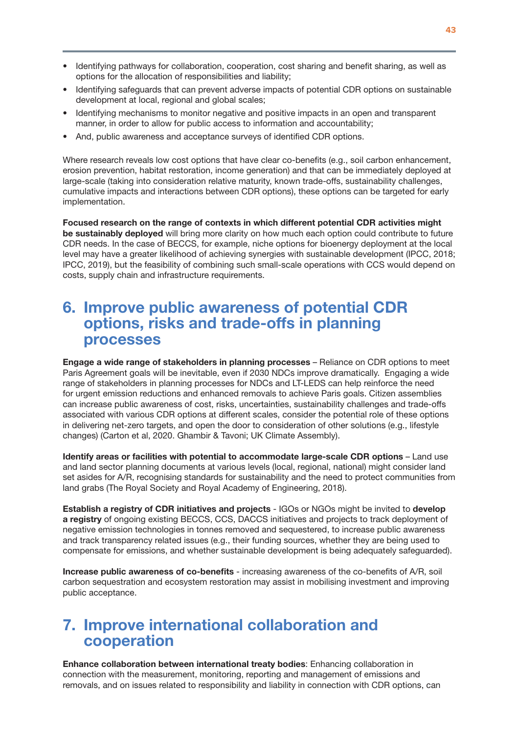- Identifying pathways for collaboration, cooperation, cost sharing and benefit sharing, as well as options for the allocation of responsibilities and liability;
- Identifying safeguards that can prevent adverse impacts of potential CDR options on sustainable development at local, regional and global scales;
- Identifying mechanisms to monitor negative and positive impacts in an open and transparent manner, in order to allow for public access to information and accountability;
- And, public awareness and acceptance surveys of identified CDR options.

Where research reveals low cost options that have clear co-benefits (e.g., soil carbon enhancement, erosion prevention, habitat restoration, income generation) and that can be immediately deployed at large-scale (taking into consideration relative maturity, known trade-offs, sustainability challenges, cumulative impacts and interactions between CDR options), these options can be targeted for early implementation.

**Focused research on the range of contexts in which different potential CDR activities might be sustainably deployed** will bring more clarity on how much each option could contribute to future CDR needs. In the case of BECCS, for example, niche options for bioenergy deployment at the local level may have a greater likelihood of achieving synergies with sustainable development (IPCC, 2018; IPCC, 2019), but the feasibility of combining such small-scale operations with CCS would depend on costs, supply chain and infrastructure requirements.

## 6. Improve public awareness of potential CDR options, risks and trade-offs in planning processes

**Engage a wide range of stakeholders in planning processes** – Reliance on CDR options to meet Paris Agreement goals will be inevitable, even if 2030 NDCs improve dramatically. Engaging a wide range of stakeholders in planning processes for NDCs and LT-LEDS can help reinforce the need for urgent emission reductions and enhanced removals to achieve Paris goals. Citizen assemblies can increase public awareness of cost, risks, uncertainties, sustainability challenges and trade-offs associated with various CDR options at different scales, consider the potential role of these options in delivering net-zero targets, and open the door to consideration of other solutions (e.g., lifestyle changes) (Carton et al, 2020. Ghambir & Tavoni; UK Climate Assembly).

**Identify areas or facilities with potential to accommodate large-scale CDR options** – Land use and land sector planning documents at various levels (local, regional, national) might consider land set asides for A/R, recognising standards for sustainability and the need to protect communities from land grabs (The Royal Society and Royal Academy of Engineering, 2018).

**Establish a registry of CDR initiatives and projects** - IGOs or NGOs might be invited to **develop a registry** of ongoing existing BECCS, CCS, DACCS initiatives and projects to track deployment of negative emission technologies in tonnes removed and sequestered, to increase public awareness and track transparency related issues (e.g., their funding sources, whether they are being used to compensate for emissions, and whether sustainable development is being adequately safeguarded).

**Increase public awareness of co-benefits** - increasing awareness of the co-benefits of A/R, soil carbon sequestration and ecosystem restoration may assist in mobilising investment and improving public acceptance.

## 7. Improve international collaboration and cooperation

**Enhance collaboration between international treaty bodies**: Enhancing collaboration in connection with the measurement, monitoring, reporting and management of emissions and removals, and on issues related to responsibility and liability in connection with CDR options, can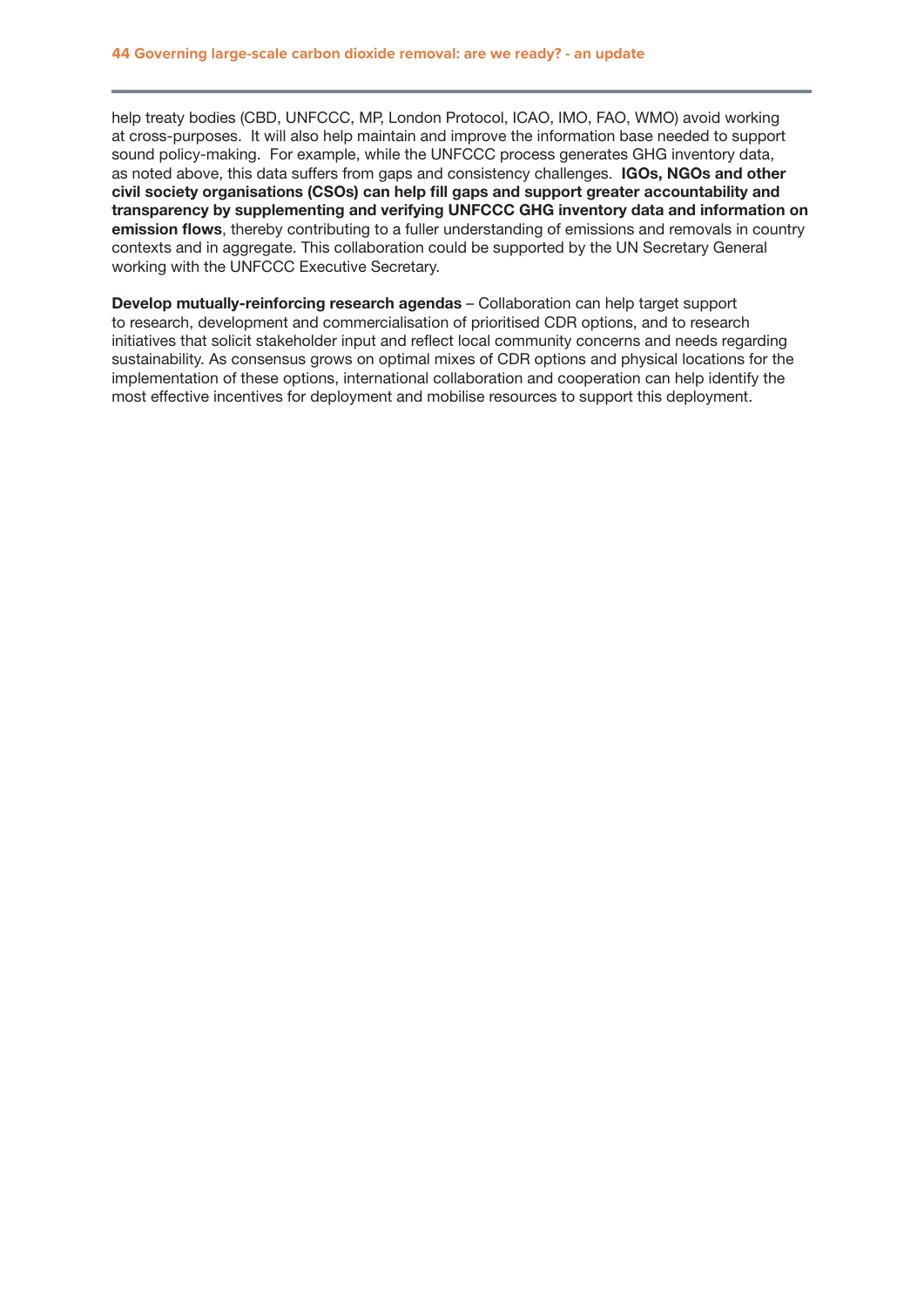help treaty bodies (CBD, UNFCCC, MP, London Protocol, ICAO, IMO, FAO, WMO) avoid working at cross-purposes. It will also help maintain and improve the information base needed to support sound policy-making. For example, while the UNFCCC process generates GHG inventory data, as noted above, this data suffers from gaps and consistency challenges. **IGOs, NGOs and other civil society organisations (CSOs) can help fill gaps and support greater accountability and transparency by supplementing and verifying UNFCCC GHG inventory data and information on emission flows**, thereby contributing to a fuller understanding of emissions and removals in country contexts and in aggregate. This collaboration could be supported by the UN Secretary General working with the UNFCCC Executive Secretary.

**Develop mutually-reinforcing research agendas** – Collaboration can help target support to research, development and commercialisation of prioritised CDR options, and to research initiatives that solicit stakeholder input and reflect local community concerns and needs regarding sustainability. As consensus grows on optimal mixes of CDR options and physical locations for the implementation of these options, international collaboration and cooperation can help identify the most effective incentives for deployment and mobilise resources to support this deployment.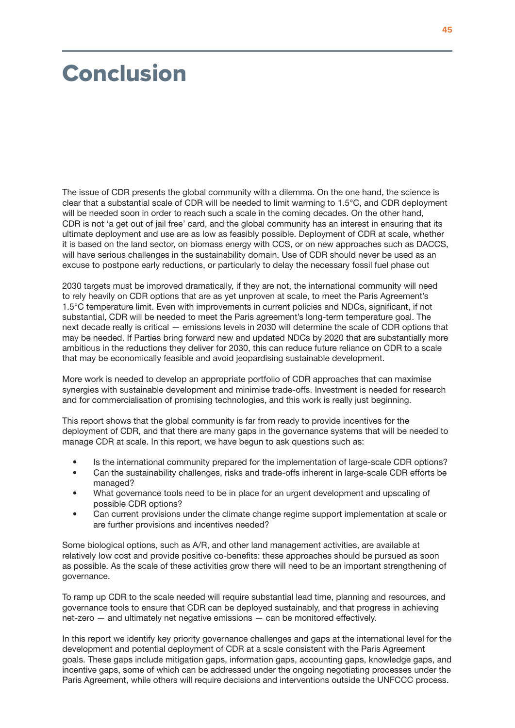# Conclusion

The issue of CDR presents the global community with a dilemma. On the one hand, the science is clear that a substantial scale of CDR will be needed to limit warming to 1.5°C, and CDR deployment will be needed soon in order to reach such a scale in the coming decades. On the other hand, CDR is not 'a get out of jail free' card, and the global community has an interest in ensuring that its ultimate deployment and use are as low as feasibly possible. Deployment of CDR at scale, whether it is based on the land sector, on biomass energy with CCS, or on new approaches such as DACCS, will have serious challenges in the sustainability domain. Use of CDR should never be used as an excuse to postpone early reductions, or particularly to delay the necessary fossil fuel phase out

2030 targets must be improved dramatically, if they are not, the international community will need to rely heavily on CDR options that are as yet unproven at scale, to meet the Paris Agreement's 1.5°C temperature limit. Even with improvements in current policies and NDCs, significant, if not substantial, CDR will be needed to meet the Paris agreement's long-term temperature goal. The next decade really is critical — emissions levels in 2030 will determine the scale of CDR options that may be needed. If Parties bring forward new and updated NDCs by 2020 that are substantially more ambitious in the reductions they deliver for 2030, this can reduce future reliance on CDR to a scale that may be economically feasible and avoid jeopardising sustainable development.

More work is needed to develop an appropriate portfolio of CDR approaches that can maximise synergies with sustainable development and minimise trade-offs. Investment is needed for research and for commercialisation of promising technologies, and this work is really just beginning.

This report shows that the global community is far from ready to provide incentives for the deployment of CDR, and that there are many gaps in the governance systems that will be needed to manage CDR at scale. In this report, we have begun to ask questions such as:

- Is the international community prepared for the implementation of large-scale CDR options?
- Can the sustainability challenges, risks and trade-offs inherent in large-scale CDR efforts be managed?
- What governance tools need to be in place for an urgent development and upscaling of possible CDR options?
- Can current provisions under the climate change regime support implementation at scale or are further provisions and incentives needed?

Some biological options, such as A/R, and other land management activities, are available at relatively low cost and provide positive co-benefits: these approaches should be pursued as soon as possible. As the scale of these activities grow there will need to be an important strengthening of governance.

To ramp up CDR to the scale needed will require substantial lead time, planning and resources, and governance tools to ensure that CDR can be deployed sustainably, and that progress in achieving net-zero — and ultimately net negative emissions — can be monitored effectively.

In this report we identify key priority governance challenges and gaps at the international level for the development and potential deployment of CDR at a scale consistent with the Paris Agreement goals. These gaps include mitigation gaps, information gaps, accounting gaps, knowledge gaps, and incentive gaps, some of which can be addressed under the ongoing negotiating processes under the Paris Agreement, while others will require decisions and interventions outside the UNFCCC process.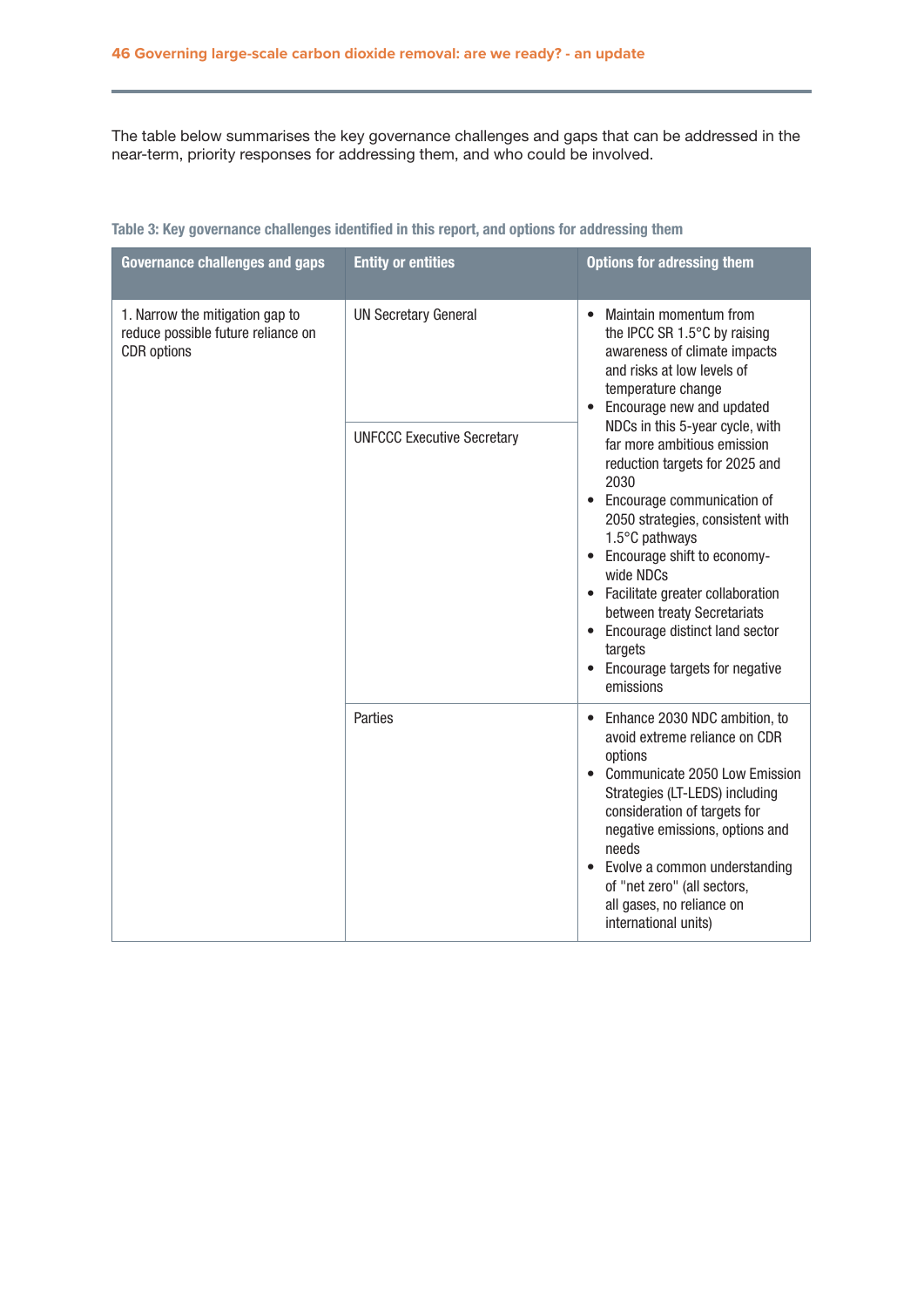The table below summarises the key governance challenges and gaps that can be addressed in the near-term, priority responses for addressing them, and who could be involved.

**Table 3: Key governance challenges identified in this report, and options for addressing them**

| Governance challenges and gaps | Entity or entities | Options for adressing them |
|---|---|---|
| 1. Narrow the mitigation gap to reduce possible future reliance on CDR options | UN Secretary General<br><br>UNFCCC Executive Secretary | • Maintain momentum from the IPCC SR 1.5°C by raising awareness of climate impacts and risks at low levels of temperature change<br>• Encourage new and updated NDCs in this 5-year cycle, with far more ambitious emission reduction targets for 2025 and 2030<br>• Encourage communication of 2050 strategies, consistent with 1.5°C pathways<br>• Encourage shift to economy-wide NDCs<br>• Facilitate greater collaboration between treaty Secretariats<br>• Encourage distinct land sector targets<br>• Encourage targets for negative emissions |
| | Parties | • Enhance 2030 NDC ambition, to avoid extreme reliance on CDR options<br>• Communicate 2050 Low Emission Strategies (LT-LEDS) including consideration of targets for negative emissions, options and needs<br>• Evolve a common understanding of "net zero" (all sectors, all gases, no reliance on international units) |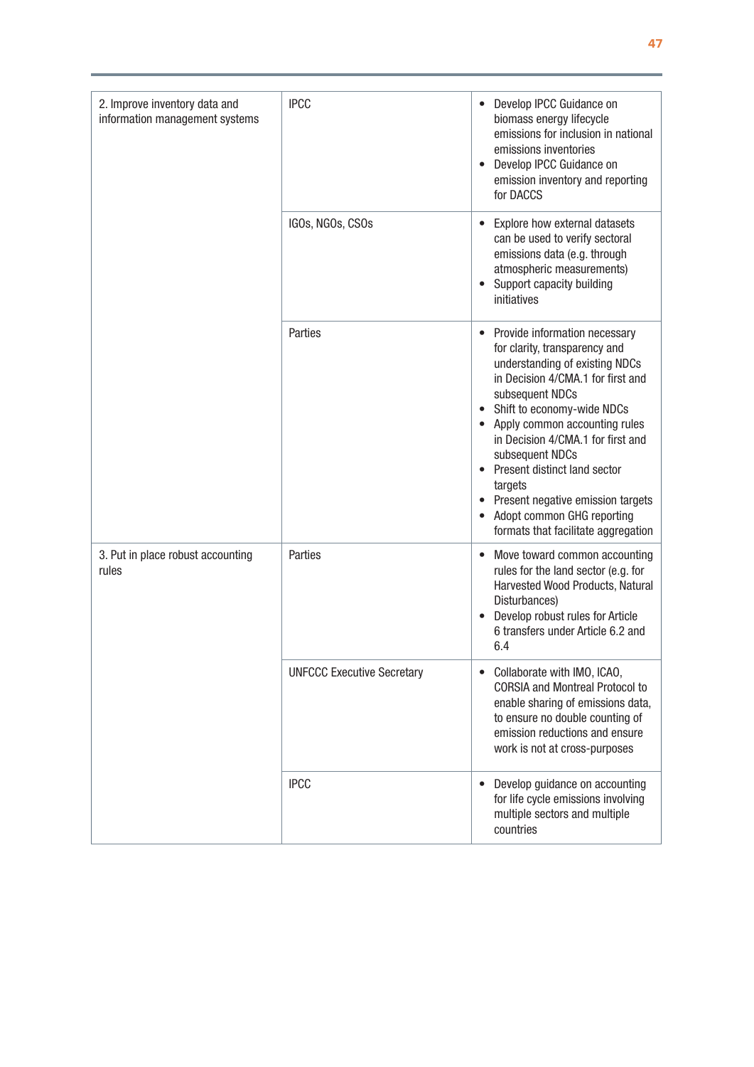| | | |
|---|---|---|
| 2. Improve inventory data and information management systems | IPCC | • Develop IPCC Guidance on biomass energy lifecycle emissions for inclusion in national emissions inventories<br>• Develop IPCC Guidance on emission inventory and reporting for DACCS |
| | IGOs, NGOs, CSOs | • Explore how external datasets can be used to verify sectoral emissions data (e.g. through atmospheric measurements)<br>• Support capacity building initiatives |
| | Parties | • Provide information necessary for clarity, transparency and understanding of existing NDCs in Decision 4/CMA.1 for first and subsequent NDCs<br>• Shift to economy-wide NDCs<br>• Apply common accounting rules in Decision 4/CMA.1 for first and subsequent NDCs<br>• Present distinct land sector targets<br>• Present negative emission targets<br>• Adopt common GHG reporting formats that facilitate aggregation |
| 3. Put in place robust accounting rules | Parties | • Move toward common accounting rules for the land sector (e.g. for Harvested Wood Products, Natural Disturbances)<br>• Develop robust rules for Article 6 transfers under Article 6.2 and 6.4 |
| | UNFCCC Executive Secretary | • Collaborate with IMO, ICAO, CORSIA and Montreal Protocol to enable sharing of emissions data, to ensure no double counting of emission reductions and ensure work is not at cross-purposes |
| | IPCC | • Develop guidance on accounting for life cycle emissions involving multiple sectors and multiple countries |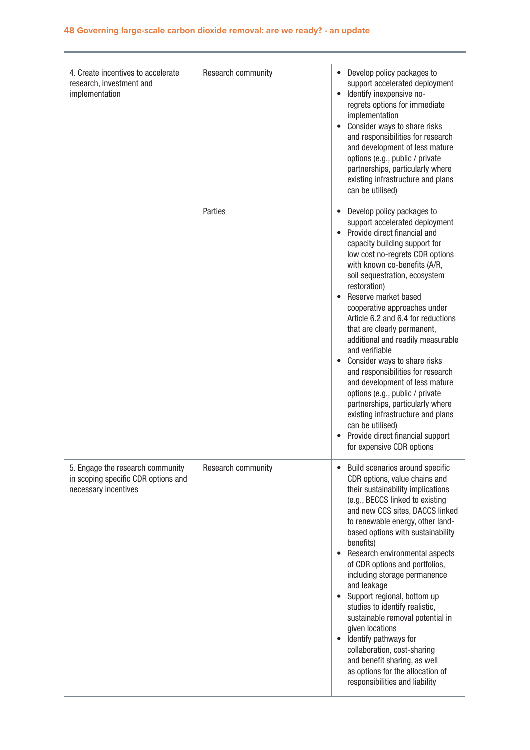| | | |
|---|---|---|
| 4. Create incentives to accelerate research, investment and implementation | Research community | • Develop policy packages to support accelerated deployment<br>• Identify inexpensive no-regrets options for immediate implementation<br>• Consider ways to share risks and responsibilities for research and development of less mature options (e.g., public / private partnerships, particularly where existing infrastructure and plans can be utilised) |
| | Parties | • Develop policy packages to support accelerated deployment<br>• Provide direct financial and capacity building support for low cost no-regrets CDR options with known co-benefits (A/R, soil sequestration, ecosystem restoration)<br>• Reserve market based cooperative approaches under Article 6.2 and 6.4 for reductions that are clearly permanent, additional and readily measurable and verifiable<br>• Consider ways to share risks and responsibilities for research and development of less mature options (e.g., public / private partnerships, particularly where existing infrastructure and plans can be utilised)<br>• Provide direct financial support for expensive CDR options |
| 5. Engage the research community in scoping specific CDR options and necessary incentives | Research community | • Build scenarios around specific CDR options, value chains and their sustainability implications (e.g., BECCS linked to existing and new CCS sites, DACCS linked to renewable energy, other land-based options with sustainability benefits)<br>• Research environmental aspects of CDR options and portfolios, including storage permanence and leakage<br>• Support regional, bottom up studies to identify realistic, sustainable removal potential in given locations<br>• Identify pathways for collaboration, cost-sharing and benefit sharing, as well as options for the allocation of responsibilities and liability |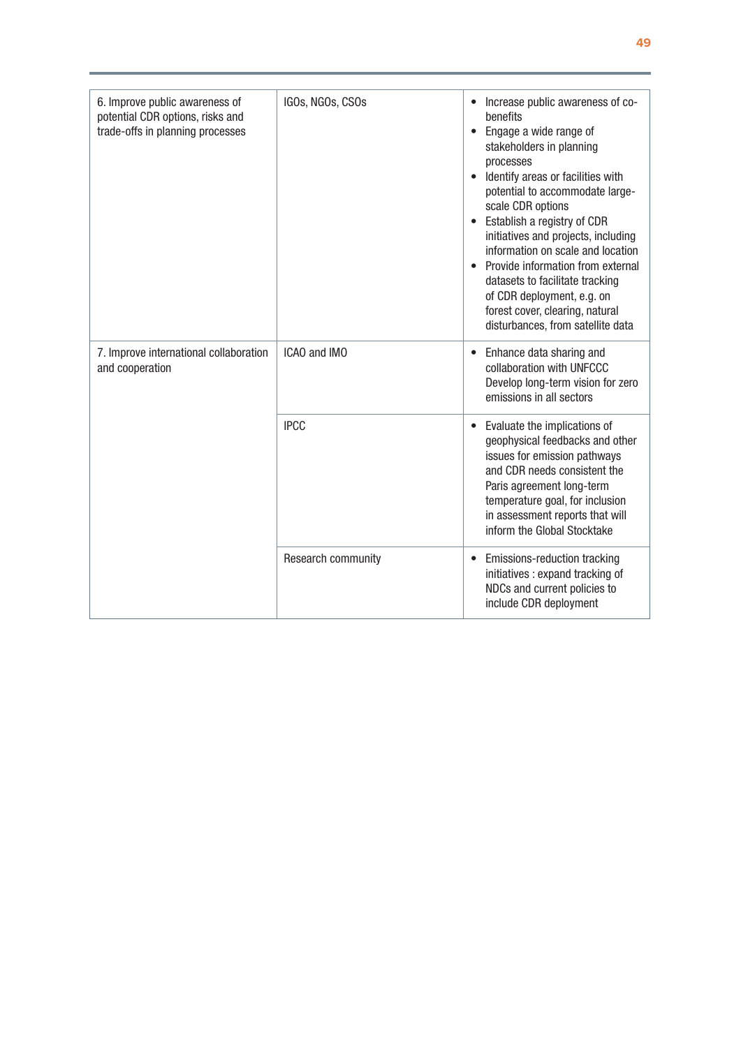| | | |
|---|---|---|
| 6. Improve public awareness of potential CDR options, risks and trade-offs in planning processes | IGOs, NGOs, CSOs | • Increase public awareness of co-benefits<br>• Engage a wide range of stakeholders in planning processes<br>• Identify areas or facilities with potential to accommodate large-scale CDR options<br>• Establish a registry of CDR initiatives and projects, including information on scale and location<br>• Provide information from external datasets to facilitate tracking of CDR deployment, e.g. on forest cover, clearing, natural disturbances, from satellite data |
| 7. Improve international collaboration and cooperation | ICAO and IMO | • Enhance data sharing and collaboration with UNFCCC Develop long-term vision for zero emissions in all sectors |
| | IPCC | • Evaluate the implications of geophysical feedbacks and other issues for emission pathways and CDR needs consistent the Paris agreement long-term temperature goal, for inclusion in assessment reports that will inform the Global Stocktake |
| | Research community | • Emissions-reduction tracking initiatives : expand tracking of NDCs and current policies to include CDR deployment |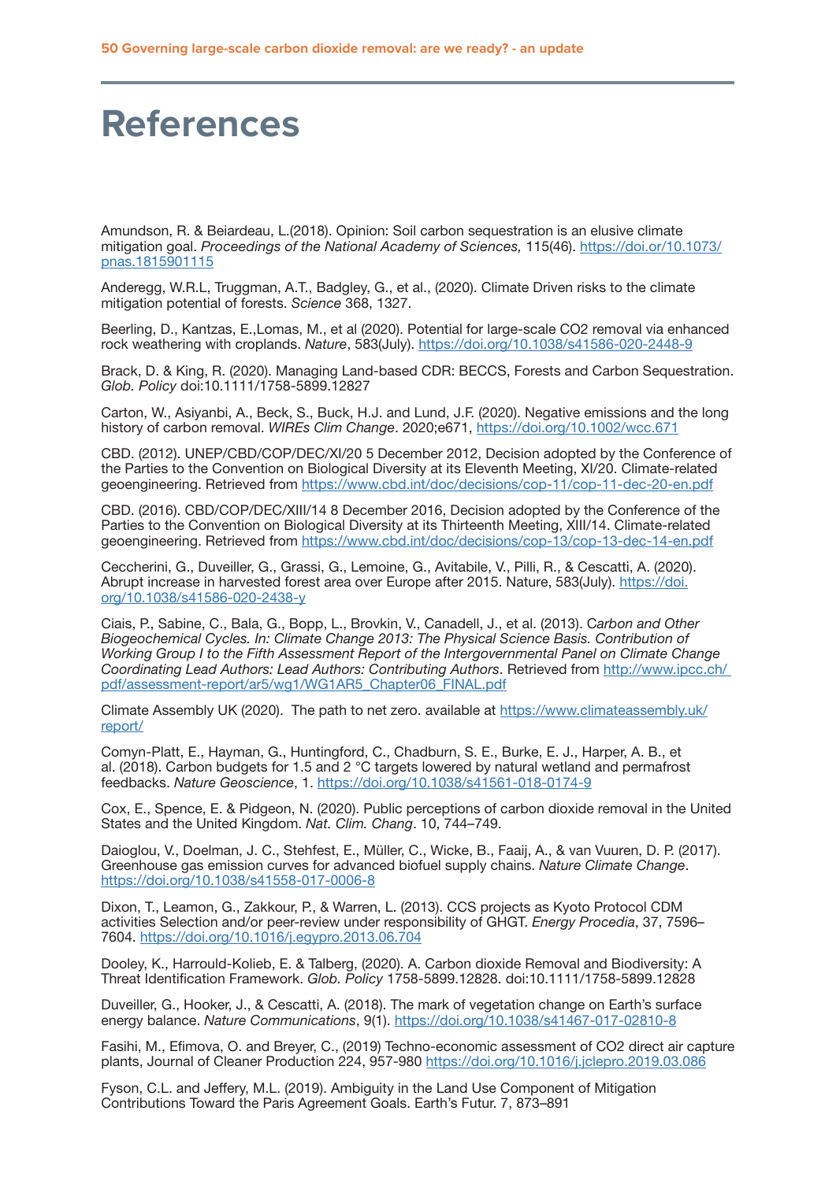# References

Amundson, R. & Beiardeau, L.(2018). Opinion: Soil carbon sequestration is an elusive climate mitigation goal. *Proceedings of the National Academy of Sciences,* 115(46). https://doi.or/10.1073/pnas.1815901115

Anderegg, W.R.L, Truggman, A.T., Badgley, G., et al., (2020). Climate Driven risks to the climate mitigation potential of forests. *Science* 368, 1327.

Beerling, D., Kantzas, E.,Lomas, M., et al (2020). Potential for large-scale CO2 removal via enhanced rock weathering with croplands. *Nature*, 583(July). https://doi.org/10.1038/s41586-020-2448-9

Brack, D. & King, R. (2020). Managing Land-based CDR: BECCS, Forests and Carbon Sequestration. *Glob. Policy* doi:10.1111/1758-5899.12827

Carton, W., Asiyanbi, A., Beck, S., Buck, H.J. and Lund, J.F. (2020). Negative emissions and the long history of carbon removal. *WIREs Clim Change*. 2020;e671, https://doi.org/10.1002/wcc.671

CBD. (2012). UNEP/CBD/COP/DEC/XI/20 5 December 2012, Decision adopted by the Conference of the Parties to the Convention on Biological Diversity at its Eleventh Meeting, XI/20. Climate-related geoengineering. Retrieved from https://www.cbd.int/doc/decisions/cop-11/cop-11-dec-20-en.pdf

CBD. (2016). CBD/COP/DEC/XIII/14 8 December 2016, Decision adopted by the Conference of the Parties to the Convention on Biological Diversity at its Thirteenth Meeting, XIII/14. Climate-related geoengineering. Retrieved from https://www.cbd.int/doc/decisions/cop-13/cop-13-dec-14-en.pdf

Ceccherini, G., Duveiller, G., Grassi, G., Lemoine, G., Avitabile, V., Pilli, R., & Cescatti, A. (2020). Abrupt increase in harvested forest area over Europe after 2015. Nature, 583(July). https://doi.org/10.1038/s41586-020-2438-y

Ciais, P., Sabine, C., Bala, G., Bopp, L., Brovkin, V., Canadell, J., et al. (2013). C*arbon and Other Biogeochemical Cycles. In: Climate Change 2013: The Physical Science Basis. Contribution of Working Group I to the Fifth Assessment Report of the Intergovernmental Panel on Climate Change Coordinating Lead Authors: Lead Authors: Contributing Authors*. Retrieved from http://www.ipcc.ch/pdf/assessment-report/ar5/wg1/WG1AR5_Chapter06_FINAL.pdf

Climate Assembly UK (2020). The path to net zero. available at https://www.climateassembly.uk/report/

Comyn-Platt, E., Hayman, G., Huntingford, C., Chadburn, S. E., Burke, E. J., Harper, A. B., et al. (2018). Carbon budgets for 1.5 and 2 °C targets lowered by natural wetland and permafrost feedbacks. *Nature Geoscience*, 1. https://doi.org/10.1038/s41561-018-0174-9

Cox, E., Spence, E. & Pidgeon, N. (2020). Public perceptions of carbon dioxide removal in the United States and the United Kingdom. *Nat. Clim. Chang*. 10, 744–749.

Daioglou, V., Doelman, J. C., Stehfest, E., Müller, C., Wicke, B., Faaij, A., & van Vuuren, D. P. (2017). Greenhouse gas emission curves for advanced biofuel supply chains. *Nature Climate Change*. https://doi.org/10.1038/s41558-017-0006-8

Dixon, T., Leamon, G., Zakkour, P., & Warren, L. (2013). CCS projects as Kyoto Protocol CDM activities Selection and/or peer-review under responsibility of GHGT. *Energy Procedia*, 37, 7596–7604. https://doi.org/10.1016/j.egypro.2013.06.704

Dooley, K., Harrould-Kolieb, E. & Talberg, (2020). A. Carbon dioxide Removal and Biodiversity: A Threat Identification Framework. *Glob. Policy* 1758-5899.12828. doi:10.1111/1758-5899.12828

Duveiller, G., Hooker, J., & Cescatti, A. (2018). The mark of vegetation change on Earth's surface energy balance. *Nature Communications*, 9(1). https://doi.org/10.1038/s41467-017-02810-8

Fasihi, M., Efimova, O. and Breyer, C., (2019) Techno-economic assessment of CO2 direct air capture plants, Journal of Cleaner Production 224, 957-980 https://doi.org/10.1016/j.jclepro.2019.03.086

Fyson, C.L. and Jeffery, M.L. (2019). Ambiguity in the Land Use Component of Mitigation Contributions Toward the Paris Agreement Goals. Earth's Futur. 7, 873–891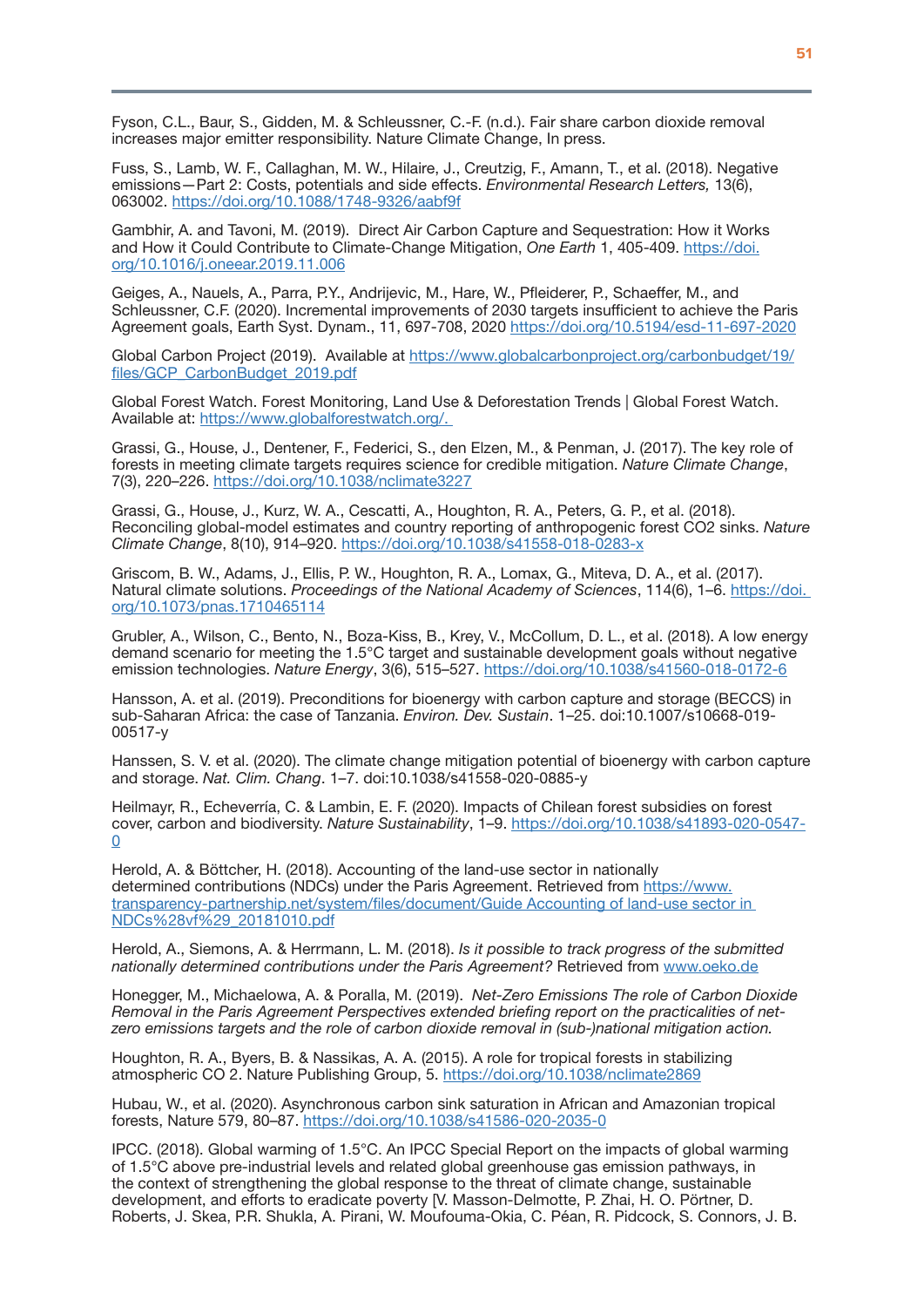Fyson, C.L., Baur, S., Gidden, M. & Schleussner, C.-F. (n.d.). Fair share carbon dioxide removal increases major emitter responsibility. Nature Climate Change, In press.

Fuss, S., Lamb, W. F., Callaghan, M. W., Hilaire, J., Creutzig, F., Amann, T., et al. (2018). Negative emissions—Part 2: Costs, potentials and side effects. *Environmental Research Letters,* 13(6), 063002. https://doi.org/10.1088/1748-9326/aabf9f

Gambhir, A. and Tavoni, M. (2019). Direct Air Carbon Capture and Sequestration: How it Works and How it Could Contribute to Climate-Change Mitigation, *One Earth* 1, 405-409. https://doi.org/10.1016/j.oneear.2019.11.006

Geiges, A., Nauels, A., Parra, P.Y., Andrijevic, M., Hare, W., Pfleiderer, P., Schaeffer, M., and Schleussner, C.F. (2020). Incremental improvements of 2030 targets insufficient to achieve the Paris Agreement goals, Earth Syst. Dynam., 11, 697-708, 2020 https://doi.org/10.5194/esd-11-697-2020

Global Carbon Project (2019). Available at https://www.globalcarbonproject.org/carbonbudget/19/files/GCP_CarbonBudget_2019.pdf

Global Forest Watch. Forest Monitoring, Land Use & Deforestation Trends | Global Forest Watch. Available at: https://www.globalforestwatch.org/.

Grassi, G., House, J., Dentener, F., Federici, S., den Elzen, M., & Penman, J. (2017). The key role of forests in meeting climate targets requires science for credible mitigation. *Nature Climate Change*, 7(3), 220–226. https://doi.org/10.1038/nclimate3227

Grassi, G., House, J., Kurz, W. A., Cescatti, A., Houghton, R. A., Peters, G. P., et al. (2018). Reconciling global-model estimates and country reporting of anthropogenic forest CO2 sinks. *Nature Climate Change*, 8(10), 914–920. https://doi.org/10.1038/s41558-018-0283-x

Griscom, B. W., Adams, J., Ellis, P. W., Houghton, R. A., Lomax, G., Miteva, D. A., et al. (2017). Natural climate solutions. *Proceedings of the National Academy of Sciences*, 114(6), 1–6. https://doi.org/10.1073/pnas.1710465114

Grubler, A., Wilson, C., Bento, N., Boza-Kiss, B., Krey, V., McCollum, D. L., et al. (2018). A low energy demand scenario for meeting the 1.5°C target and sustainable development goals without negative emission technologies. *Nature Energy*, 3(6), 515–527. https://doi.org/10.1038/s41560-018-0172-6

Hansson, A. et al. (2019). Preconditions for bioenergy with carbon capture and storage (BECCS) in sub-Saharan Africa: the case of Tanzania. *Environ. Dev. Sustain*. 1–25. doi:10.1007/s10668-019-00517-y

Hanssen, S. V. et al. (2020). The climate change mitigation potential of bioenergy with carbon capture and storage. *Nat. Clim. Chang*. 1–7. doi:10.1038/s41558-020-0885-y

Heilmayr, R., Echeverría, C. & Lambin, E. F. (2020). Impacts of Chilean forest subsidies on forest cover, carbon and biodiversity. *Nature Sustainability*, 1–9. https://doi.org/10.1038/s41893-020-0547-0

Herold, A. & Böttcher, H. (2018). Accounting of the land-use sector in nationally determined contributions (NDCs) under the Paris Agreement. Retrieved from https://www.transparency-partnership.net/system/files/document/Guide Accounting of land-use sector in NDCs%28vf%29_20181010.pdf

Herold, A., Siemons, A. & Herrmann, L. M. (2018). *Is it possible to track progress of the submitted nationally determined contributions under the Paris Agreement?* Retrieved from www.oeko.de

Honegger, M., Michaelowa, A. & Poralla, M. (2019). *Net-Zero Emissions The role of Carbon Dioxide Removal in the Paris Agreement Perspectives extended briefing report on the practicalities of net-zero emissions targets and the role of carbon dioxide removal in (sub-)national mitigation action.*

Houghton, R. A., Byers, B. & Nassikas, A. A. (2015). A role for tropical forests in stabilizing atmospheric CO 2. Nature Publishing Group, 5. https://doi.org/10.1038/nclimate2869

Hubau, W., et al. (2020). Asynchronous carbon sink saturation in African and Amazonian tropical forests, Nature 579, 80–87. https://doi.org/10.1038/s41586-020-2035-0

IPCC. (2018). Global warming of 1.5°C. An IPCC Special Report on the impacts of global warming of 1.5°C above pre-industrial levels and related global greenhouse gas emission pathways, in the context of strengthening the global response to the threat of climate change, sustainable development, and efforts to eradicate poverty [V. Masson-Delmotte, P. Zhai, H. O. Pörtner, D. Roberts, J. Skea, P.R. Shukla, A. Pirani, W. Moufouma-Okia, C. Péan, R. Pidcock, S. Connors, J. B.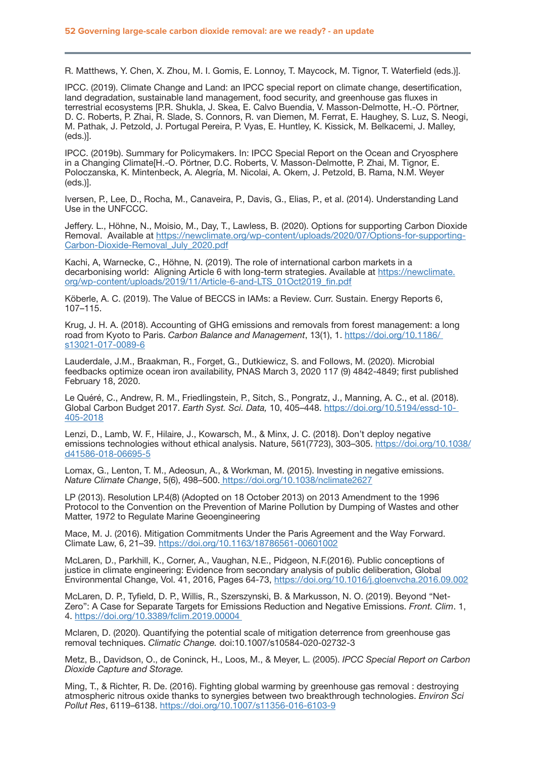R. Matthews, Y. Chen, X. Zhou, M. I. Gomis, E. Lonnoy, T. Maycock, M. Tignor, T. Waterfield (eds.)].

IPCC. (2019). Climate Change and Land: an IPCC special report on climate change, desertification, land degradation, sustainable land management, food security, and greenhouse gas fluxes in terrestrial ecosystems [P.R. Shukla, J. Skea, E. Calvo Buendia, V. Masson-Delmotte, H.-O. Pörtner, D. C. Roberts, P. Zhai, R. Slade, S. Connors, R. van Diemen, M. Ferrat, E. Haughey, S. Luz, S. Neogi, M. Pathak, J. Petzold, J. Portugal Pereira, P. Vyas, E. Huntley, K. Kissick, M. Belkacemi, J. Malley, (eds.)].

IPCC. (2019b). Summary for Policymakers. In: IPCC Special Report on the Ocean and Cryosphere in a Changing Climate[H.-O. Pörtner, D.C. Roberts, V. Masson-Delmotte, P. Zhai, M. Tignor, E. Poloczanska, K. Mintenbeck, A. Alegría, M. Nicolai, A. Okem, J. Petzold, B. Rama, N.M. Weyer (eds.)].

Iversen, P., Lee, D., Rocha, M., Canaveira, P., Davis, G., Elias, P., et al. (2014). Understanding Land Use in the UNFCCC.

Jeffery. L., Höhne, N., Moisio, M., Day, T., Lawless, B. (2020). Options for supporting Carbon Dioxide Removal. Available at https://newclimate.org/wp-content/uploads/2020/07/Options-for-supporting-Carbon-Dioxide-Removal_July_2020.pdf

Kachi, A, Warnecke, C., Höhne, N. (2019). The role of international carbon markets in a decarbonising world: Aligning Article 6 with long-term strategies. Available at https://newclimate.org/wp-content/uploads/2019/11/Article-6-and-LTS_01Oct2019_fin.pdf

Köberle, A. C. (2019). The Value of BECCS in IAMs: a Review. Curr. Sustain. Energy Reports 6, 107–115.

Krug, J. H. A. (2018). Accounting of GHG emissions and removals from forest management: a long road from Kyoto to Paris. *Carbon Balance and Management*, 13(1), 1. https://doi.org/10.1186/s13021-017-0089-6

Lauderdale, J.M., Braakman, R., Forget, G., Dutkiewicz, S. and Follows, M. (2020). Microbial feedbacks optimize ocean iron availability, PNAS March 3, 2020 117 (9) 4842-4849; first published February 18, 2020.

Le Quéré, C., Andrew, R. M., Friedlingstein, P., Sitch, S., Pongratz, J., Manning, A. C., et al. (2018). Global Carbon Budget 2017. *Earth Syst. Sci. Data,* 10, 405–448. https://doi.org/10.5194/essd-10-405-2018

Lenzi, D., Lamb, W. F., Hilaire, J., Kowarsch, M., & Minx, J. C. (2018). Don't deploy negative emissions technologies without ethical analysis. Nature, 561(7723), 303–305. https://doi.org/10.1038/d41586-018-06695-5

Lomax, G., Lenton, T. M., Adeosun, A., & Workman, M. (2015). Investing in negative emissions. *Nature Climate Change*, 5(6), 498–500. https://doi.org/10.1038/nclimate2627

LP (2013). Resolution LP.4(8) (Adopted on 18 October 2013) on 2013 Amendment to the 1996 Protocol to the Convention on the Prevention of Marine Pollution by Dumping of Wastes and other Matter, 1972 to Regulate Marine Geoengineering

Mace, M. J. (2016). Mitigation Commitments Under the Paris Agreement and the Way Forward. Climate Law, 6, 21–39. https://doi.org/10.1163/18786561-00601002

McLaren, D., Parkhill, K., Corner, A., Vaughan, N.E., Pidgeon, N.F.(2016). Public conceptions of justice in climate engineering: Evidence from secondary analysis of public deliberation, Global Environmental Change, Vol. 41, 2016, Pages 64-73, https://doi.org/10.1016/j.gloenvcha.2016.09.002

McLaren, D. P., Tyfield, D. P., Willis, R., Szerszynski, B. & Markusson, N. O. (2019). Beyond "Net-Zero": A Case for Separate Targets for Emissions Reduction and Negative Emissions. *Front. Clim*. 1, 4. https://doi.org/10.3389/fclim.2019.00004

Mclaren, D. (2020). Quantifying the potential scale of mitigation deterrence from greenhouse gas removal techniques. *Climatic Change.* doi:10.1007/s10584-020-02732-3

Metz, B., Davidson, O., de Coninck, H., Loos, M., & Meyer, L. (2005). *IPCC Special Report on Carbon Dioxide Capture and Storage.*

Ming, T., & Richter, R. De. (2016). Fighting global warming by greenhouse gas removal : destroying atmospheric nitrous oxide thanks to synergies between two breakthrough technologies. *Environ Sci Pollut Res*, 6119–6138. https://doi.org/10.1007/s11356-016-6103-9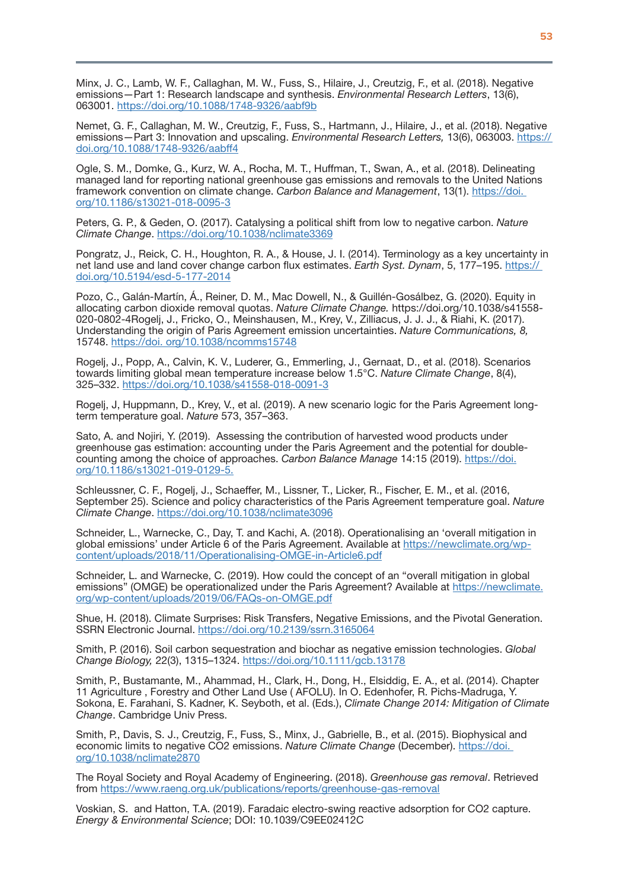Minx, J. C., Lamb, W. F., Callaghan, M. W., Fuss, S., Hilaire, J., Creutzig, F., et al. (2018). Negative emissions—Part 1: Research landscape and synthesis. *Environmental Research Letters*, 13(6), 063001. https://doi.org/10.1088/1748-9326/aabf9b

Nemet, G. F., Callaghan, M. W., Creutzig, F., Fuss, S., Hartmann, J., Hilaire, J., et al. (2018). Negative emissions—Part 3: Innovation and upscaling. *Environmental Research Letters,* 13(6), 063003. https://doi.org/10.1088/1748-9326/aabff4

Ogle, S. M., Domke, G., Kurz, W. A., Rocha, M. T., Huffman, T., Swan, A., et al. (2018). Delineating managed land for reporting national greenhouse gas emissions and removals to the United Nations framework convention on climate change. *Carbon Balance and Management*, 13(1). https://doi.org/10.1186/s13021-018-0095-3

Peters, G. P., & Geden, O. (2017). Catalysing a political shift from low to negative carbon. *Nature Climate Change*. https://doi.org/10.1038/nclimate3369

Pongratz, J., Reick, C. H., Houghton, R. A., & House, J. I. (2014). Terminology as a key uncertainty in net land use and land cover change carbon flux estimates. *Earth Syst. Dynam*, 5, 177–195. https://doi.org/10.5194/esd-5-177-2014

Pozo, C., Galán-Martín, Á., Reiner, D. M., Mac Dowell, N., & Guillén-Gosálbez, G. (2020). Equity in allocating carbon dioxide removal quotas. *Nature Climate Change.* https://doi.org/10.1038/s41558-020-0802-4Rogelj, J., Fricko, O., Meinshausen, M., Krey, V., Zilliacus, J. J. J., & Riahi, K. (2017). Understanding the origin of Paris Agreement emission uncertainties. *Nature Communications, 8,* 15748. https://doi. org/10.1038/ncomms15748

Rogelj, J., Popp, A., Calvin, K. V., Luderer, G., Emmerling, J., Gernaat, D., et al. (2018). Scenarios towards limiting global mean temperature increase below 1.5°C. *Nature Climate Change*, 8(4), 325–332. https://doi.org/10.1038/s41558-018-0091-3

Rogelj, J, Huppmann, D., Krey, V., et al. (2019). A new scenario logic for the Paris Agreement long-term temperature goal. *Nature* 573, 357–363.

Sato, A. and Nojiri, Y. (2019). Assessing the contribution of harvested wood products under greenhouse gas estimation: accounting under the Paris Agreement and the potential for double-counting among the choice of approaches. *Carbon Balance Manage* 14:15 (2019). https://doi.org/10.1186/s13021-019-0129-5.

Schleussner, C. F., Rogelj, J., Schaeffer, M., Lissner, T., Licker, R., Fischer, E. M., et al. (2016, September 25). Science and policy characteristics of the Paris Agreement temperature goal. *Nature Climate Change*. https://doi.org/10.1038/nclimate3096

Schneider, L., Warnecke, C., Day, T. and Kachi, A. (2018). Operationalising an 'overall mitigation in global emissions' under Article 6 of the Paris Agreement. Available at https://newclimate.org/wp-content/uploads/2018/11/Operationalising-OMGE-in-Article6.pdf

Schneider, L. and Warnecke, C. (2019). How could the concept of an "overall mitigation in global emissions" (OMGE) be operationalized under the Paris Agreement? Available at https://newclimate.org/wp-content/uploads/2019/06/FAQs-on-OMGE.pdf

Shue, H. (2018). Climate Surprises: Risk Transfers, Negative Emissions, and the Pivotal Generation. SSRN Electronic Journal. https://doi.org/10.2139/ssrn.3165064

Smith, P. (2016). Soil carbon sequestration and biochar as negative emission technologies. *Global Change Biology,* 22(3), 1315–1324. https://doi.org/10.1111/gcb.13178

Smith, P., Bustamante, M., Ahammad, H., Clark, H., Dong, H., Elsiddig, E. A., et al. (2014). Chapter 11 Agriculture , Forestry and Other Land Use ( AFOLU). In O. Edenhofer, R. Pichs-Madruga, Y. Sokona, E. Farahani, S. Kadner, K. Seyboth, et al. (Eds.), *Climate Change 2014: Mitigation of Climate Change*. Cambridge Univ Press.

Smith, P., Davis, S. J., Creutzig, F., Fuss, S., Minx, J., Gabrielle, B., et al. (2015). Biophysical and economic limits to negative CO2 emissions. *Nature Climate Change* (December). https://doi.org/10.1038/nclimate2870

The Royal Society and Royal Academy of Engineering. (2018). *Greenhouse gas removal*. Retrieved from https://www.raeng.org.uk/publications/reports/greenhouse-gas-removal

Voskian, S. and Hatton, T.A. (2019). Faradaic electro-swing reactive adsorption for CO2 capture. *Energy & Environmental Science*; DOI: 10.1039/C9EE02412C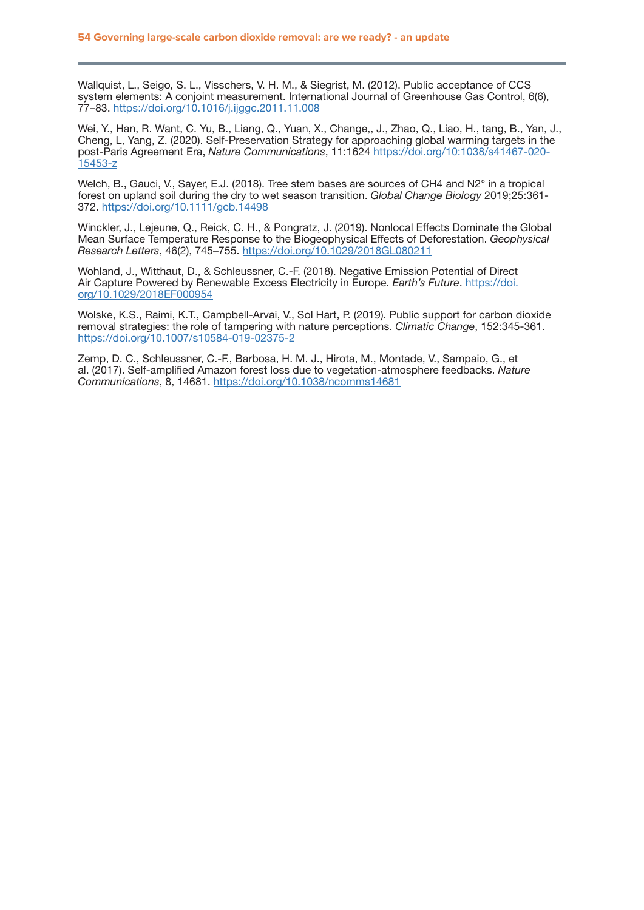Wallquist, L., Seigo, S. L., Visschers, V. H. M., & Siegrist, M. (2012). Public acceptance of CCS system elements: A conjoint measurement. International Journal of Greenhouse Gas Control, 6(6), 77–83. https://doi.org/10.1016/j.ijggc.2011.11.008

Wei, Y., Han, R. Want, C. Yu, B., Liang, Q., Yuan, X., Change,, J., Zhao, Q., Liao, H., tang, B., Yan, J., Cheng, L, Yang, Z. (2020). Self-Preservation Strategy for approaching global warming targets in the post-Paris Agreement Era, *Nature Communications*, 11:1624 https://doi.org/10:1038/s41467-020-15453-z

Welch, B., Gauci, V., Sayer, E.J. (2018). Tree stem bases are sources of CH4 and N2° in a tropical forest on upland soil during the dry to wet season transition. *Global Change Biology* 2019;25:361-372. https://doi.org/10.1111/gcb.14498

Winckler, J., Lejeune, Q., Reick, C. H., & Pongratz, J. (2019). Nonlocal Effects Dominate the Global Mean Surface Temperature Response to the Biogeophysical Effects of Deforestation. *Geophysical Research Letters*, 46(2), 745–755. https://doi.org/10.1029/2018GL080211

Wohland, J., Witthaut, D., & Schleussner, C.-F. (2018). Negative Emission Potential of Direct Air Capture Powered by Renewable Excess Electricity in Europe. *Earth's Future*. https://doi.org/10.1029/2018EF000954

Wolske, K.S., Raimi, K.T., Campbell-Arvai, V., Sol Hart, P. (2019). Public support for carbon dioxide removal strategies: the role of tampering with nature perceptions. *Climatic Change*, 152:345-361. https://doi.org/10.1007/s10584-019-02375-2

Zemp, D. C., Schleussner, C.-F., Barbosa, H. M. J., Hirota, M., Montade, V., Sampaio, G., et al. (2017). Self-amplified Amazon forest loss due to vegetation-atmosphere feedbacks. *Nature Communications*, 8, 14681. https://doi.org/10.1038/ncomms14681